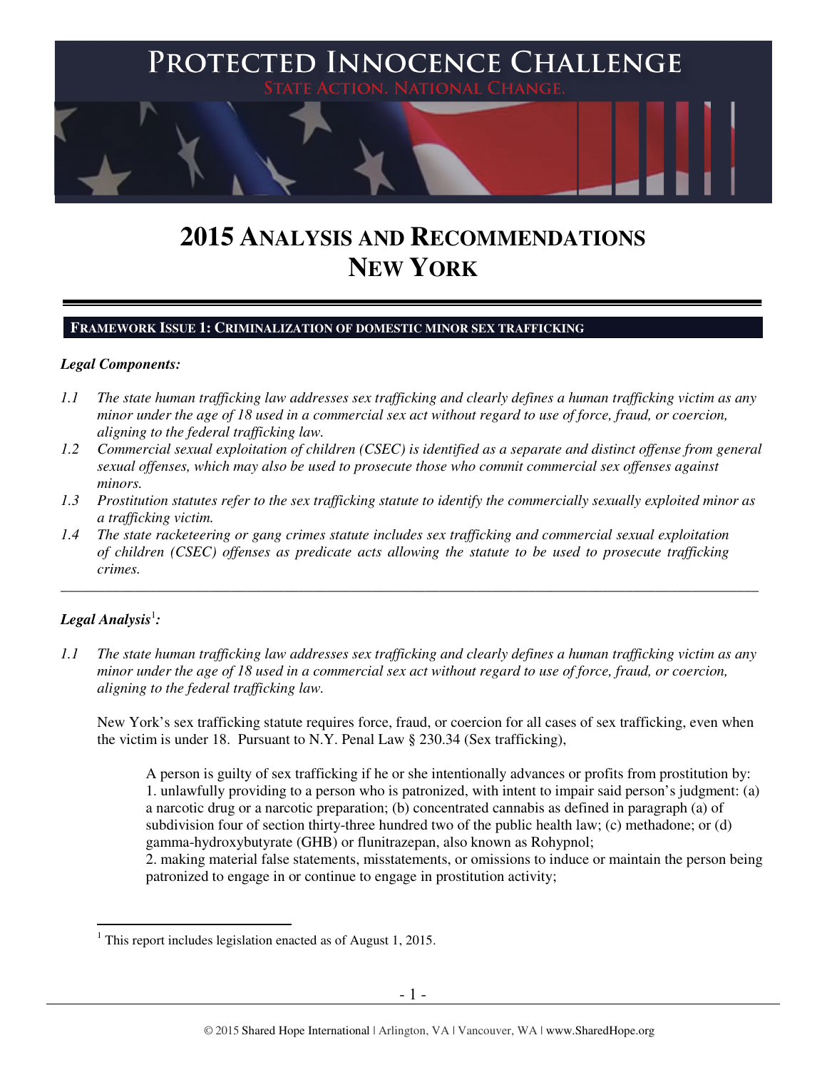# PROTECTED INNOCENCE CHALLENGE

STATE ACTION. NATIONAL CHANGE.

# 2015 ANALYSIS AND RECOMMENDATIONS
# NEW YORK

## FRAMEWORK ISSUE 1: CRIMINALIZATION OF DOMESTIC MINOR SEX TRAFFICKING

***Legal Components:***

*1.1 The state human trafficking law addresses sex trafficking and clearly defines a human trafficking victim as any minor under the age of 18 used in a commercial sex act without regard to use of force, fraud, or coercion, aligning to the federal trafficking law.*

*1.2 Commercial sexual exploitation of children (CSEC) is identified as a separate and distinct offense from general sexual offenses, which may also be used to prosecute those who commit commercial sex offenses against minors.*

*1.3 Prostitution statutes refer to the sex trafficking statute to identify the commercially sexually exploited minor as a trafficking victim.*

*1.4 The state racketeering or gang crimes statute includes sex trafficking and commercial sexual exploitation of children (CSEC) offenses as predicate acts allowing the statute to be used to prosecute trafficking crimes.*

---

***Legal Analysis*[1]*:***

*1.1 The state human trafficking law addresses sex trafficking and clearly defines a human trafficking victim as any minor under the age of 18 used in a commercial sex act without regard to use of force, fraud, or coercion, aligning to the federal trafficking law.*

New York's sex trafficking statute requires force, fraud, or coercion for all cases of sex trafficking, even when the victim is under 18. Pursuant to N.Y. Penal Law § 230.34 (Sex trafficking),

> A person is guilty of sex trafficking if he or she intentionally advances or profits from prostitution by:
> 1. unlawfully providing to a person who is patronized, with intent to impair said person's judgment: (a) a narcotic drug or a narcotic preparation; (b) concentrated cannabis as defined in paragraph (a) of subdivision four of section thirty-three hundred two of the public health law; (c) methadone; or (d) gamma-hydroxybutyrate (GHB) or flunitrazepan, also known as Rohypnol;
> 2. making material false statements, misstatements, or omissions to induce or maintain the person being patronized to engage in or continue to engage in prostitution activity;

[1] This report includes legislation enacted as of August 1, 2015.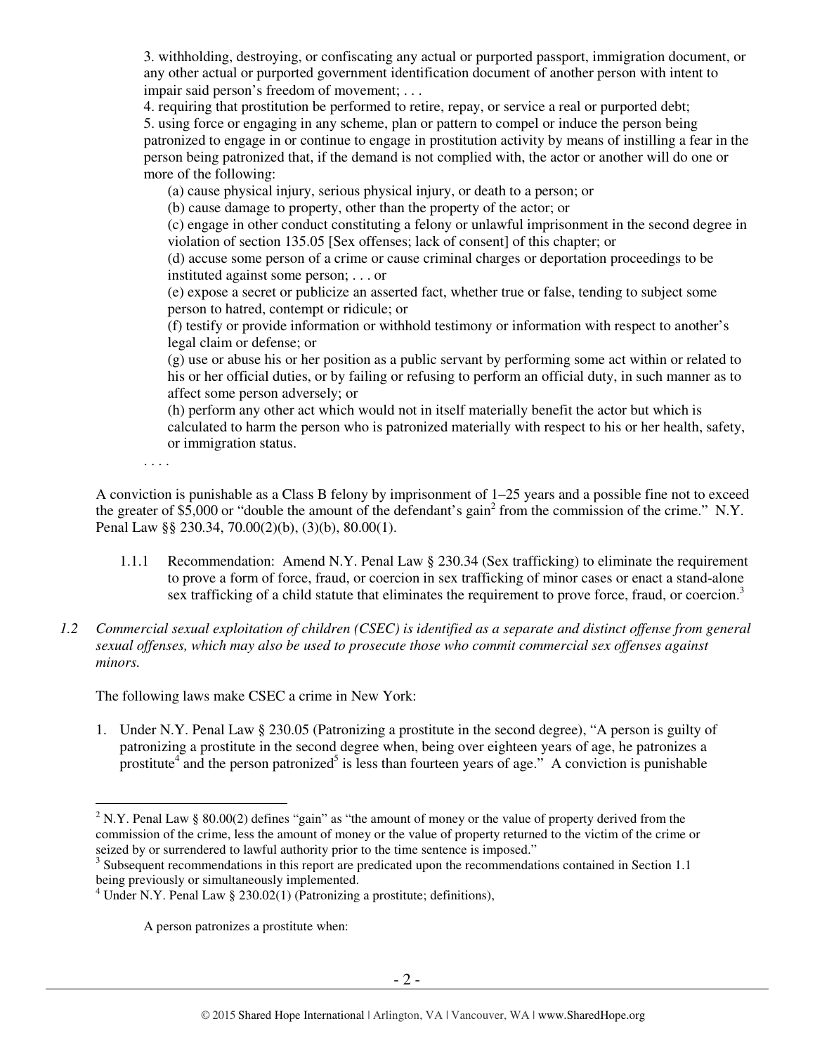3. withholding, destroying, or confiscating any actual or purported passport, immigration document, or any other actual or purported government identification document of another person with intent to impair said person's freedom of movement; . . .

4. requiring that prostitution be performed to retire, repay, or service a real or purported debt;

5. using force or engaging in any scheme, plan or pattern to compel or induce the person being patronized to engage in or continue to engage in prostitution activity by means of instilling a fear in the person being patronized that, if the demand is not complied with, the actor or another will do one or more of the following:

(a) cause physical injury, serious physical injury, or death to a person; or

(b) cause damage to property, other than the property of the actor; or

(c) engage in other conduct constituting a felony or unlawful imprisonment in the second degree in violation of section 135.05 [Sex offenses; lack of consent] of this chapter; or

(d) accuse some person of a crime or cause criminal charges or deportation proceedings to be instituted against some person; . . . or

(e) expose a secret or publicize an asserted fact, whether true or false, tending to subject some person to hatred, contempt or ridicule; or

(f) testify or provide information or withhold testimony or information with respect to another's legal claim or defense; or

(g) use or abuse his or her position as a public servant by performing some act within or related to his or her official duties, or by failing or refusing to perform an official duty, in such manner as to affect some person adversely; or

(h) perform any other act which would not in itself materially benefit the actor but which is calculated to harm the person who is patronized materially with respect to his or her health, safety, or immigration status.

. . . .

A conviction is punishable as a Class B felony by imprisonment of 1–25 years and a possible fine not to exceed the greater of $5,000 or "double the amount of the defendant's gain[2] from the commission of the crime." N.Y. Penal Law §§ 230.34, 70.00(2)(b), (3)(b), 80.00(1).

1.1.1 Recommendation: Amend N.Y. Penal Law § 230.34 (Sex trafficking) to eliminate the requirement to prove a form of force, fraud, or coercion in sex trafficking of minor cases or enact a stand-alone sex trafficking of a child statute that eliminates the requirement to prove force, fraud, or coercion.[3]

*1.2 Commercial sexual exploitation of children (CSEC) is identified as a separate and distinct offense from general sexual offenses, which may also be used to prosecute those who commit commercial sex offenses against minors.*

The following laws make CSEC a crime in New York:

1. Under N.Y. Penal Law § 230.05 (Patronizing a prostitute in the second degree), "A person is guilty of patronizing a prostitute in the second degree when, being over eighteen years of age, he patronizes a prostitute[4] and the person patronized[5] is less than fourteen years of age." A conviction is punishable

---

[2] N.Y. Penal Law § 80.00(2) defines "gain" as "the amount of money or the value of property derived from the commission of the crime, less the amount of money or the value of property returned to the victim of the crime or seized by or surrendered to lawful authority prior to the time sentence is imposed."

[3] Subsequent recommendations in this report are predicated upon the recommendations contained in Section 1.1 being previously or simultaneously implemented.

[4] Under N.Y. Penal Law § 230.02(1) (Patronizing a prostitute; definitions),

A person patronizes a prostitute when: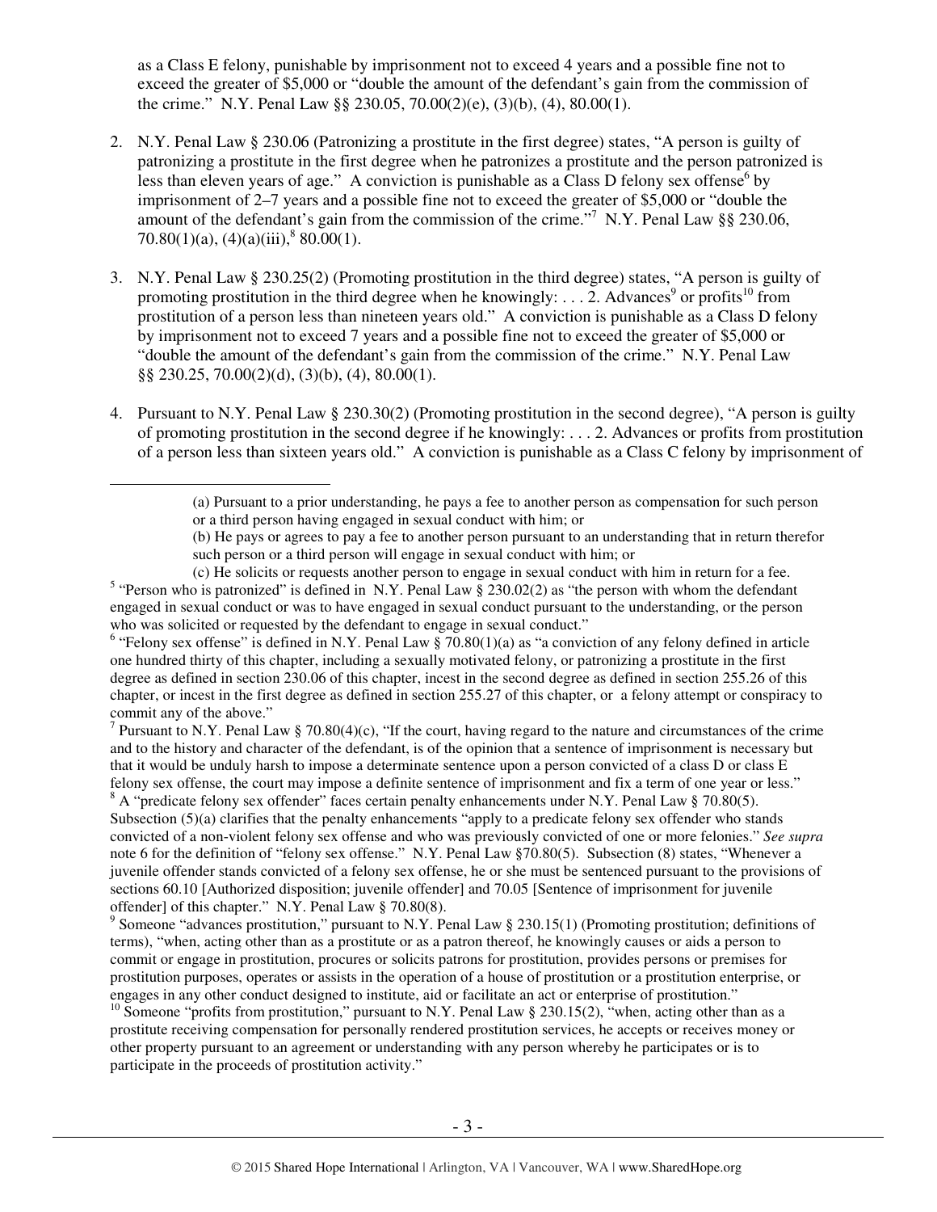as a Class E felony, punishable by imprisonment not to exceed 4 years and a possible fine not to exceed the greater of $5,000 or "double the amount of the defendant's gain from the commission of the crime." N.Y. Penal Law §§ 230.05, 70.00(2)(e), (3)(b), (4), 80.00(1).

2. N.Y. Penal Law § 230.06 (Patronizing a prostitute in the first degree) states, "A person is guilty of patronizing a prostitute in the first degree when he patronizes a prostitute and the person patronized is less than eleven years of age." A conviction is punishable as a Class D felony sex offense[6] by imprisonment of 2–7 years and a possible fine not to exceed the greater of $5,000 or "double the amount of the defendant's gain from the commission of the crime."[7] N.Y. Penal Law §§ 230.06, 70.80(1)(a), (4)(a)(iii),[8] 80.00(1).

3. N.Y. Penal Law § 230.25(2) (Promoting prostitution in the third degree) states, "A person is guilty of promoting prostitution in the third degree when he knowingly: . . . 2. Advances[9] or profits[10] from prostitution of a person less than nineteen years old." A conviction is punishable as a Class D felony by imprisonment not to exceed 7 years and a possible fine not to exceed the greater of $5,000 or "double the amount of the defendant's gain from the commission of the crime." N.Y. Penal Law §§ 230.25, 70.00(2)(d), (3)(b), (4), 80.00(1).

4. Pursuant to N.Y. Penal Law § 230.30(2) (Promoting prostitution in the second degree), "A person is guilty of promoting prostitution in the second degree if he knowingly: . . . 2. Advances or profits from prostitution of a person less than sixteen years old." A conviction is punishable as a Class C felony by imprisonment of

---

> (a) Pursuant to a prior understanding, he pays a fee to another person as compensation for such person or a third person having engaged in sexual conduct with him; or
>
> (b) He pays or agrees to pay a fee to another person pursuant to an understanding that in return therefor such person or a third person will engage in sexual conduct with him; or
>
> (c) He solicits or requests another person to engage in sexual conduct with him in return for a fee.

[5] "Person who is patronized" is defined in N.Y. Penal Law § 230.02(2) as "the person with whom the defendant engaged in sexual conduct or was to have engaged in sexual conduct pursuant to the understanding, or the person who was solicited or requested by the defendant to engage in sexual conduct."

[6] "Felony sex offense" is defined in N.Y. Penal Law § 70.80(1)(a) as "a conviction of any felony defined in article one hundred thirty of this chapter, including a sexually motivated felony, or patronizing a prostitute in the first degree as defined in section 230.06 of this chapter, incest in the second degree as defined in section 255.26 of this chapter, or incest in the first degree as defined in section 255.27 of this chapter, or a felony attempt or conspiracy to commit any of the above."

[7] Pursuant to N.Y. Penal Law § 70.80(4)(c), "If the court, having regard to the nature and circumstances of the crime and to the history and character of the defendant, is of the opinion that a sentence of imprisonment is necessary but that it would be unduly harsh to impose a determinate sentence upon a person convicted of a class D or class E felony sex offense, the court may impose a definite sentence of imprisonment and fix a term of one year or less."

[8] A "predicate felony sex offender" faces certain penalty enhancements under N.Y. Penal Law § 70.80(5). Subsection (5)(a) clarifies that the penalty enhancements "apply to a predicate felony sex offender who stands convicted of a non-violent felony sex offense and who was previously convicted of one or more felonies." *See supra* note 6 for the definition of "felony sex offense." N.Y. Penal Law §70.80(5). Subsection (8) states, "Whenever a juvenile offender stands convicted of a felony sex offense, he or she must be sentenced pursuant to the provisions of sections 60.10 [Authorized disposition; juvenile offender] and 70.05 [Sentence of imprisonment for juvenile offender] of this chapter." N.Y. Penal Law § 70.80(8).

[9] Someone "advances prostitution," pursuant to N.Y. Penal Law § 230.15(1) (Promoting prostitution; definitions of terms), "when, acting other than as a prostitute or as a patron thereof, he knowingly causes or aids a person to commit or engage in prostitution, procures or solicits patrons for prostitution, provides persons or premises for prostitution purposes, operates or assists in the operation of a house of prostitution or a prostitution enterprise, or engages in any other conduct designed to institute, aid or facilitate an act or enterprise of prostitution."

[10] Someone "profits from prostitution," pursuant to N.Y. Penal Law § 230.15(2), "when, acting other than as a prostitute receiving compensation for personally rendered prostitution services, he accepts or receives money or other property pursuant to an agreement or understanding with any person whereby he participates or is to participate in the proceeds of prostitution activity."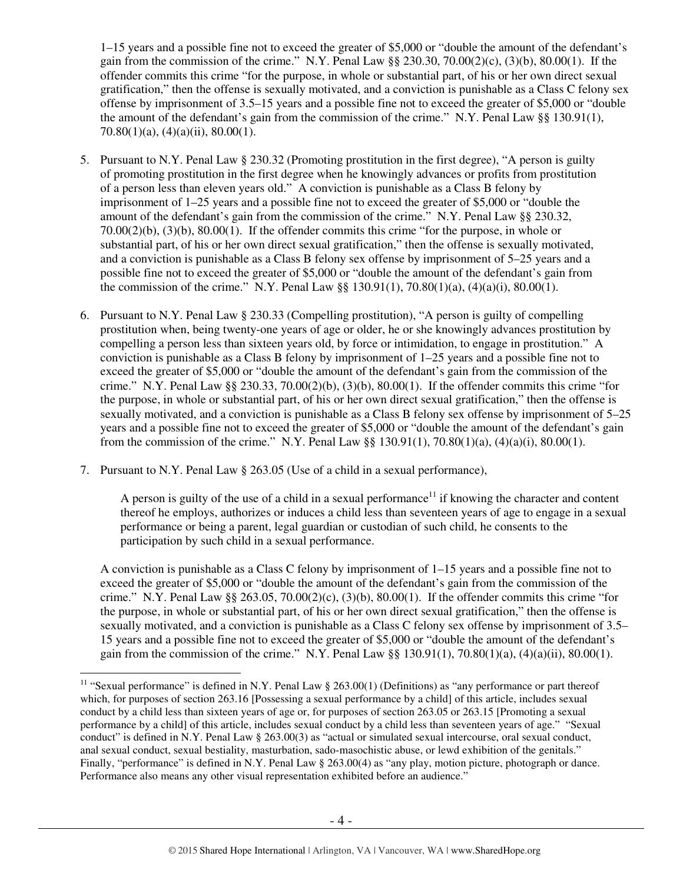1–15 years and a possible fine not to exceed the greater of $5,000 or "double the amount of the defendant's gain from the commission of the crime." N.Y. Penal Law §§ 230.30, 70.00(2)(c), (3)(b), 80.00(1). If the offender commits this crime "for the purpose, in whole or substantial part, of his or her own direct sexual gratification," then the offense is sexually motivated, and a conviction is punishable as a Class C felony sex offense by imprisonment of 3.5–15 years and a possible fine not to exceed the greater of $5,000 or "double the amount of the defendant's gain from the commission of the crime." N.Y. Penal Law §§ 130.91(1), 70.80(1)(a), (4)(a)(ii), 80.00(1).

5. Pursuant to N.Y. Penal Law § 230.32 (Promoting prostitution in the first degree), "A person is guilty of promoting prostitution in the first degree when he knowingly advances or profits from prostitution of a person less than eleven years old." A conviction is punishable as a Class B felony by imprisonment of 1–25 years and a possible fine not to exceed the greater of $5,000 or "double the amount of the defendant's gain from the commission of the crime." N.Y. Penal Law §§ 230.32, 70.00(2)(b), (3)(b), 80.00(1). If the offender commits this crime "for the purpose, in whole or substantial part, of his or her own direct sexual gratification," then the offense is sexually motivated, and a conviction is punishable as a Class B felony sex offense by imprisonment of 5–25 years and a possible fine not to exceed the greater of $5,000 or "double the amount of the defendant's gain from the commission of the crime." N.Y. Penal Law §§ 130.91(1), 70.80(1)(a), (4)(a)(i), 80.00(1).

6. Pursuant to N.Y. Penal Law § 230.33 (Compelling prostitution), "A person is guilty of compelling prostitution when, being twenty-one years of age or older, he or she knowingly advances prostitution by compelling a person less than sixteen years old, by force or intimidation, to engage in prostitution." A conviction is punishable as a Class B felony by imprisonment of 1–25 years and a possible fine not to exceed the greater of $5,000 or "double the amount of the defendant's gain from the commission of the crime." N.Y. Penal Law §§ 230.33, 70.00(2)(b), (3)(b), 80.00(1). If the offender commits this crime "for the purpose, in whole or substantial part, of his or her own direct sexual gratification," then the offense is sexually motivated, and a conviction is punishable as a Class B felony sex offense by imprisonment of 5–25 years and a possible fine not to exceed the greater of $5,000 or "double the amount of the defendant's gain from the commission of the crime." N.Y. Penal Law §§ 130.91(1), 70.80(1)(a), (4)(a)(i), 80.00(1).

7. Pursuant to N.Y. Penal Law § 263.05 (Use of a child in a sexual performance),

   > A person is guilty of the use of a child in a sexual performance[11] if knowing the character and content thereof he employs, authorizes or induces a child less than seventeen years of age to engage in a sexual performance or being a parent, legal guardian or custodian of such child, he consents to the participation by such child in a sexual performance.

   A conviction is punishable as a Class C felony by imprisonment of 1–15 years and a possible fine not to exceed the greater of $5,000 or "double the amount of the defendant's gain from the commission of the crime." N.Y. Penal Law §§ 263.05, 70.00(2)(c), (3)(b), 80.00(1). If the offender commits this crime "for the purpose, in whole or substantial part, of his or her own direct sexual gratification," then the offense is sexually motivated, and a conviction is punishable as a Class C felony sex offense by imprisonment of 3.5–15 years and a possible fine not to exceed the greater of $5,000 or "double the amount of the defendant's gain from the commission of the crime." N.Y. Penal Law §§ 130.91(1), 70.80(1)(a), (4)(a)(ii), 80.00(1).

---

[11] "Sexual performance" is defined in N.Y. Penal Law § 263.00(1) (Definitions) as "any performance or part thereof which, for purposes of section 263.16 [Possessing a sexual performance by a child] of this article, includes sexual conduct by a child less than sixteen years of age or, for purposes of section 263.05 or 263.15 [Promoting a sexual performance by a child] of this article, includes sexual conduct by a child less than seventeen years of age." "Sexual conduct" is defined in N.Y. Penal Law § 263.00(3) as "actual or simulated sexual intercourse, oral sexual conduct, anal sexual conduct, sexual bestiality, masturbation, sado-masochistic abuse, or lewd exhibition of the genitals." Finally, "performance" is defined in N.Y. Penal Law § 263.00(4) as "any play, motion picture, photograph or dance. Performance also means any other visual representation exhibited before an audience."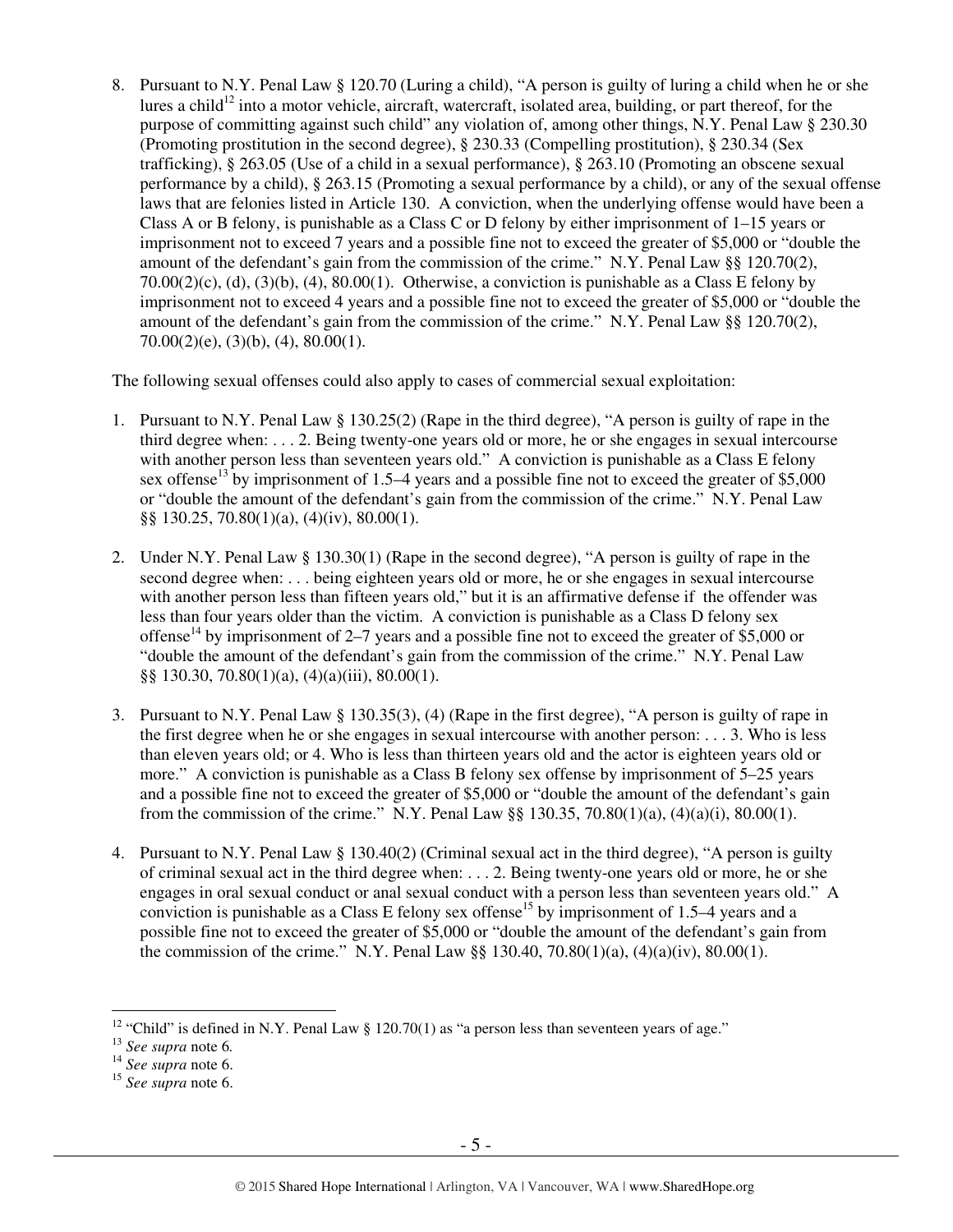8. Pursuant to N.Y. Penal Law § 120.70 (Luring a child), "A person is guilty of luring a child when he or she lures a child[12] into a motor vehicle, aircraft, watercraft, isolated area, building, or part thereof, for the purpose of committing against such child" any violation of, among other things, N.Y. Penal Law § 230.30 (Promoting prostitution in the second degree), § 230.33 (Compelling prostitution), § 230.34 (Sex trafficking), § 263.05 (Use of a child in a sexual performance), § 263.10 (Promoting an obscene sexual performance by a child), § 263.15 (Promoting a sexual performance by a child), or any of the sexual offense laws that are felonies listed in Article 130. A conviction, when the underlying offense would have been a Class A or B felony, is punishable as a Class C or D felony by either imprisonment of 1–15 years or imprisonment not to exceed 7 years and a possible fine not to exceed the greater of $5,000 or "double the amount of the defendant's gain from the commission of the crime." N.Y. Penal Law §§ 120.70(2), 70.00(2)(c), (d), (3)(b), (4), 80.00(1). Otherwise, a conviction is punishable as a Class E felony by imprisonment not to exceed 4 years and a possible fine not to exceed the greater of $5,000 or "double the amount of the defendant's gain from the commission of the crime." N.Y. Penal Law §§ 120.70(2), 70.00(2)(e), (3)(b), (4), 80.00(1).

The following sexual offenses could also apply to cases of commercial sexual exploitation:

1. Pursuant to N.Y. Penal Law § 130.25(2) (Rape in the third degree), "A person is guilty of rape in the third degree when: . . . 2. Being twenty-one years old or more, he or she engages in sexual intercourse with another person less than seventeen years old." A conviction is punishable as a Class E felony sex offense[13] by imprisonment of 1.5–4 years and a possible fine not to exceed the greater of $5,000 or "double the amount of the defendant's gain from the commission of the crime." N.Y. Penal Law §§ 130.25, 70.80(1)(a), (4)(iv), 80.00(1).

2. Under N.Y. Penal Law § 130.30(1) (Rape in the second degree), "A person is guilty of rape in the second degree when: . . . being eighteen years old or more, he or she engages in sexual intercourse with another person less than fifteen years old," but it is an affirmative defense if the offender was less than four years older than the victim. A conviction is punishable as a Class D felony sex offense[14] by imprisonment of 2–7 years and a possible fine not to exceed the greater of $5,000 or "double the amount of the defendant's gain from the commission of the crime." N.Y. Penal Law §§ 130.30, 70.80(1)(a), (4)(a)(iii), 80.00(1).

3. Pursuant to N.Y. Penal Law § 130.35(3), (4) (Rape in the first degree), "A person is guilty of rape in the first degree when he or she engages in sexual intercourse with another person: . . . 3. Who is less than eleven years old; or 4. Who is less than thirteen years old and the actor is eighteen years old or more." A conviction is punishable as a Class B felony sex offense by imprisonment of 5–25 years and a possible fine not to exceed the greater of $5,000 or "double the amount of the defendant's gain from the commission of the crime." N.Y. Penal Law §§ 130.35, 70.80(1)(a), (4)(a)(i), 80.00(1).

4. Pursuant to N.Y. Penal Law § 130.40(2) (Criminal sexual act in the third degree), "A person is guilty of criminal sexual act in the third degree when: . . . 2. Being twenty-one years old or more, he or she engages in oral sexual conduct or anal sexual conduct with a person less than seventeen years old." A conviction is punishable as a Class E felony sex offense[15] by imprisonment of 1.5–4 years and a possible fine not to exceed the greater of $5,000 or "double the amount of the defendant's gain from the commission of the crime." N.Y. Penal Law §§ 130.40, 70.80(1)(a), (4)(a)(iv), 80.00(1).

---

[12] "Child" is defined in N.Y. Penal Law § 120.70(1) as "a person less than seventeen years of age."

[13] *See supra* note 6.

[14] *See supra* note 6.

[15] *See supra* note 6.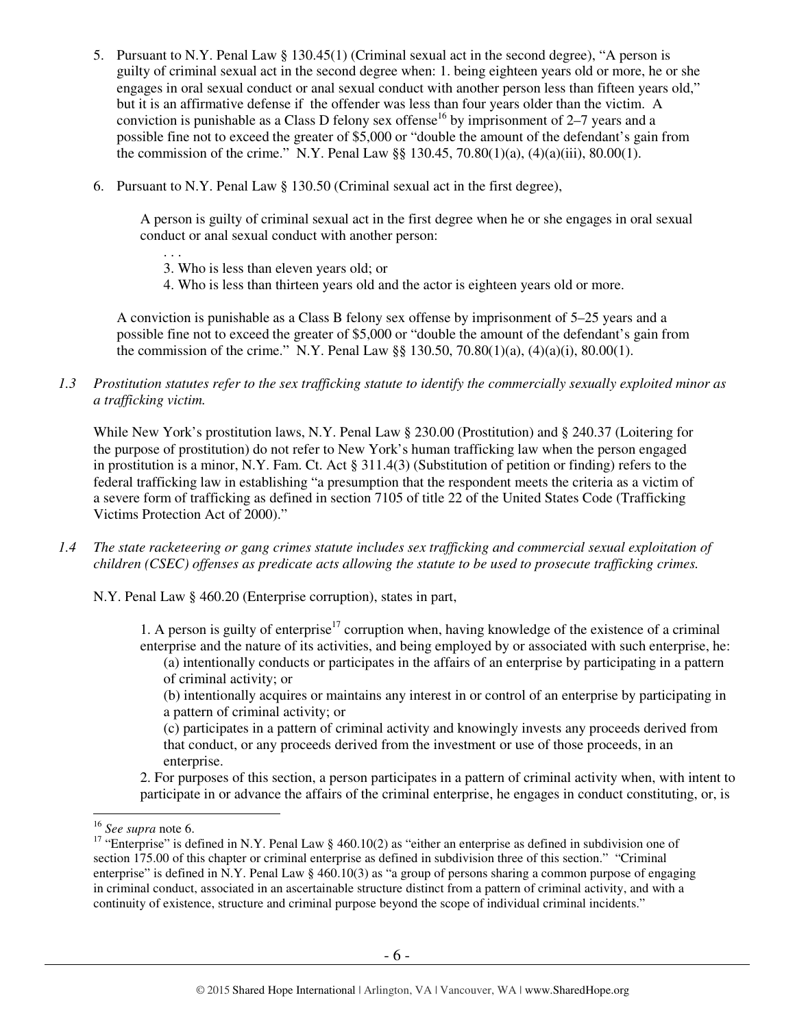5. Pursuant to N.Y. Penal Law § 130.45(1) (Criminal sexual act in the second degree), "A person is guilty of criminal sexual act in the second degree when: 1. being eighteen years old or more, he or she engages in oral sexual conduct or anal sexual conduct with another person less than fifteen years old," but it is an affirmative defense if the offender was less than four years older than the victim. A conviction is punishable as a Class D felony sex offense[16] by imprisonment of 2–7 years and a possible fine not to exceed the greater of $5,000 or "double the amount of the defendant's gain from the commission of the crime." N.Y. Penal Law §§ 130.45, 70.80(1)(a), (4)(a)(iii), 80.00(1).

6. Pursuant to N.Y. Penal Law § 130.50 (Criminal sexual act in the first degree),

   > A person is guilty of criminal sexual act in the first degree when he or she engages in oral sexual conduct or anal sexual conduct with another person:
   >
   > . . .
   >
   > 3. Who is less than eleven years old; or
   > 4. Who is less than thirteen years old and the actor is eighteen years old or more.

   A conviction is punishable as a Class B felony sex offense by imprisonment of 5–25 years and a possible fine not to exceed the greater of $5,000 or "double the amount of the defendant's gain from the commission of the crime." N.Y. Penal Law §§ 130.50, 70.80(1)(a), (4)(a)(i), 80.00(1).

*1.3 Prostitution statutes refer to the sex trafficking statute to identify the commercially sexually exploited minor as a trafficking victim.*

While New York's prostitution laws, N.Y. Penal Law § 230.00 (Prostitution) and § 240.37 (Loitering for the purpose of prostitution) do not refer to New York's human trafficking law when the person engaged in prostitution is a minor, N.Y. Fam. Ct. Act § 311.4(3) (Substitution of petition or finding) refers to the federal trafficking law in establishing "a presumption that the respondent meets the criteria as a victim of a severe form of trafficking as defined in section 7105 of title 22 of the United States Code (Trafficking Victims Protection Act of 2000)."

*1.4 The state racketeering or gang crimes statute includes sex trafficking and commercial sexual exploitation of children (CSEC) offenses as predicate acts allowing the statute to be used to prosecute trafficking crimes.*

N.Y. Penal Law § 460.20 (Enterprise corruption), states in part,

> 1. A person is guilty of enterprise[17] corruption when, having knowledge of the existence of a criminal enterprise and the nature of its activities, and being employed by or associated with such enterprise, he:
>
> (a) intentionally conducts or participates in the affairs of an enterprise by participating in a pattern of criminal activity; or
>
> (b) intentionally acquires or maintains any interest in or control of an enterprise by participating in a pattern of criminal activity; or
>
> (c) participates in a pattern of criminal activity and knowingly invests any proceeds derived from that conduct, or any proceeds derived from the investment or use of those proceeds, in an enterprise.
>
> 2. For purposes of this section, a person participates in a pattern of criminal activity when, with intent to participate in or advance the affairs of the criminal enterprise, he engages in conduct constituting, or, is

---

[16] *See supra* note 6.

[17] "Enterprise" is defined in N.Y. Penal Law § 460.10(2) as "either an enterprise as defined in subdivision one of section 175.00 of this chapter or criminal enterprise as defined in subdivision three of this section." "Criminal enterprise" is defined in N.Y. Penal Law § 460.10(3) as "a group of persons sharing a common purpose of engaging in criminal conduct, associated in an ascertainable structure distinct from a pattern of criminal activity, and with a continuity of existence, structure and criminal purpose beyond the scope of individual criminal incidents."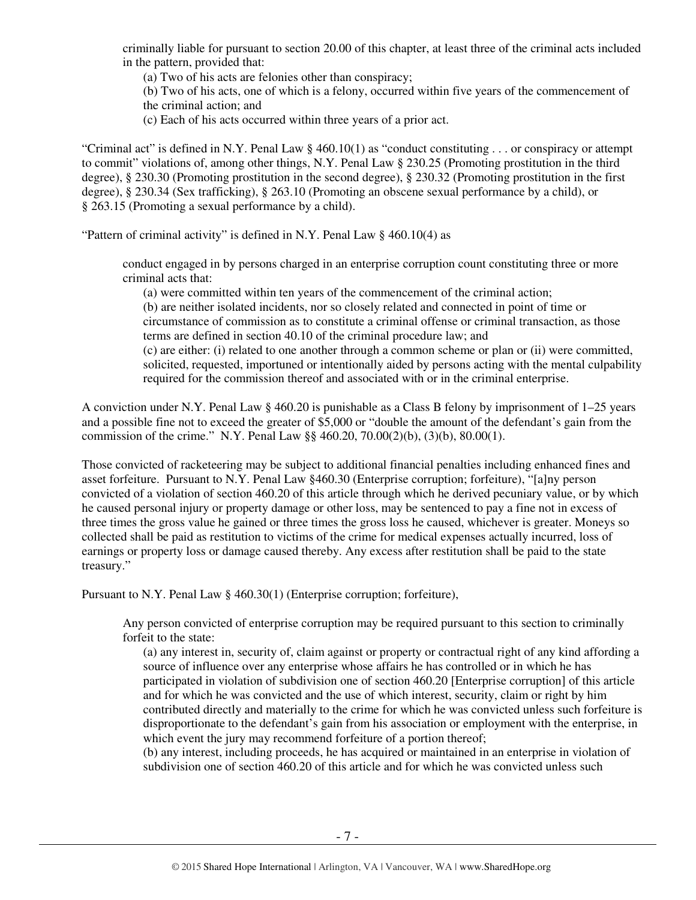criminally liable for pursuant to section 20.00 of this chapter, at least three of the criminal acts included in the pattern, provided that:

> (a) Two of his acts are felonies other than conspiracy;
>
> (b) Two of his acts, one of which is a felony, occurred within five years of the commencement of the criminal action; and
>
> (c) Each of his acts occurred within three years of a prior act.

"Criminal act" is defined in N.Y. Penal Law § 460.10(1) as "conduct constituting . . . or conspiracy or attempt to commit" violations of, among other things, N.Y. Penal Law § 230.25 (Promoting prostitution in the third degree), § 230.30 (Promoting prostitution in the second degree), § 230.32 (Promoting prostitution in the first degree), § 230.34 (Sex trafficking), § 263.10 (Promoting an obscene sexual performance by a child), or § 263.15 (Promoting a sexual performance by a child).

"Pattern of criminal activity" is defined in N.Y. Penal Law § 460.10(4) as

> conduct engaged in by persons charged in an enterprise corruption count constituting three or more criminal acts that:
>
> (a) were committed within ten years of the commencement of the criminal action;
>
> (b) are neither isolated incidents, nor so closely related and connected in point of time or circumstance of commission as to constitute a criminal offense or criminal transaction, as those terms are defined in section 40.10 of the criminal procedure law; and
>
> (c) are either: (i) related to one another through a common scheme or plan or (ii) were committed, solicited, requested, importuned or intentionally aided by persons acting with the mental culpability required for the commission thereof and associated with or in the criminal enterprise.

A conviction under N.Y. Penal Law § 460.20 is punishable as a Class B felony by imprisonment of 1–25 years and a possible fine not to exceed the greater of $5,000 or "double the amount of the defendant's gain the commission of the crime." N.Y. Penal Law §§ 460.20, 70.00(2)(b), (3)(b), 80.00(1).

Those convicted of racketeering may be subject to additional financial penalties including enhanced fines and asset forfeiture. Pursuant to N.Y. Penal Law §460.30 (Enterprise corruption; forfeiture), "[a]ny person convicted of a violation of section 460.20 of this article through which he derived pecuniary value, or by which he caused personal injury or property damage or other loss, may be sentenced to pay a fine not in excess of three times the gross value he gained or three times the gross loss he caused, whichever is greater. Moneys so collected shall be paid as restitution to victims of the crime for medical expenses actually incurred, loss of earnings or property loss or damage caused thereby. Any excess after restitution shall be paid to the state treasury."

Pursuant to N.Y. Penal Law § 460.30(1) (Enterprise corruption; forfeiture),

> Any person convicted of enterprise corruption may be required pursuant to this section to criminally forfeit to the state:
>
> (a) any interest in, security of, claim against or property or contractual right of any kind affording a source of influence over any enterprise whose affairs he has controlled or in which he has participated in violation of subdivision one of section 460.20 [Enterprise corruption] of this article and for which he was convicted and the use of which interest, security, claim or right by him contributed directly and materially to the crime for which he was convicted unless such forfeiture is disproportionate to the defendant's gain from his association or employment with the enterprise, in which event the jury may recommend forfeiture of a portion thereof;
>
> (b) any interest, including proceeds, he has acquired or maintained in an enterprise in violation of subdivision one of section 460.20 of this article and for which he was convicted unless such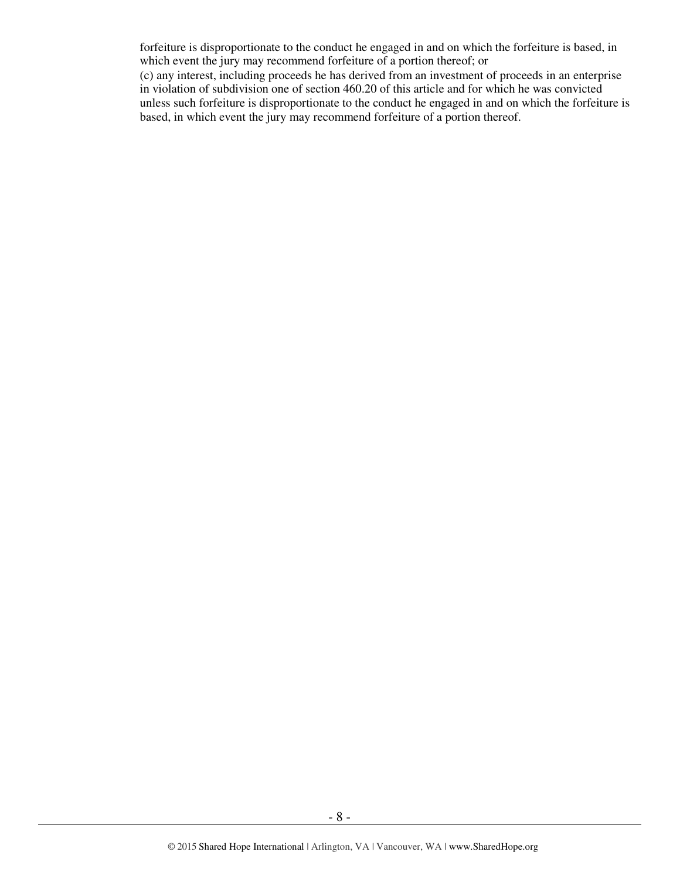forfeiture is disproportionate to the conduct he engaged in and on which the forfeiture is based, in which event the jury may recommend forfeiture of a portion thereof; or

(c) any interest, including proceeds he has derived from an investment of proceeds in an enterprise in violation of subdivision one of section 460.20 of this article and for which he was convicted unless such forfeiture is disproportionate to the conduct he engaged in and on which the forfeiture is based, in which event the jury may recommend forfeiture of a portion thereof.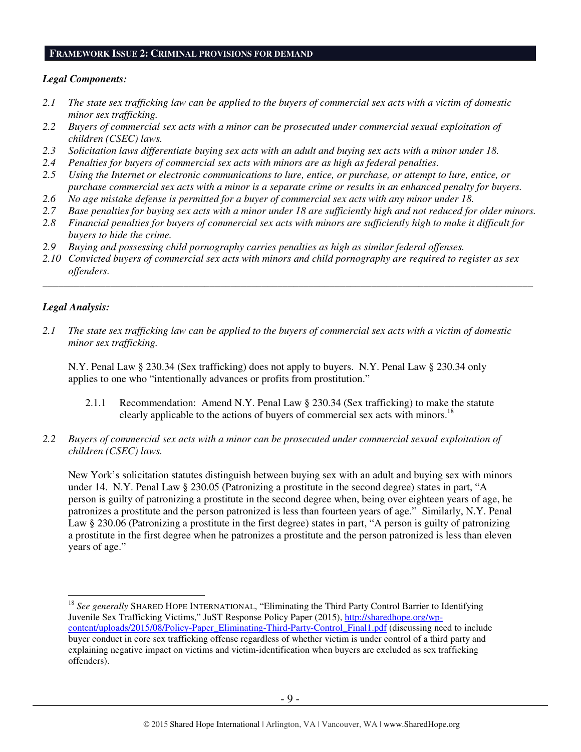## FRAMEWORK ISSUE 2: CRIMINAL PROVISIONS FOR DEMAND

***Legal Components:***

*2.1 The state sex trafficking law can be applied to the buyers of commercial sex acts with a victim of domestic minor sex trafficking.*
*2.2 Buyers of commercial sex acts with a minor can be prosecuted under commercial sexual exploitation of children (CSEC) laws.*
*2.3 Solicitation laws differentiate buying sex acts with an adult and buying sex acts with a minor under 18.*
*2.4 Penalties for buyers of commercial sex acts with minors are as high as federal penalties.*
*2.5 Using the Internet or electronic communications to lure, entice, or purchase, or attempt to lure, entice, or purchase commercial sex acts with a minor is a separate crime or results in an enhanced penalty for buyers.*
*2.6 No age mistake defense is permitted for a buyer of commercial sex acts with any minor under 18.*
*2.7 Base penalties for buying sex acts with a minor under 18 are sufficiently high and not reduced for older minors.*
*2.8 Financial penalties for buyers of commercial sex acts with minors are sufficiently high to make it difficult for buyers to hide the crime.*
*2.9 Buying and possessing child pornography carries penalties as high as similar federal offenses.*
*2.10 Convicted buyers of commercial sex acts with minors and child pornography are required to register as sex offenders.*

---

***Legal Analysis:***

*2.1 The state sex trafficking law can be applied to the buyers of commercial sex acts with a victim of domestic minor sex trafficking.*

N.Y. Penal Law § 230.34 (Sex trafficking) does not apply to buyers. N.Y. Penal Law § 230.34 only applies to one who "intentionally advances or profits from prostitution."

2.1.1 Recommendation: Amend N.Y. Penal Law § 230.34 (Sex trafficking) to make the statute clearly applicable to the actions of buyers of commercial sex acts with minors.[18]

*2.2 Buyers of commercial sex acts with a minor can be prosecuted under commercial sexual exploitation of children (CSEC) laws.*

New York's solicitation statutes distinguish between buying sex with an adult and buying sex with minors under 14. N.Y. Penal Law § 230.05 (Patronizing a prostitute in the second degree) states in part, "A person is guilty of patronizing a prostitute in the second degree when, being over eighteen years of age, he patronizes a prostitute and the person patronized is less than fourteen years of age." Similarly, N.Y. Penal Law § 230.06 (Patronizing a prostitute in the first degree) states in part, "A person is guilty of patronizing a prostitute in the first degree when he patronizes a prostitute and the person patronized is less than eleven years of age."

---

[18] *See generally* SHARED HOPE INTERNATIONAL, "Eliminating the Third Party Control Barrier to Identifying Juvenile Sex Trafficking Victims," JuST Response Policy Paper (2015), http://sharedhope.org/wp-content/uploads/2015/08/Policy-Paper_Eliminating-Third-Party-Control_Final1.pdf (discussing need to include buyer conduct in core sex trafficking offense regardless of whether victim is under control of a third party and explaining negative impact on victims and victim-identification when buyers are excluded as sex trafficking offenders).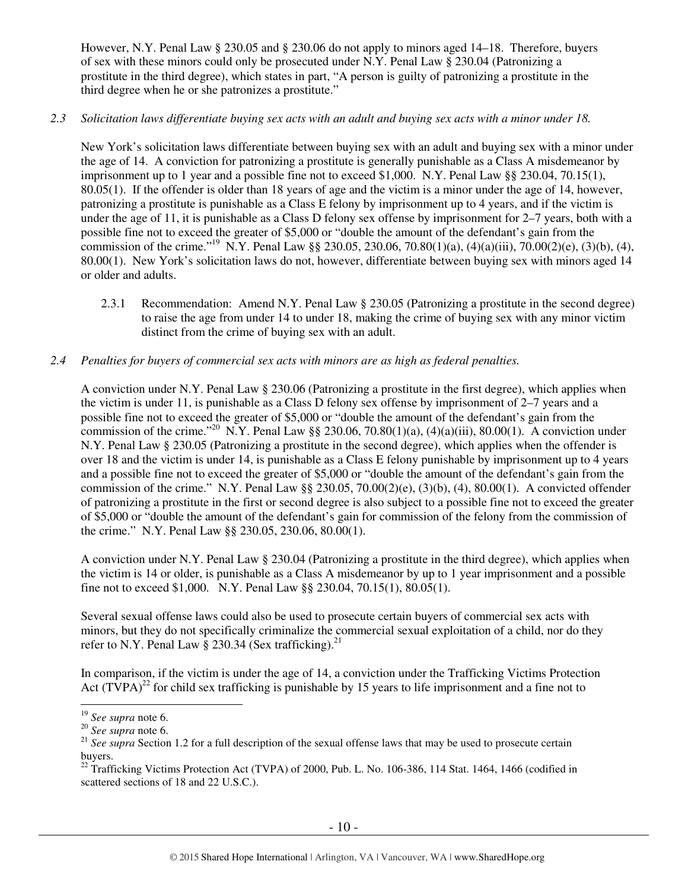However, N.Y. Penal Law § 230.05 and § 230.06 do not apply to minors aged 14–18. Therefore, buyers of sex with these minors could only be prosecuted under N.Y. Penal Law § 230.04 (Patronizing a prostitute in the third degree), which states in part, "A person is guilty of patronizing a prostitute in the third degree when he or she patronizes a prostitute."

*2.3 Solicitation laws differentiate buying sex acts with an adult and buying sex acts with a minor under 18.*

New York's solicitation laws differentiate between buying sex with an adult and buying sex with a minor under the age of 14. A conviction for patronizing a prostitute is generally punishable as a Class A misdemeanor by imprisonment up to 1 year and a possible fine not to exceed $1,000. N.Y. Penal Law §§ 230.04, 70.15(1), 80.05(1). If the offender is older than 18 years of age and the victim is a minor under the age of 14, however, patronizing a prostitute is punishable as a Class E felony by imprisonment up to 4 years, and if the victim is under the age of 11, it is punishable as a Class D felony sex offense by imprisonment for 2–7 years, both with a possible fine not to exceed the greater of $5,000 or "double the amount of the defendant's gain from the commission of the crime."[19] N.Y. Penal Law §§ 230.05, 230.06, 70.80(1)(a), (4)(a)(iii), 70.00(2)(e), (3)(b), (4), 80.00(1). New York's solicitation laws do not, however, differentiate between buying sex with minors aged 14 or older and adults.

2.3.1 Recommendation: Amend N.Y. Penal Law § 230.05 (Patronizing a prostitute in the second degree) to raise the age from under 14 to under 18, making the crime of buying sex with any minor victim distinct from the crime of buying sex with an adult.

*2.4 Penalties for buyers of commercial sex acts with minors are as high as federal penalties.*

A conviction under N.Y. Penal Law § 230.06 (Patronizing a prostitute in the first degree), which applies when the victim is under 11, is punishable as a Class D felony sex offense by imprisonment of 2–7 years and a possible fine not to exceed the greater of $5,000 or "double the amount of the defendant's gain from the commission of the crime."[20] N.Y. Penal Law §§ 230.06, 70.80(1)(a), (4)(a)(iii), 80.00(1). A conviction under N.Y. Penal Law § 230.05 (Patronizing a prostitute in the second degree), which applies when the offender is over 18 and the victim is under 14, is punishable as a Class E felony punishable by imprisonment up to 4 years and a possible fine not to exceed the greater of $5,000 or "double the amount of the defendant's gain from the commission of the crime." N.Y. Penal Law §§ 230.05, 70.00(2)(e), (3)(b), (4), 80.00(1). A convicted offender of patronizing a prostitute in the first or second degree is also subject to a possible fine not to exceed the greater of $5,000 or "double the amount of the defendant's gain for commission of the felony from the commission of the crime." N.Y. Penal Law §§ 230.05, 230.06, 80.00(1).

A conviction under N.Y. Penal Law § 230.04 (Patronizing a prostitute in the third degree), which applies when the victim is 14 or older, is punishable as a Class A misdemeanor by up to 1 year imprisonment and a possible fine not to exceed $1,000. N.Y. Penal Law §§ 230.04, 70.15(1), 80.05(1).

Several sexual offense laws could also be used to prosecute certain buyers of commercial sex acts with minors, but they do not specifically criminalize the commercial sexual exploitation of a child, nor do they refer to N.Y. Penal Law § 230.34 (Sex trafficking).[21]

In comparison, if the victim is under the age of 14, a conviction under the Trafficking Victims Protection Act (TVPA)[22] for child sex trafficking is punishable by 15 years to life imprisonment and a fine not to

---

[19] *See supra* note 6.

[20] *See supra* note 6.

[21] *See supra* Section 1.2 for a full description of the sexual offense laws that may be used to prosecute certain buyers.

[22] Trafficking Victims Protection Act (TVPA) of 2000, Pub. L. No. 106-386, 114 Stat. 1464, 1466 (codified in scattered sections of 18 and 22 U.S.C.).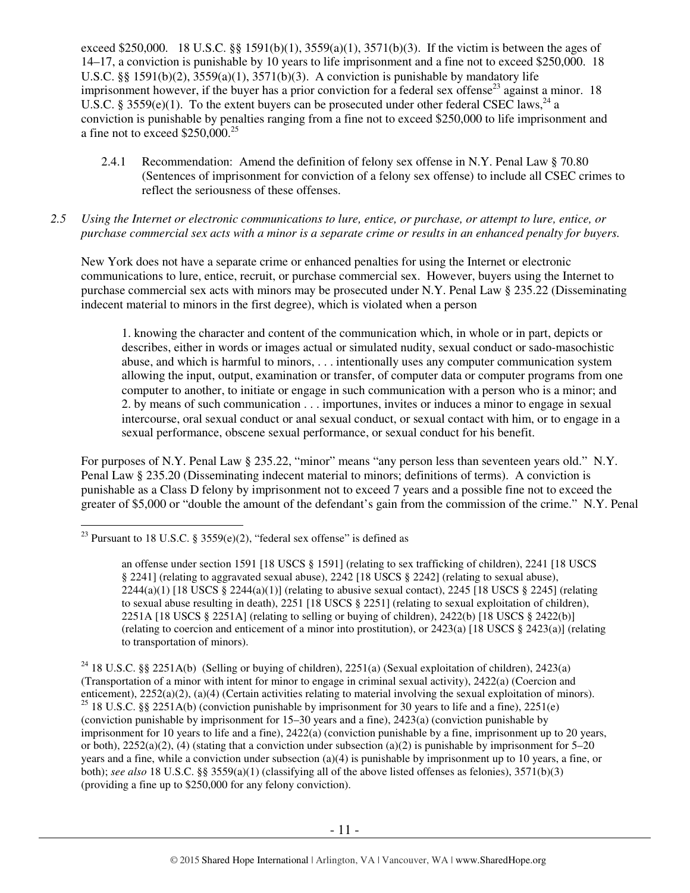exceed $250,000. 18 U.S.C. §§ 1591(b)(1), 3559(a)(1), 3571(b)(3). If the victim is between the ages of 14–17, a conviction is punishable by 10 years to life imprisonment and a fine not to exceed $250,000. 18 U.S.C. §§ 1591(b)(2), 3559(a)(1), 3571(b)(3). A conviction is punishable by mandatory life imprisonment however, if the buyer has a prior conviction for a federal sex offense[23] against a minor. 18 U.S.C. § 3559(e)(1). To the extent buyers can be prosecuted under other federal CSEC laws,[24] a conviction is punishable by penalties ranging from a fine not to exceed $250,000 to life imprisonment and a fine not to exceed $250,000.[25]

2.4.1 Recommendation: Amend the definition of felony sex offense in N.Y. Penal Law § 70.80 (Sentences of imprisonment for conviction of a felony sex offense) to include all CSEC crimes to reflect the seriousness of these offenses.

*2.5 Using the Internet or electronic communications to lure, entice, or purchase, or attempt to lure, entice, or purchase commercial sex acts with a minor is a separate crime or results in an enhanced penalty for buyers.*

New York does not have a separate crime or enhanced penalties for using the Internet or electronic communications to lure, entice, recruit, or purchase commercial sex. However, buyers using the Internet to purchase commercial sex acts with minors may be prosecuted under N.Y. Penal Law § 235.22 (Disseminating indecent material to minors in the first degree), which is violated when a person

> 1. knowing the character and content of the communication which, in whole or in part, depicts or describes, either in words or images actual or simulated nudity, sexual conduct or sado-masochistic abuse, and which is harmful to minors, . . . intentionally uses any computer communication system allowing the input, output, examination or transfer, of computer data or computer programs from one computer to another, to initiate or engage in such communication with a person who is a minor; and
> 2. by means of such communication . . . importunes, invites or induces a minor to engage in sexual intercourse, oral sexual conduct or anal sexual conduct, or sexual contact with him, or to engage in a sexual performance, obscene sexual performance, or sexual conduct for his benefit.

For purposes of N.Y. Penal Law § 235.22, "minor" means "any person less than seventeen years old." N.Y. Penal Law § 235.20 (Disseminating indecent material to minors; definitions of terms). A conviction is punishable as a Class D felony by imprisonment not to exceed 7 years and a possible fine not to exceed the greater of $5,000 or "double the amount of the defendant's gain from the commission of the crime." N.Y. Penal

---

[23] Pursuant to 18 U.S.C. § 3559(e)(2), "federal sex offense" is defined as

> an offense under section 1591 [18 USCS § 1591] (relating to sex trafficking of children), 2241 [18 USCS § 2241] (relating to aggravated sexual abuse), 2242 [18 USCS § 2242] (relating to sexual abuse), 2244(a)(1) [18 USCS § 2244(a)(1)] (relating to abusive sexual contact), 2245 [18 USCS § 2245] (relating to sexual abuse resulting in death), 2251 [18 USCS § 2251] (relating to sexual exploitation of children), 2251A [18 USCS § 2251A] (relating to selling or buying of children), 2422(b) [18 USCS § 2422(b)] (relating to coercion and enticement of a minor into prostitution), or 2423(a) [18 USCS § 2423(a)] (relating to transportation of minors).

[24] 18 U.S.C. §§ 2251A(b) (Selling or buying of children), 2251(a) (Sexual exploitation of children), 2423(a) (Transportation of a minor with intent for minor to engage in criminal sexual activity), 2422(a) (Coercion and enticement), 2252(a)(2), (a)(4) (Certain activities relating to material involving the sexual exploitation of minors).

[25] 18 U.S.C. §§ 2251A(b) (conviction punishable by imprisonment for 30 years to life and a fine), 2251(e) (conviction punishable by imprisonment for 15–30 years and a fine), 2423(a) (conviction punishable by imprisonment for 10 years to life and a fine), 2422(a) (conviction punishable by a fine, imprisonment up to 20 years, or both), 2252(a)(2), (4) (stating that a conviction under subsection (a)(2) is punishable by imprisonment for 5–20 years and a fine, while a conviction under subsection (a)(4) is punishable by imprisonment up to 10 years, a fine, or both); *see also* 18 U.S.C. §§ 3559(a)(1) (classifying all of the above listed offenses as felonies), 3571(b)(3) (providing a fine up to $250,000 for any felony conviction).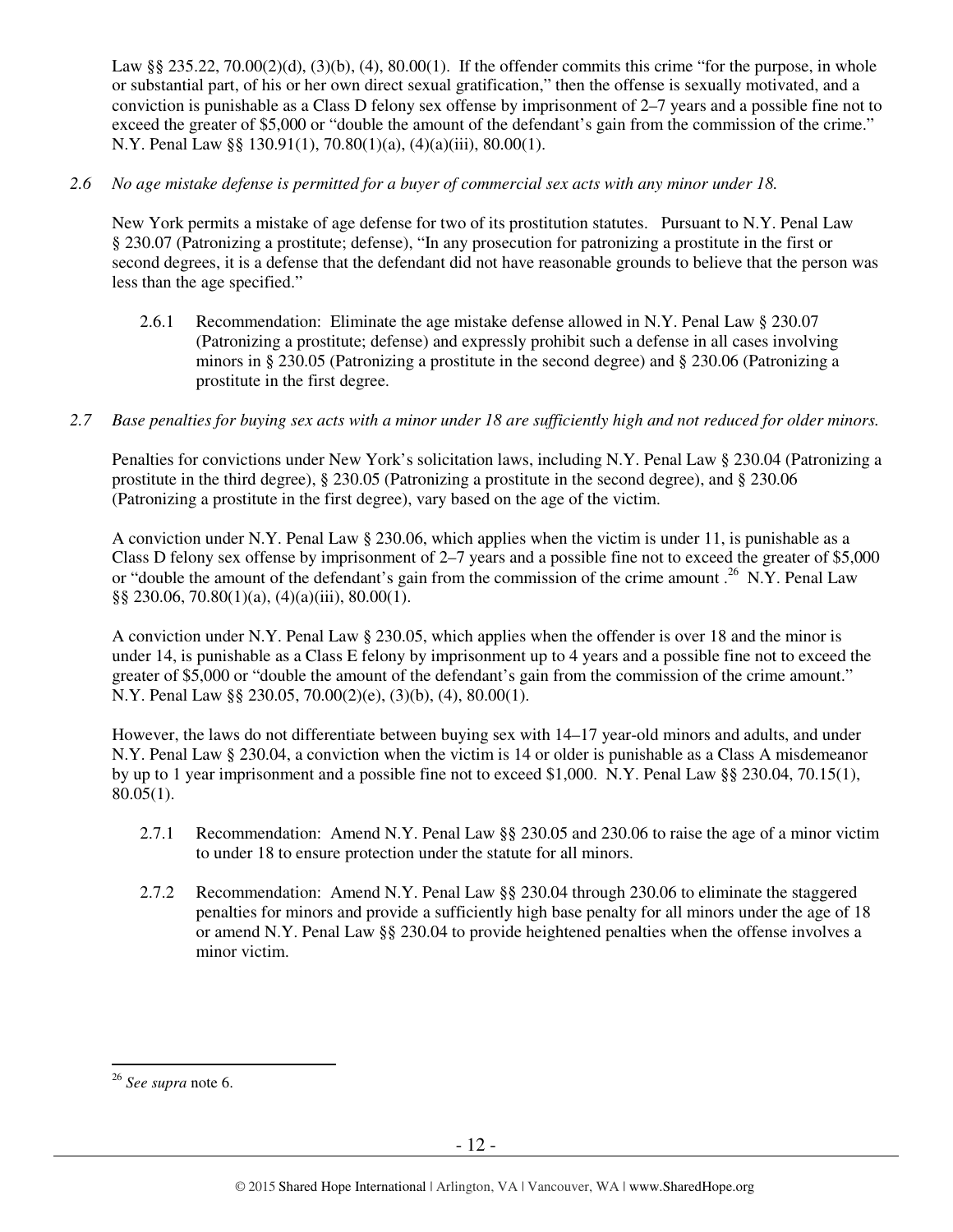Law §§ 235.22, 70.00(2)(d), (3)(b), (4), 80.00(1). If the offender commits this crime "for the purpose, in whole or substantial part, of his or her own direct sexual gratification," then the offense is sexually motivated, and a conviction is punishable as a Class D felony sex offense by imprisonment of 2–7 years and a possible fine not to exceed the greater of $5,000 or "double the amount of the defendant's gain from the commission of the crime." N.Y. Penal Law §§ 130.91(1), 70.80(1)(a), (4)(a)(iii), 80.00(1).

*2.6 No age mistake defense is permitted for a buyer of commercial sex acts with any minor under 18.*

New York permits a mistake of age defense for two of its prostitution statutes. Pursuant to N.Y. Penal Law § 230.07 (Patronizing a prostitute; defense), "In any prosecution for patronizing a prostitute in the first or second degrees, it is a defense that the defendant did not have reasonable grounds to believe that the person was less than the age specified."

2.6.1 Recommendation: Eliminate the age mistake defense allowed in N.Y. Penal Law § 230.07 (Patronizing a prostitute; defense) and expressly prohibit such a defense in all cases involving minors in § 230.05 (Patronizing a prostitute in the second degree) and § 230.06 (Patronizing a prostitute in the first degree.

*2.7 Base penalties for buying sex acts with a minor under 18 are sufficiently high and not reduced for older minors.*

Penalties for convictions under New York's solicitation laws, including N.Y. Penal Law § 230.04 (Patronizing a prostitute in the third degree), § 230.05 (Patronizing a prostitute in the second degree), and § 230.06 (Patronizing a prostitute in the first degree), vary based on the age of the victim.

A conviction under N.Y. Penal Law § 230.06, which applies when the victim is under 11, is punishable as a Class D felony sex offense by imprisonment of 2–7 years and a possible fine not to exceed the greater of $5,000 or "double the amount of the defendant's gain from the commission of the crime amount .[26] N.Y. Penal Law §§ 230.06, 70.80(1)(a), (4)(a)(iii), 80.00(1).

A conviction under N.Y. Penal Law § 230.05, which applies when the offender is over 18 and the minor is under 14, is punishable as a Class E felony by imprisonment up to 4 years and a possible fine not to exceed the greater of $5,000 or "double the amount of the defendant's gain from the commission of the crime amount." N.Y. Penal Law §§ 230.05, 70.00(2)(e), (3)(b), (4), 80.00(1).

However, the laws do not differentiate between buying sex with 14–17 year-old minors and adults, and under N.Y. Penal Law § 230.04, a conviction when the victim is 14 or older is punishable as a Class A misdemeanor by up to 1 year imprisonment and a possible fine not to exceed $1,000. N.Y. Penal Law §§ 230.04, 70.15(1), 80.05(1).

2.7.1 Recommendation: Amend N.Y. Penal Law §§ 230.05 and 230.06 to raise the age of a minor victim to under 18 to ensure protection under the statute for all minors.

2.7.2 Recommendation: Amend N.Y. Penal Law §§ 230.04 through 230.06 to eliminate the staggered penalties for minors and provide a sufficiently high base penalty for all minors under the age of 18 or amend N.Y. Penal Law §§ 230.04 to provide heightened penalties when the offense involves a minor victim.

---

[26] *See supra* note 6.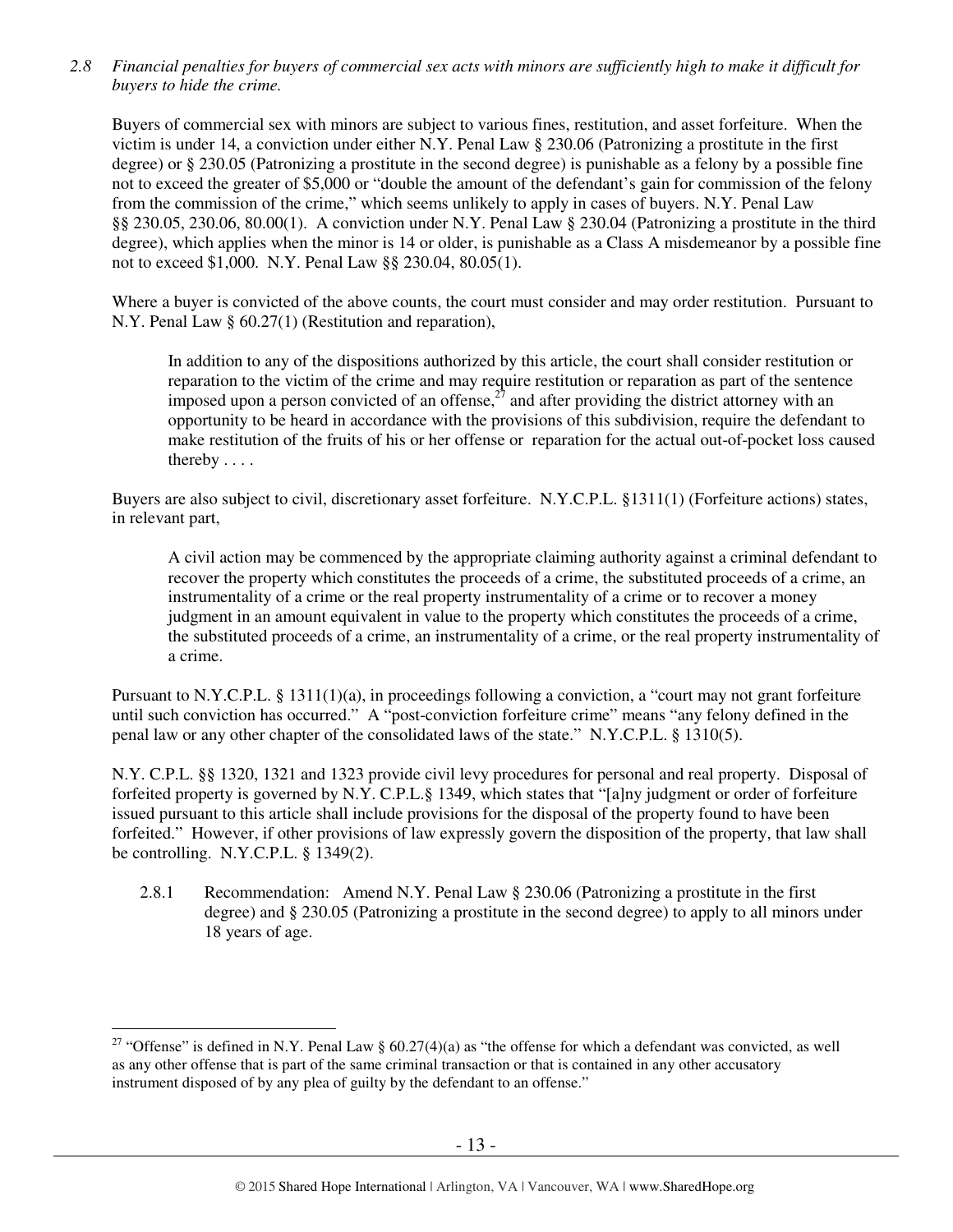*2.8 Financial penalties for buyers of commercial sex acts with minors are sufficiently high to make it difficult for buyers to hide the crime.*

Buyers of commercial sex with minors are subject to various fines, restitution, and asset forfeiture. When the victim is under 14, a conviction under either N.Y. Penal Law § 230.06 (Patronizing a prostitute in the first degree) or § 230.05 (Patronizing a prostitute in the second degree) is punishable as a felony by a possible fine not to exceed the greater of $5,000 or "double the amount of the defendant's gain for commission of the felony from the commission of the crime," which seems unlikely to apply in cases of buyers. N.Y. Penal Law §§ 230.05, 230.06, 80.00(1). A conviction under N.Y. Penal Law § 230.04 (Patronizing a prostitute in the third degree), which applies when the minor is 14 or older, is punishable as a Class A misdemeanor by a possible fine not to exceed $1,000. N.Y. Penal Law §§ 230.04, 80.05(1).

Where a buyer is convicted of the above counts, the court must consider and may order restitution. Pursuant to N.Y. Penal Law § 60.27(1) (Restitution and reparation),

> In addition to any of the dispositions authorized by this article, the court shall consider restitution or reparation to the victim of the crime and may require restitution or reparation as part of the sentence imposed upon a person convicted of an offense,[27] and after providing the district attorney with an opportunity to be heard in accordance with the provisions of this subdivision, require the defendant to make restitution of the fruits of his or her offense or reparation for the actual out-of-pocket loss caused thereby . . . .

Buyers are also subject to civil, discretionary asset forfeiture. N.Y.C.P.L. §1311(1) (Forfeiture actions) states, in relevant part,

> A civil action may be commenced by the appropriate claiming authority against a criminal defendant to recover the property which constitutes the proceeds of a crime, the substituted proceeds of a crime, an instrumentality of a crime or the real property instrumentality of a crime or to recover a money judgment in an amount equivalent in value to the property which constitutes the proceeds of a crime, the substituted proceeds of a crime, an instrumentality of a crime, or the real property instrumentality of a crime.

Pursuant to N.Y.C.P.L. § 1311(1)(a), in proceedings following a conviction, a "court may not grant forfeiture until such conviction has occurred." A "post-conviction forfeiture crime" means "any felony defined in the penal law or any other chapter of the consolidated laws of the state." N.Y.C.P.L. § 1310(5).

N.Y. C.P.L. §§ 1320, 1321 and 1323 provide civil levy procedures for personal and real property. Disposal of forfeited property is governed by N.Y. C.P.L.§ 1349, which states that "[a]ny judgment or order of forfeiture issued pursuant to this article shall include provisions for the disposal of the property found to have been forfeited." However, if other provisions of law expressly govern the disposition of the property, that law shall be controlling. N.Y.C.P.L. § 1349(2).

2.8.1 Recommendation: Amend N.Y. Penal Law § 230.06 (Patronizing a prostitute in the first degree) and § 230.05 (Patronizing a prostitute in the second degree) to apply to all minors under 18 years of age.

---

[27] "Offense" is defined in N.Y. Penal Law § 60.27(4)(a) as "the offense for which a defendant was convicted, as well as any other offense that is part of the same criminal transaction or that is contained in any other accusatory instrument disposed of by any plea of guilty by the defendant to an offense."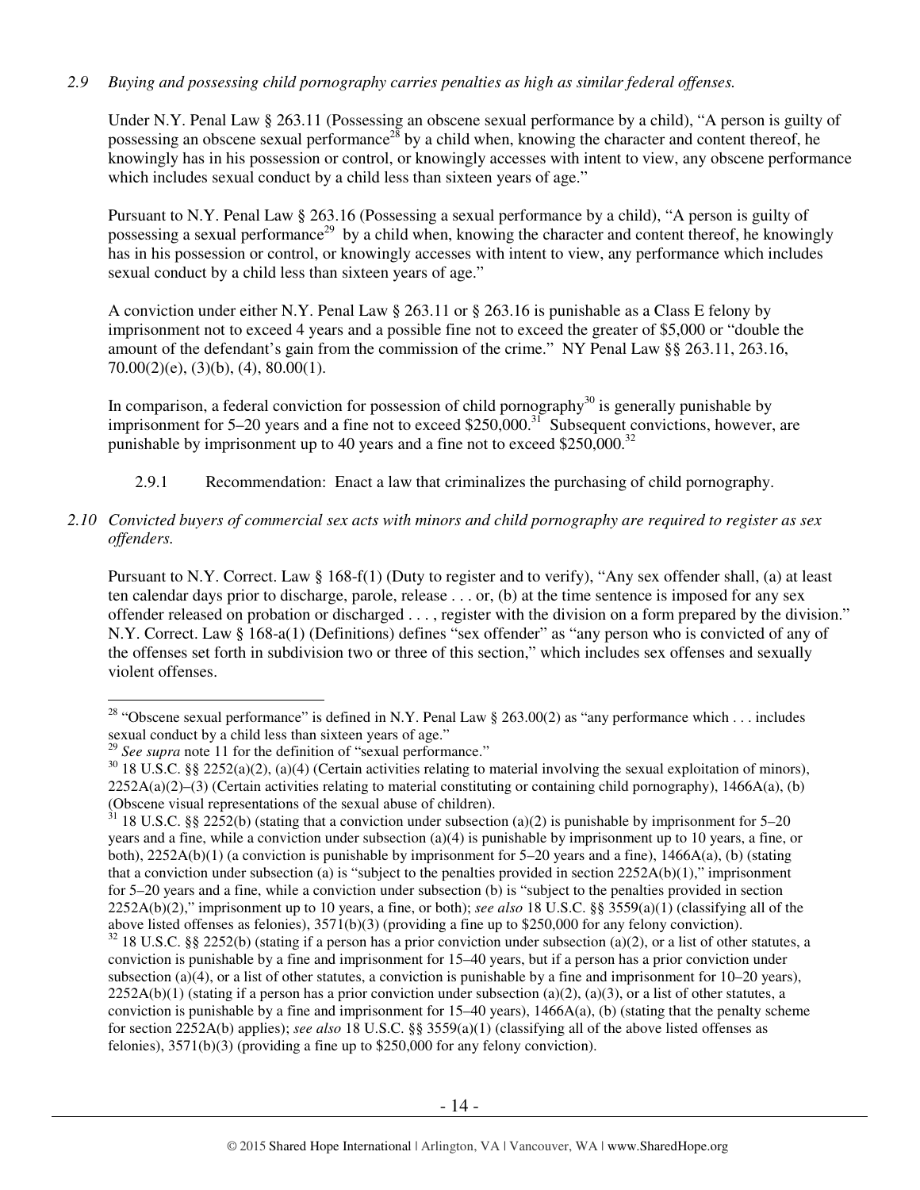*2.9 Buying and possessing child pornography carries penalties as high as similar federal offenses.*

Under N.Y. Penal Law § 263.11 (Possessing an obscene sexual performance by a child), "A person is guilty of possessing an obscene sexual performance[28] by a child when, knowing the character and content thereof, he knowingly has in his possession or control, or knowingly accesses with intent to view, any obscene performance which includes sexual conduct by a child less than sixteen years of age."

Pursuant to N.Y. Penal Law § 263.16 (Possessing a sexual performance by a child), "A person is guilty of possessing a sexual performance[29] by a child when, knowing the character and content thereof, he knowingly has in his possession or control, or knowingly accesses with intent to view, any performance which includes sexual conduct by a child less than sixteen years of age."

A conviction under either N.Y. Penal Law § 263.11 or § 263.16 is punishable as a Class E felony by imprisonment not to exceed 4 years and a possible fine not to exceed the greater of $5,000 or "double the amount of the defendant's gain from the commission of the crime." NY Penal Law §§ 263.11, 263.16, 70.00(2)(e), (3)(b), (4), 80.00(1).

In comparison, a federal conviction for possession of child pornography[30] is generally punishable by imprisonment for 5–20 years and a fine not to exceed $250,000.[31] Subsequent convictions, however, are punishable by imprisonment up to 40 years and a fine not to exceed $250,000.[32]

2.9.1 Recommendation: Enact a law that criminalizes the purchasing of child pornography.

*2.10 Convicted buyers of commercial sex acts with minors and child pornography are required to register as sex offenders.*

Pursuant to N.Y. Correct. Law § 168-f(1) (Duty to register and to verify), "Any sex offender shall, (a) at least ten calendar days prior to discharge, parole, release . . . or, (b) at the time sentence is imposed for any sex offender released on probation or discharged . . . , register with the division on a form prepared by the division." N.Y. Correct. Law § 168-a(1) (Definitions) defines "sex offender" as "any person who is convicted of any of the offenses set forth in subdivision two or three of this section," which includes sex offenses and sexually violent offenses.

---

[28] "Obscene sexual performance" is defined in N.Y. Penal Law § 263.00(2) as "any performance which . . . includes sexual conduct by a child less than sixteen years of age."

[29] *See supra* note 11 for the definition of "sexual performance."

[30] 18 U.S.C. §§ 2252(a)(2), (a)(4) (Certain activities relating to material involving the sexual exploitation of minors), 2252A(a)(2)–(3) (Certain activities relating to material constituting or containing child pornography), 1466A(a), (b) (Obscene visual representations of the sexual abuse of children).

[31] 18 U.S.C. §§ 2252(b) (stating that a conviction under subsection (a)(2) is punishable by imprisonment for 5–20 years and a fine, while a conviction under subsection (a)(4) is punishable by imprisonment up to 10 years, a fine, or both), 2252A(b)(1) (a conviction is punishable by imprisonment for 5–20 years and a fine), 1466A(a), (b) (stating that a conviction under subsection (a) is "subject to the penalties provided in section 2252A(b)(1)," imprisonment for 5–20 years and a fine, while a conviction under subsection (b) is "subject to the penalties provided in section 2252A(b)(2)," imprisonment up to 10 years, a fine, or both); *see also* 18 U.S.C. §§ 3559(a)(1) (classifying all of the above listed offenses as felonies), 3571(b)(3) (providing a fine up to $250,000 for any felony conviction).

[32] 18 U.S.C. §§ 2252(b) (stating if a person has a prior conviction under subsection (a)(2), or a list of other statutes, a conviction is punishable by a fine and imprisonment for 15–40 years, but if a person has a prior conviction under subsection (a)(4), or a list of other statutes, a conviction is punishable by a fine and imprisonment for 10–20 years), 2252A(b)(1) (stating if a person has a prior conviction under subsection (a)(2), (a)(3), or a list of other statutes, a conviction is punishable by a fine and imprisonment for 15–40 years), 1466A(a), (b) (stating that the penalty scheme for section 2252A(b) applies); *see also* 18 U.S.C. §§ 3559(a)(1) (classifying all of the above listed offenses as felonies), 3571(b)(3) (providing a fine up to $250,000 for any felony conviction).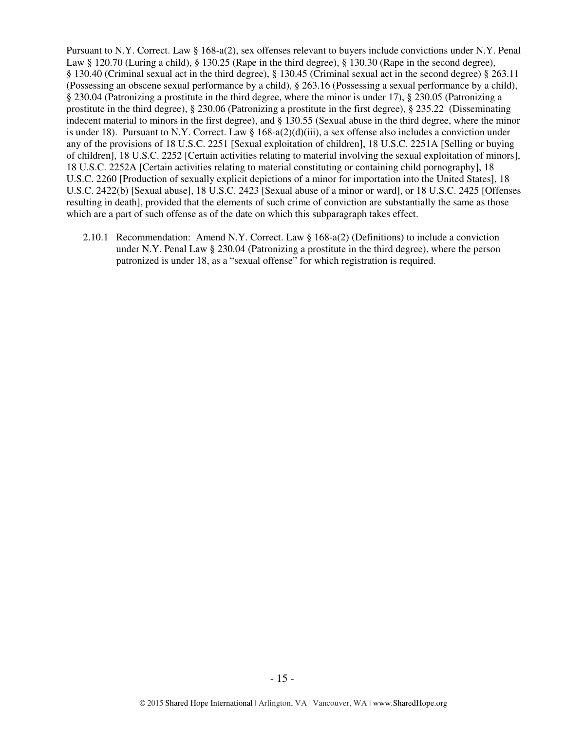Pursuant to N.Y. Correct. Law § 168-a(2), sex offenses relevant to buyers include convictions under N.Y. Penal Law § 120.70 (Luring a child), § 130.25 (Rape in the third degree), § 130.30 (Rape in the second degree), § 130.40 (Criminal sexual act in the third degree), § 130.45 (Criminal sexual act in the second degree) § 263.11 (Possessing an obscene sexual performance by a child), § 263.16 (Possessing a sexual performance by a child), § 230.04 (Patronizing a prostitute in the third degree, where the minor is under 17), § 230.05 (Patronizing a prostitute in the third degree), § 230.06 (Patronizing a prostitute in the first degree), § 235.22 (Disseminating indecent material to minors in the first degree), and § 130.55 (Sexual abuse in the third degree, where the minor is under 18). Pursuant to N.Y. Correct. Law § 168-a(2)(d)(iii), a sex offense also includes a conviction under any of the provisions of 18 U.S.C. 2251 [Sexual exploitation of children], 18 U.S.C. 2251A [Selling or buying of children], 18 U.S.C. 2252 [Certain activities relating to material involving the sexual exploitation of minors], 18 U.S.C. 2252A [Certain activities relating to material constituting or containing child pornography], 18 U.S.C. 2260 [Production of sexually explicit depictions of a minor for importation into the United States], 18 U.S.C. 2422(b) [Sexual abuse], 18 U.S.C. 2423 [Sexual abuse of a minor or ward], or 18 U.S.C. 2425 [Offenses resulting in death], provided that the elements of such crime of conviction are substantially the same as those which are a part of such offense as of the date on which this subparagraph takes effect.

2.10.1 Recommendation: Amend N.Y. Correct. Law § 168-a(2) (Definitions) to include a conviction under N.Y. Penal Law § 230.04 (Patronizing a prostitute in the third degree), where the person patronized is under 18, as a "sexual offense" for which registration is required.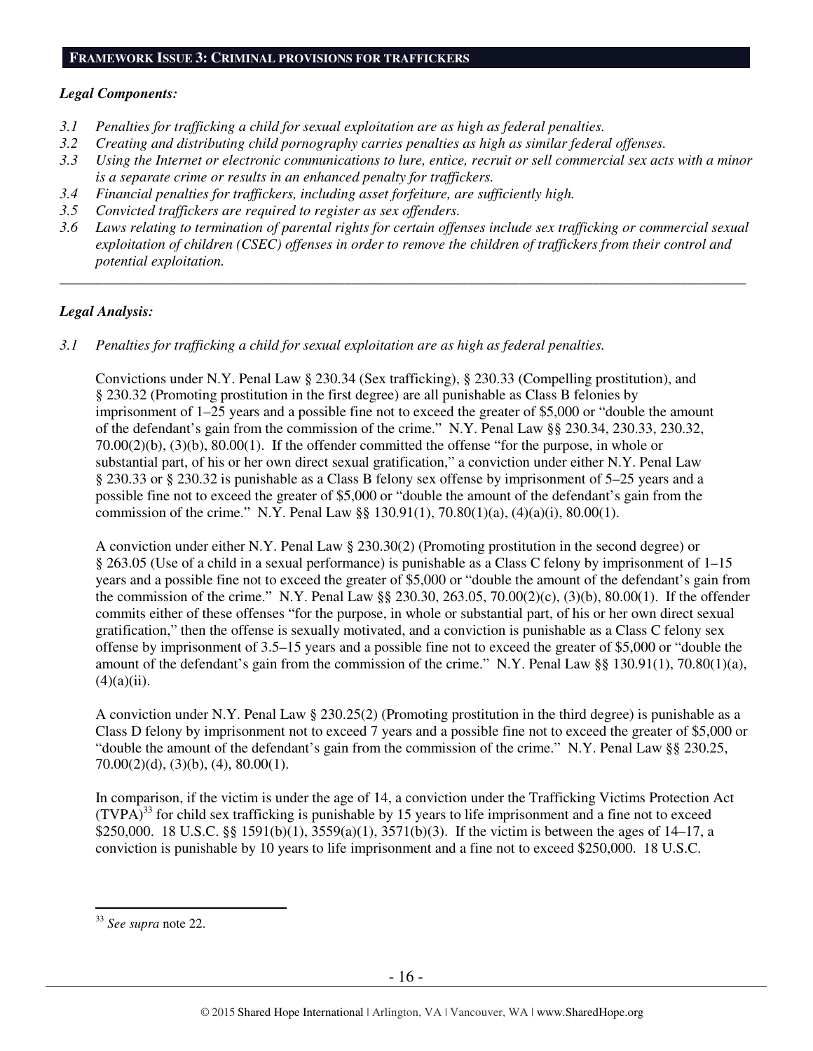## FRAMEWORK ISSUE 3: CRIMINAL PROVISIONS FOR TRAFFICKERS

***Legal Components:***

*3.1 Penalties for trafficking a child for sexual exploitation are as high as federal penalties.*
*3.2 Creating and distributing child pornography carries penalties as high as similar federal offenses.*
*3.3 Using the Internet or electronic communications to lure, entice, recruit or sell commercial sex acts with a minor is a separate crime or results in an enhanced penalty for traffickers.*
*3.4 Financial penalties for traffickers, including asset forfeiture, are sufficiently high.*
*3.5 Convicted traffickers are required to register as sex offenders.*
*3.6 Laws relating to termination of parental rights for certain offenses include sex trafficking or commercial sexual exploitation of children (CSEC) offenses in order to remove the children of traffickers from their control and potential exploitation.*

---

***Legal Analysis:***

*3.1 Penalties for trafficking a child for sexual exploitation are as high as federal penalties.*

Convictions under N.Y. Penal Law § 230.34 (Sex trafficking), § 230.33 (Compelling prostitution), and § 230.32 (Promoting prostitution in the first degree) are all punishable as Class B felonies by imprisonment of 1–25 years and a possible fine not to exceed the greater of $5,000 or "double the amount of the defendant's gain from the commission of the crime." N.Y. Penal Law §§ 230.34, 230.33, 230.32, 70.00(2)(b), (3)(b), 80.00(1). If the offender committed the offense "for the purpose, in whole or substantial part, of his or her own direct sexual gratification," a conviction under either N.Y. Penal Law § 230.33 or § 230.32 is punishable as a Class B felony sex offense by imprisonment of 5–25 years and a possible fine not to exceed the greater of $5,000 or "double the amount of the defendant's gain from the commission of the crime." N.Y. Penal Law §§ 130.91(1), 70.80(1)(a), (4)(a)(i), 80.00(1).

A conviction under either N.Y. Penal Law § 230.30(2) (Promoting prostitution in the second degree) or § 263.05 (Use of a child in a sexual performance) is punishable as a Class C felony by imprisonment of 1–15 years and a possible fine not to exceed the greater of $5,000 or "double the amount of the defendant's gain from the commission of the crime." N.Y. Penal Law §§ 230.30, 263.05, 70.00(2)(c), (3)(b), 80.00(1). If the offender commits either of these offenses "for the purpose, in whole or substantial part, of his or her own direct sexual gratification," then the offense is sexually motivated, and a conviction is punishable as a Class C felony sex offense by imprisonment of 3.5–15 years and a possible fine not to exceed the greater of $5,000 or "double the amount of the defendant's gain from the commission of the crime." N.Y. Penal Law §§ 130.91(1), 70.80(1)(a), (4)(a)(ii).

A conviction under N.Y. Penal Law § 230.25(2) (Promoting prostitution in the third degree) is punishable as a Class D felony by imprisonment not to exceed 7 years and a possible fine not to exceed the greater of $5,000 or "double the amount of the defendant's gain from the commission of the crime." N.Y. Penal Law §§ 230.25, 70.00(2)(d), (3)(b), (4), 80.00(1).

In comparison, if the victim is under the age of 14, a conviction under the Trafficking Victims Protection Act (TVPA)[33] for child sex trafficking is punishable by 15 years to life imprisonment and a fine not to exceed $250,000. 18 U.S.C. §§ 1591(b)(1), 3559(a)(1), 3571(b)(3). If the victim is between the ages of 14–17, a conviction is punishable by 10 years to life imprisonment and a fine not to exceed $250,000. 18 U.S.C.

---

[33] *See supra* note 22.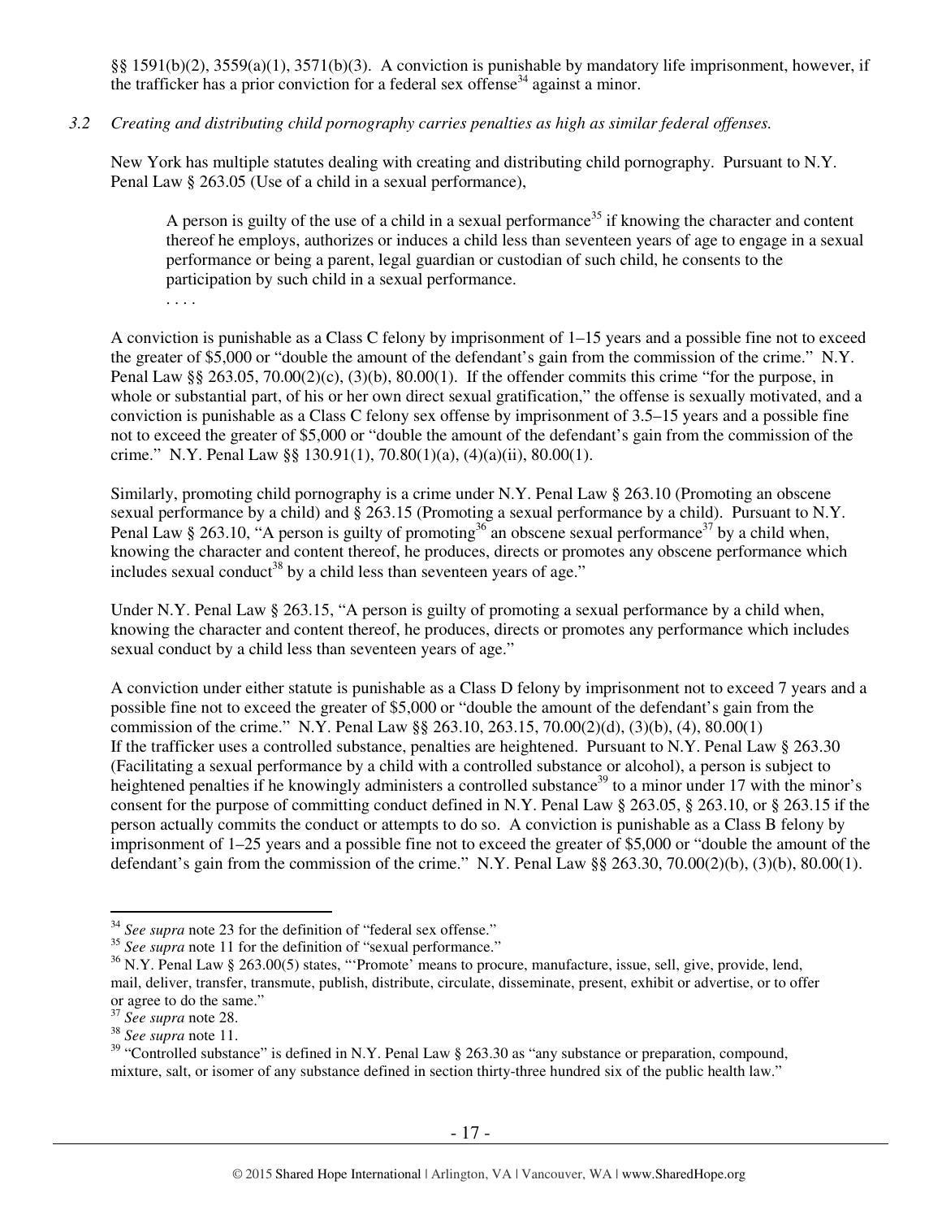§§ 1591(b)(2), 3559(a)(1), 3571(b)(3). A conviction is punishable by mandatory life imprisonment, however, if the trafficker has a prior conviction for a federal sex offense[34] against a minor.

*3.2 Creating and distributing child pornography carries penalties as high as similar federal offenses.*

New York has multiple statutes dealing with creating and distributing child pornography. Pursuant to N.Y. Penal Law § 263.05 (Use of a child in a sexual performance),

> A person is guilty of the use of a child in a sexual performance[35] if knowing the character and content thereof he employs, authorizes or induces a child less than seventeen years of age to engage in a sexual performance or being a parent, legal guardian or custodian of such child, he consents to the participation by such child in a sexual performance.
>
> . . . .

A conviction is punishable as a Class C felony by imprisonment of 1–15 years and a possible fine not to exceed the greater of $5,000 or "double the amount of the defendant's gain from the commission of the crime." N.Y. Penal Law §§ 263.05, 70.00(2)(c), (3)(b), 80.00(1). If the offender commits this crime "for the purpose, in whole or substantial part, of his or her own direct sexual gratification," the offense is sexually motivated, and a conviction is punishable as a Class C felony sex offense by imprisonment of 3.5–15 years and a possible fine not to exceed the greater of $5,000 or "double the amount of the defendant's gain from the commission of the crime." N.Y. Penal Law §§ 130.91(1), 70.80(1)(a), (4)(a)(ii), 80.00(1).

Similarly, promoting child pornography is a crime under N.Y. Penal Law § 263.10 (Promoting an obscene sexual performance by a child) and § 263.15 (Promoting a sexual performance by a child). Pursuant to N.Y. Penal Law § 263.10, "A person is guilty of promoting[36] an obscene sexual performance[37] by a child when, knowing the character and content thereof, he produces, directs or promotes any obscene performance which includes sexual conduct[38] by a child less than seventeen years of age."

Under N.Y. Penal Law § 263.15, "A person is guilty of promoting a sexual performance by a child when, knowing the character and content thereof, he produces, directs or promotes any performance which includes sexual conduct by a child less than seventeen years of age."

A conviction under either statute is punishable as a Class D felony by imprisonment not to exceed 7 years and a possible fine not to exceed the greater of $5,000 or "double the amount of the defendant's gain from the commission of the crime." N.Y. Penal Law §§ 263.10, 263.15, 70.00(2)(d), (3)(b), (4), 80.00(1)
If the trafficker uses a controlled substance, penalties are heightened. Pursuant to N.Y. Penal Law § 263.30 (Facilitating a sexual performance by a child with a controlled substance or alcohol), a person is subject to heightened penalties if he knowingly administers a controlled substance[39] to a minor under 17 with the minor's consent for the purpose of committing conduct defined in N.Y. Penal Law § 263.05, § 263.10, or § 263.15 if the person actually commits the conduct or attempts to do so. A conviction is punishable as a Class B felony by imprisonment of 1–25 years and a possible fine not to exceed the greater of $5,000 or "double the amount of the defendant's gain from the commission of the crime." N.Y. Penal Law §§ 263.30, 70.00(2)(b), (3)(b), 80.00(1).

---

[34] *See supra* note 23 for the definition of "federal sex offense."

[35] *See supra* note 11 for the definition of "sexual performance."

[36] N.Y. Penal Law § 263.00(5) states, "'Promote' means to procure, manufacture, issue, sell, give, provide, lend, mail, deliver, transfer, transmute, publish, distribute, circulate, disseminate, present, exhibit or advertise, or to offer or agree to do the same."

[37] *See supra* note 28.

[38] *See supra* note 11.

[39] "Controlled substance" is defined in N.Y. Penal Law § 263.30 as "any substance or preparation, compound, mixture, salt, or isomer of any substance defined in section thirty-three hundred six of the public health law."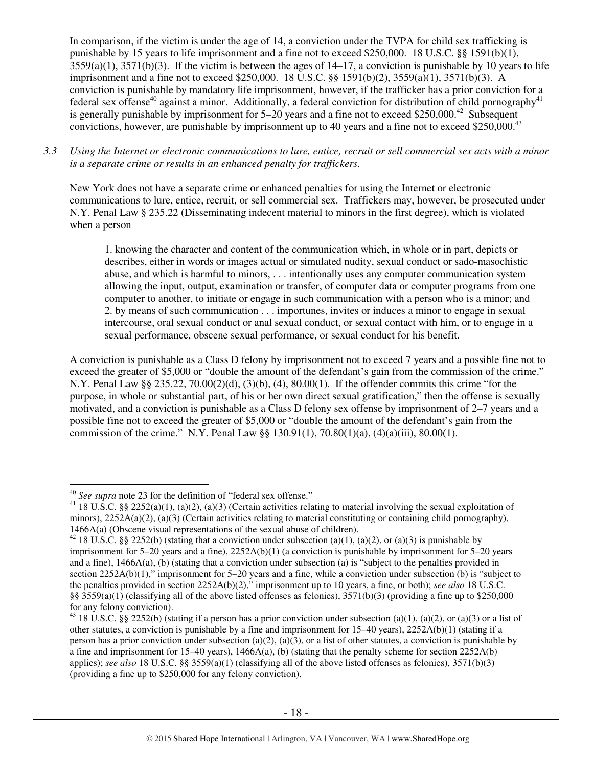In comparison, if the victim is under the age of 14, a conviction under the TVPA for child sex trafficking is punishable by 15 years to life imprisonment and a fine not to exceed $250,000. 18 U.S.C. §§ 1591(b)(1), 3559(a)(1), 3571(b)(3). If the victim is between the ages of 14–17, a conviction is punishable by 10 years to life imprisonment and a fine not to exceed $250,000. 18 U.S.C. §§ 1591(b)(2), 3559(a)(1), 3571(b)(3). A conviction is punishable by mandatory life imprisonment, however, if the trafficker has a prior conviction for a federal sex offense[40] against a minor. Additionally, a federal conviction for distribution of child pornography[41] is generally punishable by imprisonment for 5–20 years and a fine not to exceed $250,000.[42] Subsequent convictions, however, are punishable by imprisonment up to 40 years and a fine not to exceed $250,000.[43]

*3.3 Using the Internet or electronic communications to lure, entice, recruit or sell commercial sex acts with a minor is a separate crime or results in an enhanced penalty for traffickers.*

New York does not have a separate crime or enhanced penalties for using the Internet or electronic communications to lure, entice, recruit, or sell commercial sex. Traffickers may, however, be prosecuted under N.Y. Penal Law § 235.22 (Disseminating indecent material to minors in the first degree), which is violated when a person

> 1. knowing the character and content of the communication which, in whole or in part, depicts or describes, either in words or images actual or simulated nudity, sexual conduct or sado-masochistic abuse, and which is harmful to minors, . . . intentionally uses any computer communication system allowing the input, output, examination or transfer, of computer data or computer programs from one computer to another, to initiate or engage in such communication with a person who is a minor; and
> 2. by means of such communication . . . importunes, invites or induces a minor to engage in sexual intercourse, oral sexual conduct or anal sexual conduct, or sexual contact with him, or to engage in a sexual performance, obscene sexual performance, or sexual conduct for his benefit.

A conviction is punishable as a Class D felony by imprisonment not to exceed 7 years and a possible fine not to exceed the greater of $5,000 or "double the amount of the defendant's gain from the commission of the crime." N.Y. Penal Law §§ 235.22, 70.00(2)(d), (3)(b), (4), 80.00(1). If the offender commits this crime "for the purpose, in whole or substantial part, of his or her own direct sexual gratification," then the offense is sexually motivated, and a conviction is punishable as a Class D felony sex offense by imprisonment of 2–7 years and a possible fine not to exceed the greater of $5,000 or "double the amount of the defendant's gain from the commission of the crime." N.Y. Penal Law §§ 130.91(1), 70.80(1)(a), (4)(a)(iii), 80.00(1).

---

[40] *See supra* note 23 for the definition of "federal sex offense."

[41] 18 U.S.C. §§ 2252(a)(1), (a)(2), (a)(3) (Certain activities relating to material involving the sexual exploitation of minors), 2252A(a)(2), (a)(3) (Certain activities relating to material constituting or containing child pornography), 1466A(a) (Obscene visual representations of the sexual abuse of children).

[42] 18 U.S.C. §§ 2252(b) (stating that a conviction under subsection (a)(1), (a)(2), or (a)(3) is punishable by imprisonment for 5–20 years and a fine), 2252A(b)(1) (a conviction is punishable by imprisonment for 5–20 years and a fine), 1466A(a), (b) (stating that a conviction under subsection (a) is "subject to the penalties provided in section 2252A(b)(1)," imprisonment for 5–20 years and a fine, while a conviction under subsection (b) is "subject to the penalties provided in section 2252A(b)(2)," imprisonment up to 10 years, a fine, or both); *see also* 18 U.S.C. §§ 3559(a)(1) (classifying all of the above listed offenses as felonies), 3571(b)(3) (providing a fine up to $250,000 for any felony conviction).

[43] 18 U.S.C. §§ 2252(b) (stating if a person has a prior conviction under subsection (a)(1), (a)(2), or (a)(3) or a list of other statutes, a conviction is punishable by a fine and imprisonment for 15–40 years), 2252A(b)(1) (stating if a person has a prior conviction under subsection (a)(2), (a)(3), or a list of other statutes, a conviction is punishable by a fine and imprisonment for 15–40 years), 1466A(a), (b) (stating that the penalty scheme for section 2252A(b) applies); *see also* 18 U.S.C. §§ 3559(a)(1) (classifying all of the above listed offenses as felonies), 3571(b)(3) (providing a fine up to $250,000 for any felony conviction).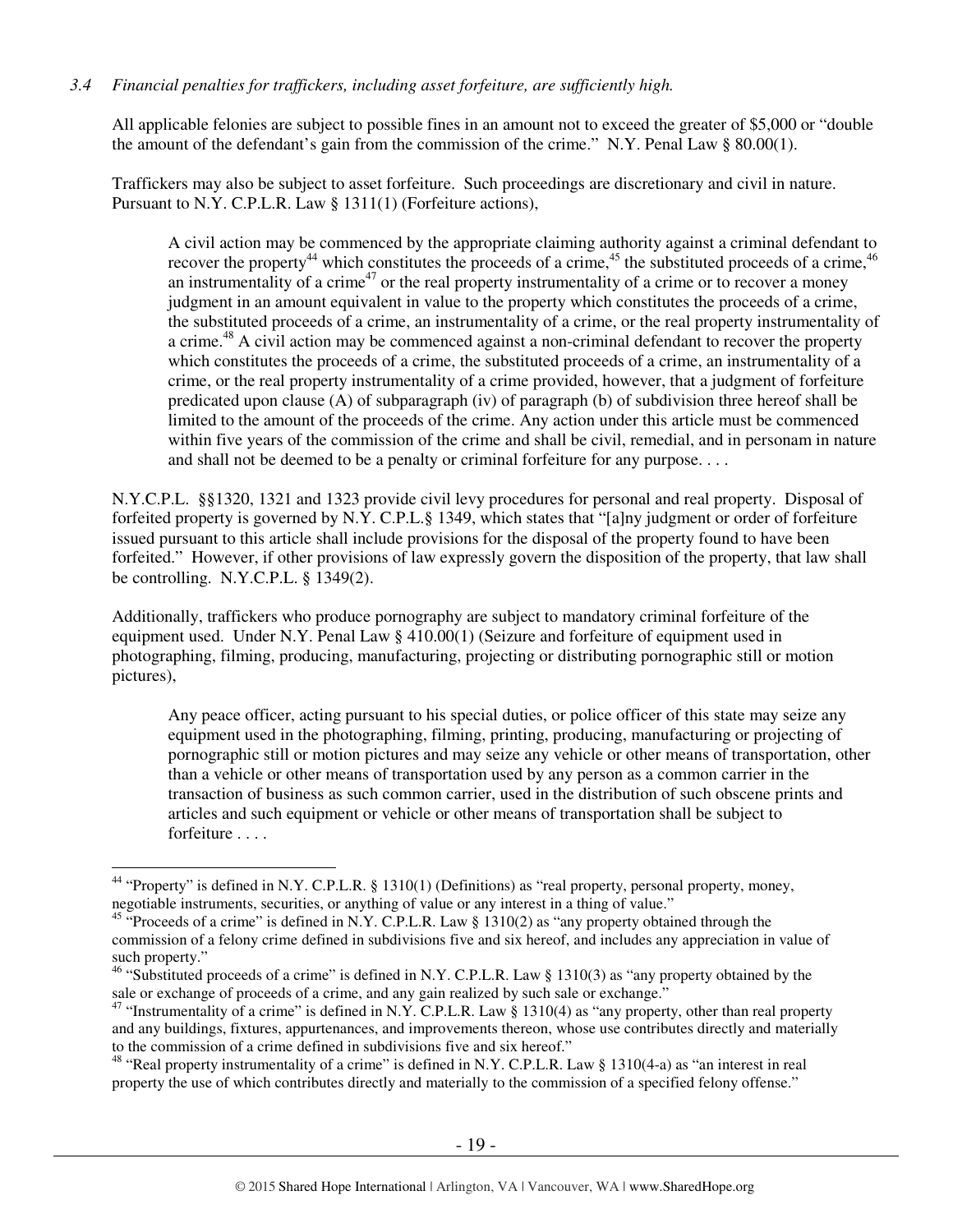*3.4 Financial penalties for traffickers, including asset forfeiture, are sufficiently high.*

All applicable felonies are subject to possible fines in an amount not to exceed the greater of $5,000 or "double the amount of the defendant's gain from the commission of the crime." N.Y. Penal Law § 80.00(1).

Traffickers may also be subject to asset forfeiture. Such proceedings are discretionary and civil in nature. Pursuant to N.Y. C.P.L.R. Law § 1311(1) (Forfeiture actions),

> A civil action may be commenced by the appropriate claiming authority against a criminal defendant to recover the property[44] which constitutes the proceeds of a crime,[45] the substituted proceeds of a crime,[46] an instrumentality of a crime[47] or the real property instrumentality of a crime or to recover a money judgment in an amount equivalent in value to the property which constitutes the proceeds of a crime, the substituted proceeds of a crime, an instrumentality of a crime, or the real property instrumentality of a crime.[48] A civil action may be commenced against a non-criminal defendant to recover the property which constitutes the proceeds of a crime, the substituted proceeds of a crime, an instrumentality of a crime, or the real property instrumentality of a crime provided, however, that a judgment of forfeiture predicated upon clause (A) of subparagraph (iv) of paragraph (b) of subdivision three hereof shall be limited to the amount of the proceeds of the crime. Any action under this article must be commenced within five years of the commission of the crime and shall be civil, remedial, and in personam in nature and shall not be deemed to be a penalty or criminal forfeiture for any purpose. . . .

N.Y.C.P.L. §§1320, 1321 and 1323 provide civil levy procedures for personal and real property. Disposal of forfeited property is governed by N.Y. C.P.L.§ 1349, which states that "[a]ny judgment or order of forfeiture issued pursuant to this article shall include provisions for the disposal of the property found to have been forfeited." However, if other provisions of law expressly govern the disposition of the property, that law shall be controlling. N.Y.C.P.L. § 1349(2).

Additionally, traffickers who produce pornography are subject to mandatory criminal forfeiture of the equipment used. Under N.Y. Penal Law § 410.00(1) (Seizure and forfeiture of equipment used in photographing, filming, producing, manufacturing, projecting or distributing pornographic still or motion pictures),

> Any peace officer, acting pursuant to his special duties, or police officer of this state may seize any equipment used in the photographing, filming, printing, producing, manufacturing or projecting of pornographic still or motion pictures and may seize any vehicle or other means of transportation, other than a vehicle or other means of transportation used by any person as a common carrier in the transaction of business as such common carrier, used in the distribution of such obscene prints and articles and such equipment or vehicle or other means of transportation shall be subject to forfeiture . . . .

---

[44] "Property" is defined in N.Y. C.P.L.R. § 1310(1) (Definitions) as "real property, personal property, money, negotiable instruments, securities, or anything of value or any interest in a thing of value."

[45] "Proceeds of a crime" is defined in N.Y. C.P.L.R. Law § 1310(2) as "any property obtained through the commission of a felony crime defined in subdivisions five and six hereof, and includes any appreciation in value of such property."

[46] "Substituted proceeds of a crime" is defined in N.Y. C.P.L.R. Law § 1310(3) as "any property obtained by the sale or exchange of proceeds of a crime, and any gain realized by such sale or exchange."

[47] "Instrumentality of a crime" is defined in N.Y. C.P.L.R. Law § 1310(4) as "any property, other than real property and any buildings, fixtures, appurtenances, and improvements thereon, whose use contributes directly and materially to the commission of a crime defined in subdivisions five and six hereof."

[48] "Real property instrumentality of a crime" is defined in N.Y. C.P.L.R. Law § 1310(4-a) as "an interest in real property the use of which contributes directly and materially to the commission of a specified felony offense."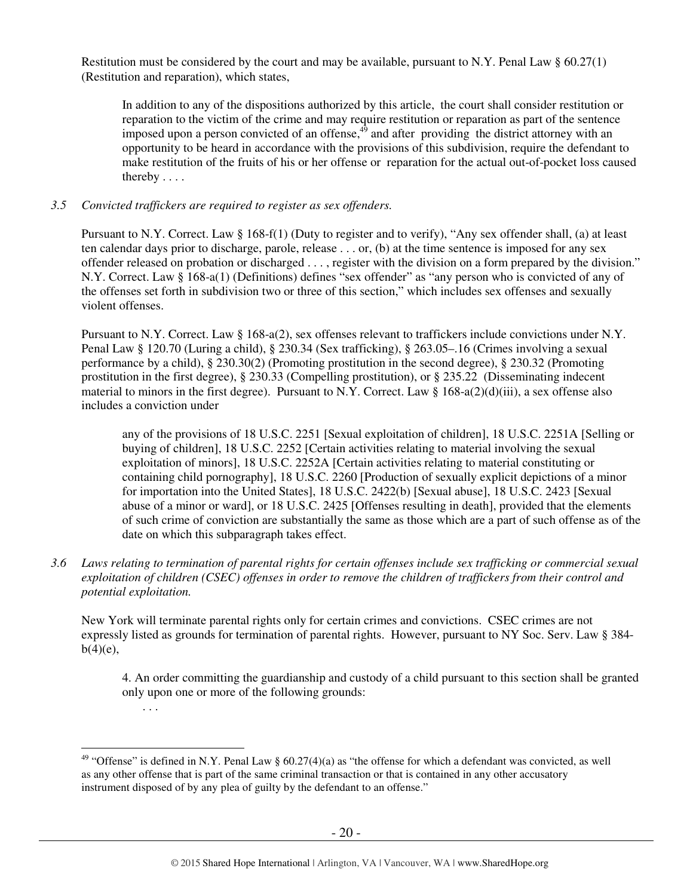Restitution must be considered by the court and may be available, pursuant to N.Y. Penal Law § 60.27(1) (Restitution and reparation), which states,

> In addition to any of the dispositions authorized by this article, the court shall consider restitution or reparation to the victim of the crime and may require restitution or reparation as part of the sentence imposed upon a person convicted of an offense,[49] and after providing the district attorney with an opportunity to be heard in accordance with the provisions of this subdivision, require the defendant to make restitution of the fruits of his or her offense or reparation for the actual out-of-pocket loss caused thereby . . . .

*3.5 Convicted traffickers are required to register as sex offenders.*

Pursuant to N.Y. Correct. Law § 168-f(1) (Duty to register and to verify), "Any sex offender shall, (a) at least ten calendar days prior to discharge, parole, release . . . or, (b) at the time sentence is imposed for any sex offender released on probation or discharged . . . , register with the division on a form prepared by the division." N.Y. Correct. Law § 168-a(1) (Definitions) defines "sex offender" as "any person who is convicted of any of the offenses set forth in subdivision two or three of this section," which includes sex offenses and sexually violent offenses.

Pursuant to N.Y. Correct. Law § 168-a(2), sex offenses relevant to traffickers include convictions under N.Y. Penal Law § 120.70 (Luring a child), § 230.34 (Sex trafficking), § 263.05–.16 (Crimes involving a sexual performance by a child), § 230.30(2) (Promoting prostitution in the second degree), § 230.32 (Promoting prostitution in the first degree), § 230.33 (Compelling prostitution), or § 235.22 (Disseminating indecent material to minors in the first degree). Pursuant to N.Y. Correct. Law § 168-a(2)(d)(iii), a sex offense also includes a conviction under

> any of the provisions of 18 U.S.C. 2251 [Sexual exploitation of children], 18 U.S.C. 2251A [Selling or buying of children], 18 U.S.C. 2252 [Certain activities relating to material involving the sexual exploitation of minors], 18 U.S.C. 2252A [Certain activities relating to material constituting or containing child pornography], 18 U.S.C. 2260 [Production of sexually explicit depictions of a minor for importation into the United States], 18 U.S.C. 2422(b) [Sexual abuse], 18 U.S.C. 2423 [Sexual abuse of a minor or ward], or 18 U.S.C. 2425 [Offenses resulting in death], provided that the elements of such crime of conviction are substantially the same as those which are a part of such offense as of the date on which this subparagraph takes effect.

*3.6 Laws relating to termination of parental rights for certain offenses include sex trafficking or commercial sexual exploitation of children (CSEC) offenses in order to remove the children of traffickers from their control and potential exploitation.*

New York will terminate parental rights only for certain crimes and convictions. CSEC crimes are not expressly listed as grounds for termination of parental rights. However, pursuant to NY Soc. Serv. Law § 384-b(4)(e),

> 4. An order committing the guardianship and custody of a child pursuant to this section shall be granted only upon one or more of the following grounds:
>
> . . .

---

[49] "Offense" is defined in N.Y. Penal Law § 60.27(4)(a) as "the offense for which a defendant was convicted, as well as any other offense that is part of the same criminal transaction or that is contained in any other accusatory instrument disposed of by any plea of guilty by the defendant to an offense."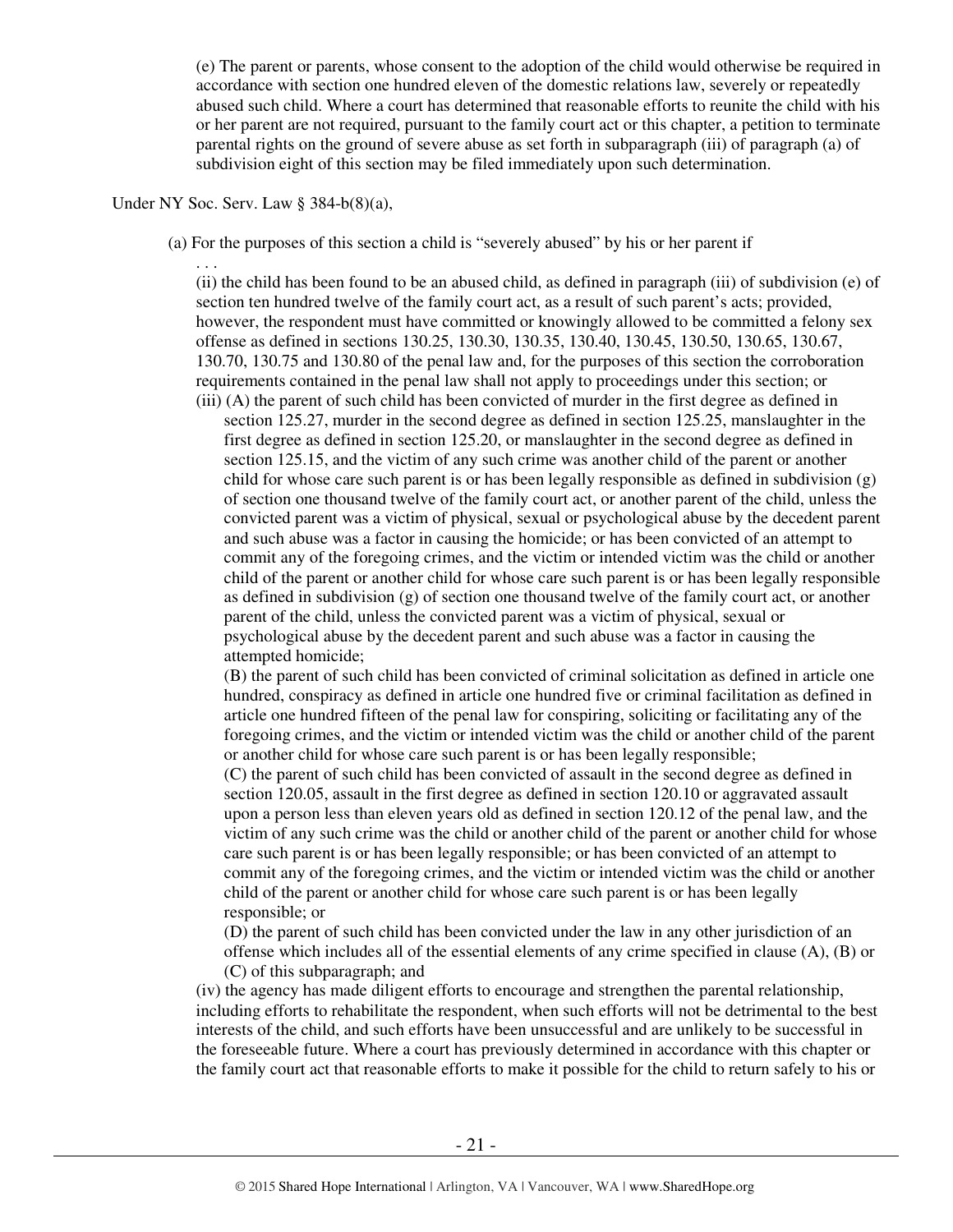(e) The parent or parents, whose consent to the adoption of the child would otherwise be required in accordance with section one hundred eleven of the domestic relations law, severely or repeatedly abused such child. Where a court has determined that reasonable efforts to reunite the child with his or her parent are not required, pursuant to the family court act or this chapter, a petition to terminate parental rights on the ground of severe abuse as set forth in subparagraph (iii) of paragraph (a) of subdivision eight of this section may be filed immediately upon such determination.

Under NY Soc. Serv. Law § 384-b(8)(a),

(a) For the purposes of this section a child is "severely abused" by his or her parent if

. . .

(ii) the child has been found to be an abused child, as defined in paragraph (iii) of subdivision (e) of section ten hundred twelve of the family court act, as a result of such parent's acts; provided, however, the respondent must have committed or knowingly allowed to be committed a felony sex offense as defined in sections 130.25, 130.30, 130.35, 130.40, 130.45, 130.50, 130.65, 130.67, 130.70, 130.75 and 130.80 of the penal law and, for the purposes of this section the corroboration requirements contained in the penal law shall not apply to proceedings under this section; or

(iii) (A) the parent of such child has been convicted of murder in the first degree as defined in section 125.27, murder in the second degree as defined in section 125.25, manslaughter in the first degree as defined in section 125.20, or manslaughter in the second degree as defined in section 125.15, and the victim of any such crime was another child of the parent or another child for whose care such parent is or has been legally responsible as defined in subdivision (g) of section one thousand twelve of the family court act, or another parent of the child, unless the convicted parent was a victim of physical, sexual or psychological abuse by the decedent parent and such abuse was a factor in causing the homicide; or has been convicted of an attempt to commit any of the foregoing crimes, and the victim or intended victim was the child or another child of the parent or another child for whose care such parent is or has been legally responsible as defined in subdivision (g) of section one thousand twelve of the family court act, or another parent of the child, unless the convicted parent was a victim of physical, sexual or psychological abuse by the decedent parent and such abuse was a factor in causing the attempted homicide;

(B) the parent of such child has been convicted of criminal solicitation as defined in article one hundred, conspiracy as defined in article one hundred five or criminal facilitation as defined in article one hundred fifteen of the penal law for conspiring, soliciting or facilitating any of the foregoing crimes, and the victim or intended victim was the child or another child of the parent or another child for whose care such parent is or has been legally responsible;

(C) the parent of such child has been convicted of assault in the second degree as defined in section 120.05, assault in the first degree as defined in section 120.10 or aggravated assault upon a person less than eleven years old as defined in section 120.12 of the penal law, and the victim of any such crime was the child or another child of the parent or another child for whose care such parent is or has been legally responsible; or has been convicted of an attempt to commit any of the foregoing crimes, and the victim or intended victim was the child or another child of the parent or another child for whose care such parent is or has been legally responsible; or

(D) the parent of such child has been convicted under the law in any other jurisdiction of an offense which includes all of the essential elements of any crime specified in clause (A), (B) or (C) of this subparagraph; and

(iv) the agency has made diligent efforts to encourage and strengthen the parental relationship, including efforts to rehabilitate the respondent, when such efforts will not be detrimental to the best interests of the child, and such efforts have been unsuccessful and are unlikely to be successful in the foreseeable future. Where a court has previously determined in accordance with this chapter or the family court act that reasonable efforts to make it possible for the child to return safely to his or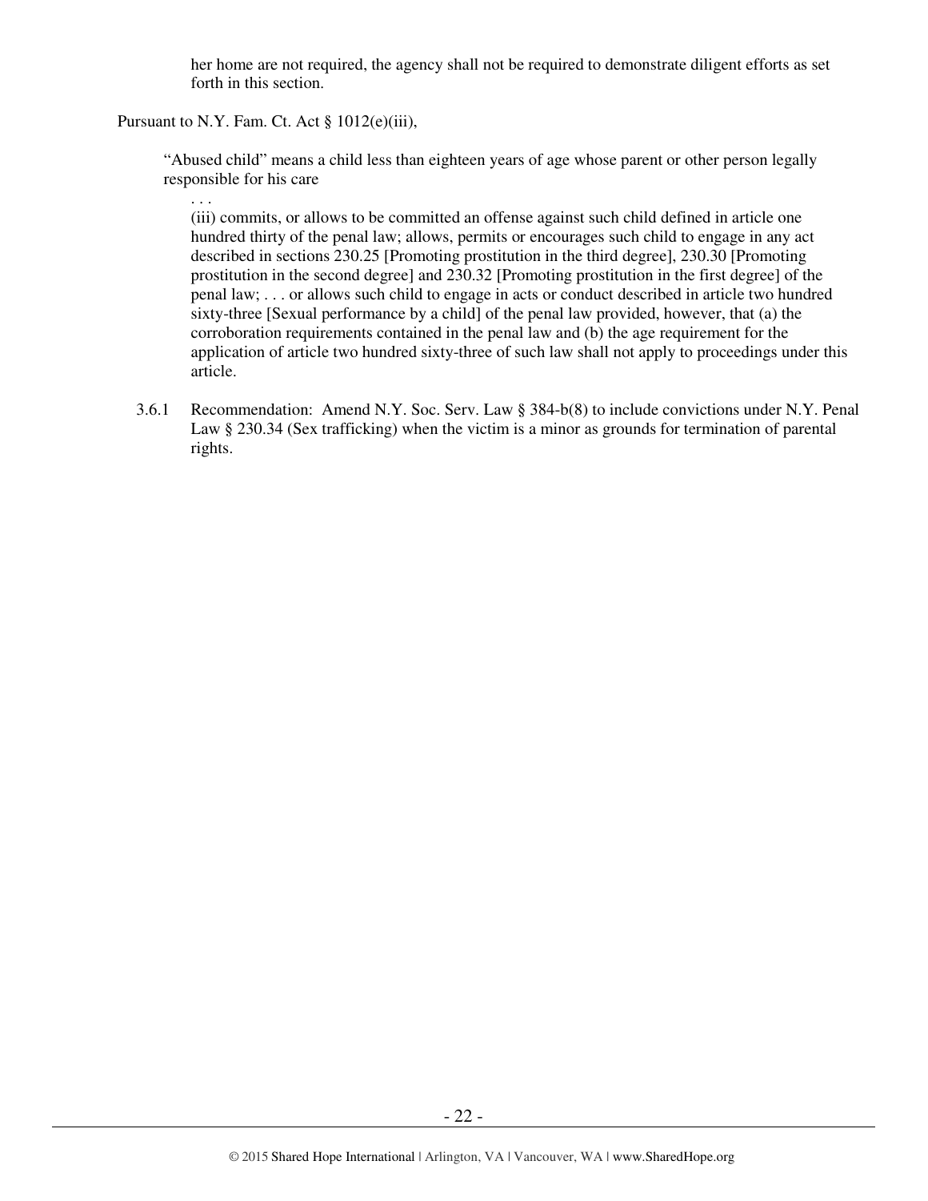her home are not required, the agency shall not be required to demonstrate diligent efforts as set forth in this section.

Pursuant to N.Y. Fam. Ct. Act § 1012(e)(iii),

> "Abused child" means a child less than eighteen years of age whose parent or other person legally responsible for his care
>
> . . .
>
> (iii) commits, or allows to be committed an offense against such child defined in article one hundred thirty of the penal law; allows, permits or encourages such child to engage in any act described in sections 230.25 [Promoting prostitution in the third degree], 230.30 [Promoting prostitution in the second degree] and 230.32 [Promoting prostitution in the first degree] of the penal law; . . . or allows such child to engage in acts or conduct described in article two hundred sixty-three [Sexual performance by a child] of the penal law provided, however, that (a) the corroboration requirements contained in the penal law and (b) the age requirement for the application of article two hundred sixty-three of such law shall not apply to proceedings under this article.

3.6.1 Recommendation: Amend N.Y. Soc. Serv. Law § 384-b(8) to include convictions under N.Y. Penal Law § 230.34 (Sex trafficking) when the victim is a minor as grounds for termination of parental rights.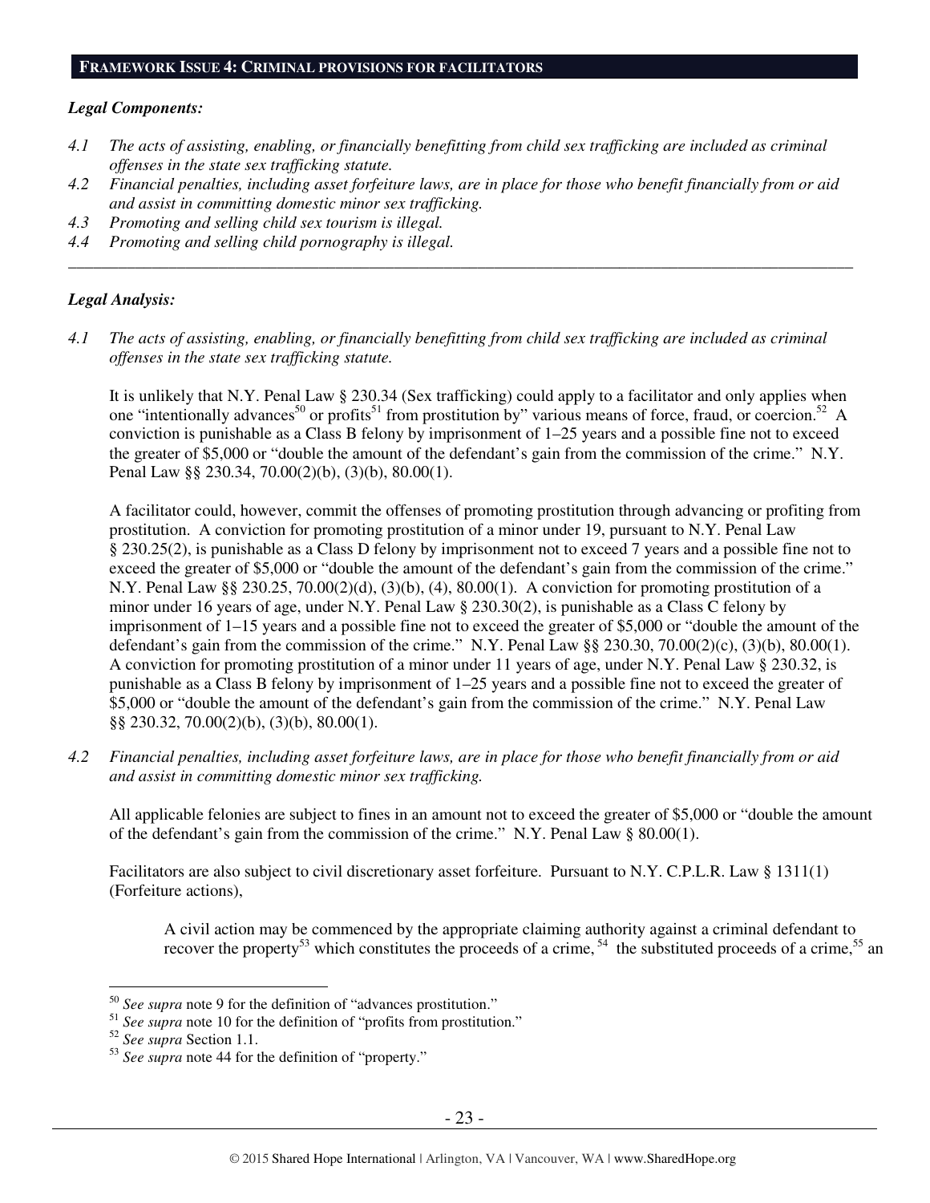## FRAMEWORK ISSUE 4: CRIMINAL PROVISIONS FOR FACILITATORS

***Legal Components:***

*4.1 The acts of assisting, enabling, or financially benefitting from child sex trafficking are included as criminal offenses in the state sex trafficking statute.*

*4.2 Financial penalties, including asset forfeiture laws, are in place for those who benefit financially from or aid and assist in committing domestic minor sex trafficking.*

*4.3 Promoting and selling child sex tourism is illegal.*

*4.4 Promoting and selling child pornography is illegal.*

---

***Legal Analysis:***

*4.1 The acts of assisting, enabling, or financially benefitting from child sex trafficking are included as criminal offenses in the state sex trafficking statute.*

It is unlikely that N.Y. Penal Law § 230.34 (Sex trafficking) could apply to a facilitator and only applies when one "intentionally advances[50] or profits[51] from prostitution by" various means of force, fraud, or coercion.[52] A conviction is punishable as a Class B felony by imprisonment of 1–25 years and a possible fine not to exceed the greater of $5,000 or "double the amount of the defendant's gain from the commission of the crime." N.Y. Penal Law §§ 230.34, 70.00(2)(b), (3)(b), 80.00(1).

A facilitator could, however, commit the offenses of promoting prostitution through advancing or profiting from prostitution. A conviction for promoting prostitution of a minor under 19, pursuant to N.Y. Penal Law § 230.25(2), is punishable as a Class D felony by imprisonment not to exceed 7 years and a possible fine not to exceed the greater of $5,000 or "double the amount of the defendant's gain from the commission of the crime." N.Y. Penal Law §§ 230.25, 70.00(2)(d), (3)(b), (4), 80.00(1). A conviction for promoting prostitution of a minor under 16 years of age, under N.Y. Penal Law § 230.30(2), is punishable as a Class C felony by imprisonment of 1–15 years and a possible fine not to exceed the greater of $5,000 or "double the amount of the defendant's gain from the commission of the crime." N.Y. Penal Law §§ 230.30, 70.00(2)(c), (3)(b), 80.00(1). A conviction for promoting prostitution of a minor under 11 years of age, under N.Y. Penal Law § 230.32, is punishable as a Class B felony by imprisonment of 1–25 years and a possible fine not to exceed the greater of $5,000 or "double the amount of the defendant's gain from the commission of the crime." N.Y. Penal Law §§ 230.32, 70.00(2)(b), (3)(b), 80.00(1).

*4.2 Financial penalties, including asset forfeiture laws, are in place for those who benefit financially from or aid and assist in committing domestic minor sex trafficking.*

All applicable felonies are subject to fines in an amount not to exceed the greater of $5,000 or "double the amount of the defendant's gain from the commission of the crime." N.Y. Penal Law § 80.00(1).

Facilitators are also subject to civil discretionary asset forfeiture. Pursuant to N.Y. C.P.L.R. Law § 1311(1) (Forfeiture actions),

> A civil action may be commenced by the appropriate claiming authority against a criminal defendant to recover the property[53] which constitutes the proceeds of a crime,[54] the substituted proceeds of a crime,[55] an

---

[50] *See supra* note 9 for the definition of "advances prostitution."

[51] *See supra* note 10 for the definition of "profits from prostitution."

[52] *See supra* Section 1.1.

[53] *See supra* note 44 for the definition of "property."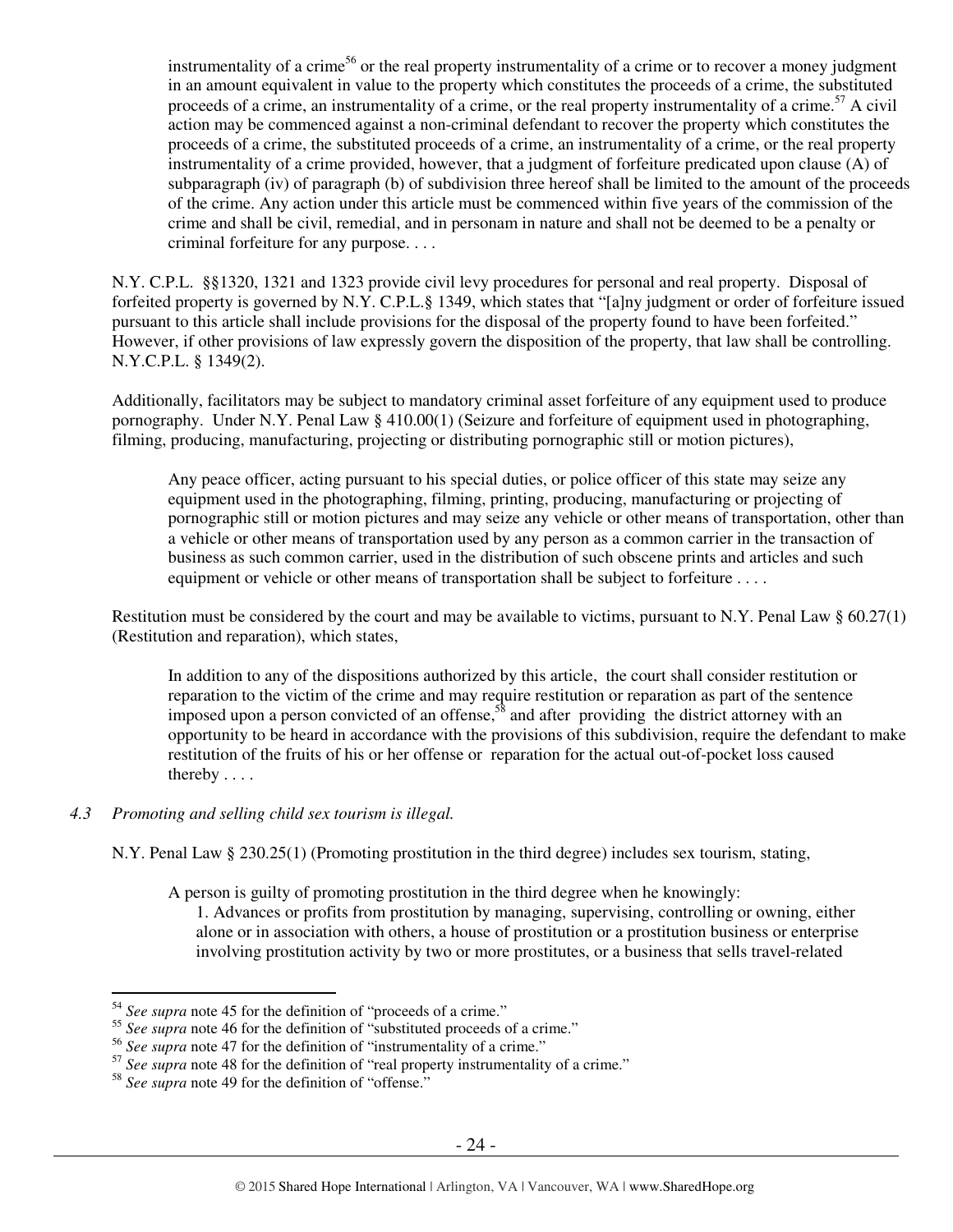instrumentality of a crime[56] or the real property instrumentality of a crime or to recover a money judgment in an amount equivalent in value to the property which constitutes the proceeds of a crime, the substituted proceeds of a crime, an instrumentality of a crime, or the real property instrumentality of a crime.[57] A civil action may be commenced against a non-criminal defendant to recover the property which constitutes the proceeds of a crime, the substituted proceeds of a crime, an instrumentality of a crime, or the real property instrumentality of a crime provided, however, that a judgment of forfeiture predicated upon clause (A) of subparagraph (iv) of paragraph (b) of subdivision three hereof shall be limited to the amount of the proceeds of the crime. Any action under this article must be commenced within five years of the commission of the crime and shall be civil, remedial, and in personam in nature and shall not be deemed to be a penalty or criminal forfeiture for any purpose. . . .

N.Y. C.P.L. §§1320, 1321 and 1323 provide civil levy procedures for personal and real property. Disposal of forfeited property is governed by N.Y. C.P.L.§ 1349, which states that "[a]ny judgment or order of forfeiture issued pursuant to this article shall include provisions for the disposal of the property found to have been forfeited." However, if other provisions of law expressly govern the disposition of the property, that law shall be controlling. N.Y.C.P.L. § 1349(2).

Additionally, facilitators may be subject to mandatory criminal asset forfeiture of any equipment used to produce pornography. Under N.Y. Penal Law § 410.00(1) (Seizure and forfeiture of equipment used in photographing, filming, producing, manufacturing, projecting or distributing pornographic still or motion pictures),

> Any peace officer, acting pursuant to his special duties, or police officer of this state may seize any equipment used in the photographing, filming, printing, producing, manufacturing or projecting of pornographic still or motion pictures and may seize any vehicle or other means of transportation, other than a vehicle or other means of transportation used by any person as a common carrier in the transaction of business as such common carrier, used in the distribution of such obscene prints and articles and such equipment or vehicle or other means of transportation shall be subject to forfeiture . . . .

Restitution must be considered by the court and may be available to victims, pursuant to N.Y. Penal Law § 60.27(1) (Restitution and reparation), which states,

> In addition to any of the dispositions authorized by this article, the court shall consider restitution or reparation to the victim of the crime and may require restitution or reparation as part of the sentence imposed upon a person convicted of an offense,[58] and after providing the district attorney with an opportunity to be heard in accordance with the provisions of this subdivision, require the defendant to make restitution of the fruits of his or her offense or reparation for the actual out-of-pocket loss caused thereby . . . .

*4.3 Promoting and selling child sex tourism is illegal.*

N.Y. Penal Law § 230.25(1) (Promoting prostitution in the third degree) includes sex tourism, stating,

> A person is guilty of promoting prostitution in the third degree when he knowingly:
> 1. Advances or profits from prostitution by managing, supervising, controlling or owning, either alone or in association with others, a house of prostitution or a prostitution business or enterprise involving prostitution activity by two or more prostitutes, or a business that sells travel-related

---

[54] *See supra* note 45 for the definition of "proceeds of a crime."
[55] *See supra* note 46 for the definition of "substituted proceeds of a crime."
[56] *See supra* note 47 for the definition of "instrumentality of a crime."
[57] *See supra* note 48 for the definition of "real property instrumentality of a crime."
[58] *See supra* note 49 for the definition of "offense."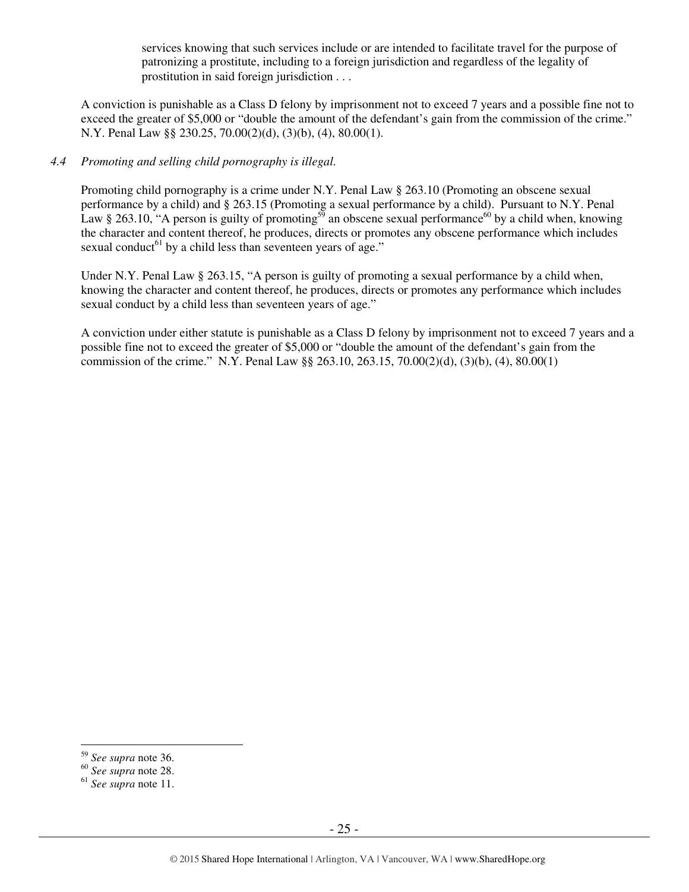services knowing that such services include or are intended to facilitate travel for the purpose of patronizing a prostitute, including to a foreign jurisdiction and regardless of the legality of prostitution in said foreign jurisdiction . . .

A conviction is punishable as a Class D felony by imprisonment not to exceed 7 years and a possible fine not to exceed the greater of $5,000 or "double the amount of the defendant's gain from the commission of the crime." N.Y. Penal Law §§ 230.25, 70.00(2)(d), (3)(b), (4), 80.00(1).

*4.4 Promoting and selling child pornography is illegal.*

Promoting child pornography is a crime under N.Y. Penal Law § 263.10 (Promoting an obscene sexual performance by a child) and § 263.15 (Promoting a sexual performance by a child). Pursuant to N.Y. Penal Law § 263.10, "A person is guilty of promoting[59] an obscene sexual performance[60] by a child when, knowing the character and content thereof, he produces, directs or promotes any obscene performance which includes sexual conduct[61] by a child less than seventeen years of age."

Under N.Y. Penal Law § 263.15, "A person is guilty of promoting a sexual performance by a child when, knowing the character and content thereof, he produces, directs or promotes any performance which includes sexual conduct by a child less than seventeen years of age."

A conviction under either statute is punishable as a Class D felony by imprisonment not to exceed 7 years and a possible fine not to exceed the greater of $5,000 or "double the amount of the defendant's gain from the commission of the crime." N.Y. Penal Law §§ 263.10, 263.15, 70.00(2)(d), (3)(b), (4), 80.00(1)

---

[59] *See supra* note 36.

[60] *See supra* note 28.

[61] *See supra* note 11.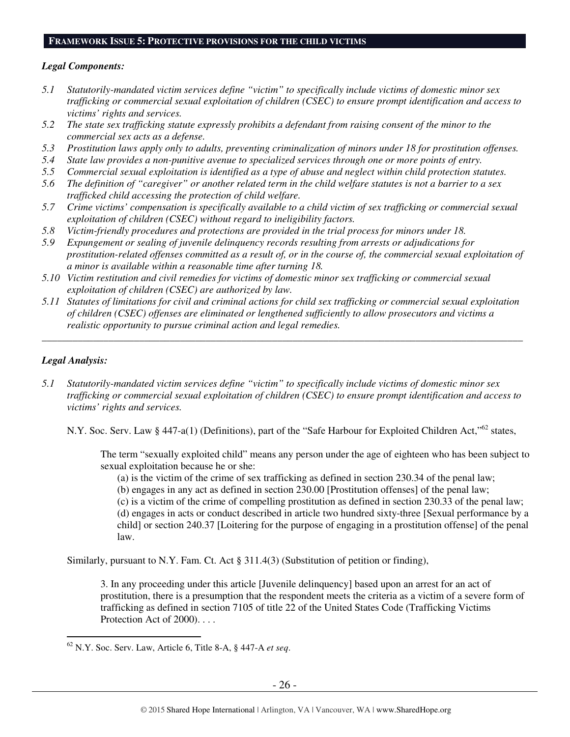## FRAMEWORK ISSUE 5: PROTECTIVE PROVISIONS FOR THE CHILD VICTIMS

***Legal Components:***

*5.1 Statutorily-mandated victim services define "victim" to specifically include victims of domestic minor sex trafficking or commercial sexual exploitation of children (CSEC) to ensure prompt identification and access to victims' rights and services.*

*5.2 The state sex trafficking statute expressly prohibits a defendant from raising consent of the minor to the commercial sex acts as a defense.*

*5.3 Prostitution laws apply only to adults, preventing criminalization of minors under 18 for prostitution offenses.*

*5.4 State law provides a non-punitive avenue to specialized services through one or more points of entry.*

*5.5 Commercial sexual exploitation is identified as a type of abuse and neglect within child protection statutes.*

*5.6 The definition of "caregiver" or another related term in the child welfare statutes is not a barrier to a sex trafficked child accessing the protection of child welfare.*

*5.7 Crime victims' compensation is specifically available to a child victim of sex trafficking or commercial sexual exploitation of children (CSEC) without regard to ineligibility factors.*

*5.8 Victim-friendly procedures and protections are provided in the trial process for minors under 18.*

*5.9 Expungement or sealing of juvenile delinquency records resulting from arrests or adjudications for prostitution-related offenses committed as a result of, or in the course of, the commercial sexual exploitation of a minor is available within a reasonable time after turning 18.*

*5.10 Victim restitution and civil remedies for victims of domestic minor sex trafficking or commercial sexual exploitation of children (CSEC) are authorized by law.*

*5.11 Statutes of limitations for civil and criminal actions for child sex trafficking or commercial sexual exploitation of children (CSEC) offenses are eliminated or lengthened sufficiently to allow prosecutors and victims a realistic opportunity to pursue criminal action and legal remedies.*

---

***Legal Analysis:***

*5.1 Statutorily-mandated victim services define "victim" to specifically include victims of domestic minor sex trafficking or commercial sexual exploitation of children (CSEC) to ensure prompt identification and access to victims' rights and services.*

N.Y. Soc. Serv. Law § 447-a(1) (Definitions), part of the "Safe Harbour for Exploited Children Act,"[62] states,

> The term "sexually exploited child" means any person under the age of eighteen who has been subject to sexual exploitation because he or she:
>
> (a) is the victim of the crime of sex trafficking as defined in section 230.34 of the penal law;
> (b) engages in any act as defined in section 230.00 [Prostitution offenses] of the penal law;
> (c) is a victim of the crime of compelling prostitution as defined in section 230.33 of the penal law;
> (d) engages in acts or conduct described in article two hundred sixty-three [Sexual performance by a child] or section 240.37 [Loitering for the purpose of engaging in a prostitution offense] of the penal law.

Similarly, pursuant to N.Y. Fam. Ct. Act § 311.4(3) (Substitution of petition or finding),

> 3. In any proceeding under this article [Juvenile delinquency] based upon an arrest for an act of prostitution, there is a presumption that the respondent meets the criteria as a victim of a severe form of trafficking as defined in section 7105 of title 22 of the United States Code (Trafficking Victims Protection Act of 2000). . . .

---

[62] N.Y. Soc. Serv. Law, Article 6, Title 8-A, § 447-A *et seq*.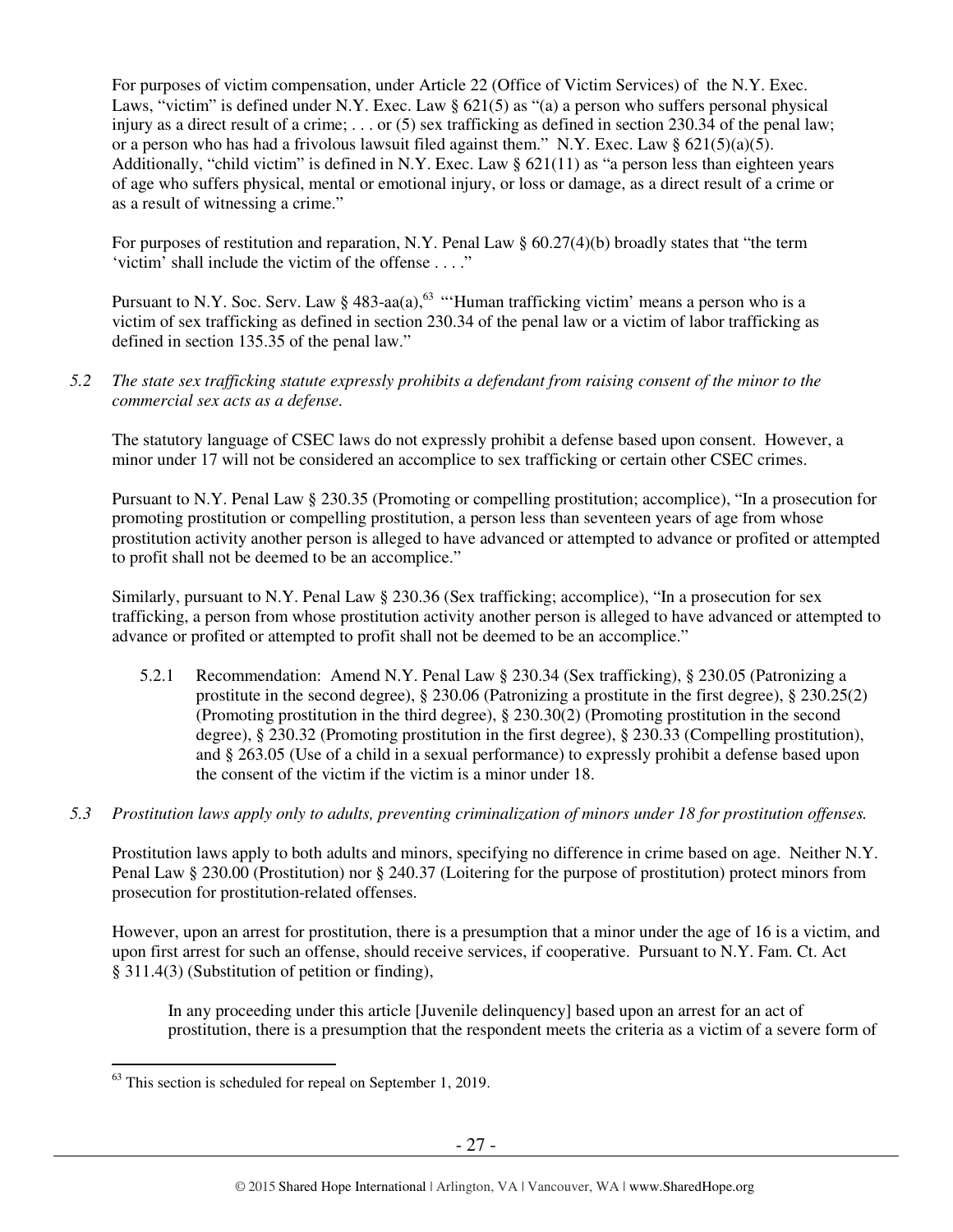For purposes of victim compensation, under Article 22 (Office of Victim Services) of the N.Y. Exec. Laws, "victim" is defined under N.Y. Exec. Law § 621(5) as "(a) a person who suffers personal physical injury as a direct result of a crime; . . . or (5) sex trafficking as defined in section 230.34 of the penal law; or a person who has had a frivolous lawsuit filed against them." N.Y. Exec. Law § 621(5)(a)(5). Additionally, "child victim" is defined in N.Y. Exec. Law § 621(11) as "a person less than eighteen years of age who suffers physical, mental or emotional injury, or loss or damage, as a direct result of a crime or as a result of witnessing a crime."

For purposes of restitution and reparation, N.Y. Penal Law § 60.27(4)(b) broadly states that "the term 'victim' shall include the victim of the offense . . . ."

Pursuant to N.Y. Soc. Serv. Law § 483-aa(a),[63] "'Human trafficking victim' means a person who is a victim of sex trafficking as defined in section 230.34 of the penal law or a victim of labor trafficking as defined in section 135.35 of the penal law."

*5.2 The state sex trafficking statute expressly prohibits a defendant from raising consent of the minor to the commercial sex acts as a defense.*

The statutory language of CSEC laws do not expressly prohibit a defense based upon consent. However, a minor under 17 will not be considered an accomplice to sex trafficking or certain other CSEC crimes.

Pursuant to N.Y. Penal Law § 230.35 (Promoting or compelling prostitution; accomplice), "In a prosecution for promoting prostitution or compelling prostitution, a person less than seventeen years of age from whose prostitution activity another person is alleged to have advanced or attempted to advance or profited or attempted to profit shall not be deemed to be an accomplice."

Similarly, pursuant to N.Y. Penal Law § 230.36 (Sex trafficking; accomplice), "In a prosecution for sex trafficking, a person from whose prostitution activity another person is alleged to have advanced or attempted to advance or profited or attempted to profit shall not be deemed to be an accomplice."

5.2.1 Recommendation: Amend N.Y. Penal Law § 230.34 (Sex trafficking), § 230.05 (Patronizing a prostitute in the second degree), § 230.06 (Patronizing a prostitute in the first degree), § 230.25(2) (Promoting prostitution in the third degree), § 230.30(2) (Promoting prostitution in the second degree), § 230.32 (Promoting prostitution in the first degree), § 230.33 (Compelling prostitution), and § 263.05 (Use of a child in a sexual performance) to expressly prohibit a defense based upon the consent of the victim if the victim is a minor under 18.

*5.3 Prostitution laws apply only to adults, preventing criminalization of minors under 18 for prostitution offenses.*

Prostitution laws apply to both adults and minors, specifying no difference in crime based on age. Neither N.Y. Penal Law § 230.00 (Prostitution) nor § 240.37 (Loitering for the purpose of prostitution) protect minors from prosecution for prostitution-related offenses.

However, upon an arrest for prostitution, there is a presumption that a minor under the age of 16 is a victim, and upon first arrest for such an offense, should receive services, if cooperative. Pursuant to N.Y. Fam. Ct. Act § 311.4(3) (Substitution of petition or finding),

> In any proceeding under this article [Juvenile delinquency] based upon an arrest for an act of prostitution, there is a presumption that the respondent meets the criteria as a victim of a severe form of

[63] This section is scheduled for repeal on September 1, 2019.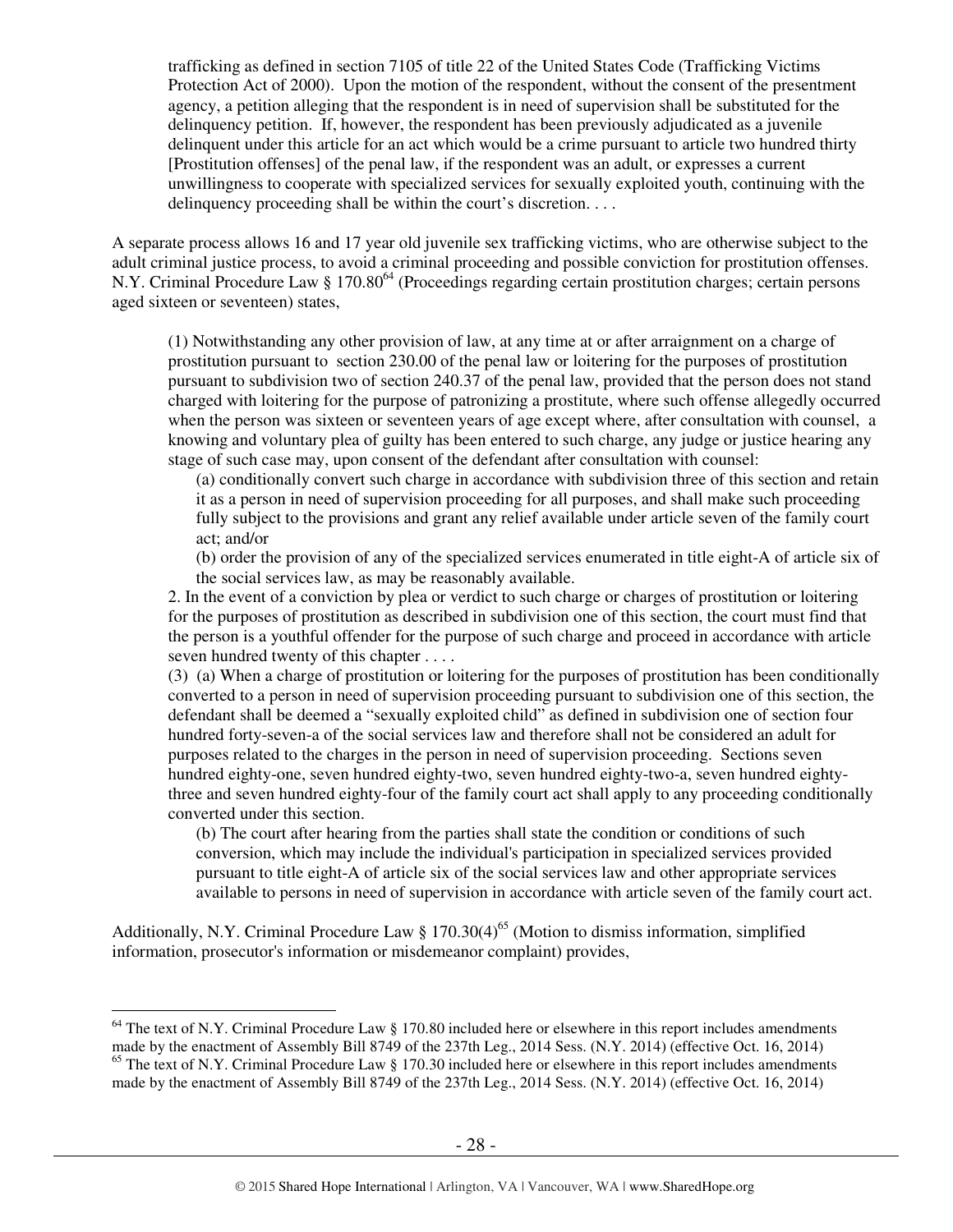> trafficking as defined in section 7105 of title 22 of the United States Code (Trafficking Victims Protection Act of 2000). Upon the motion of the respondent, without the consent of the presentment agency, a petition alleging that the respondent is in need of supervision shall be substituted for the delinquency petition. If, however, the respondent has been previously adjudicated as a juvenile delinquent under this article for an act which would be a crime pursuant to article two hundred thirty [Prostitution offenses] of the penal law, if the respondent was an adult, or expresses a current unwillingness to cooperate with specialized services for sexually exploited youth, continuing with the delinquency proceeding shall be within the court's discretion. . . .

A separate process allows 16 and 17 year old juvenile sex trafficking victims, who are otherwise subject to the adult criminal justice process, to avoid a criminal proceeding and possible conviction for prostitution offenses. N.Y. Criminal Procedure Law § 170.80[64] (Proceedings regarding certain prostitution charges; certain persons aged sixteen or seventeen) states,

> (1) Notwithstanding any other provision of law, at any time at or after arraignment on a charge of prostitution pursuant to section 230.00 of the penal law or loitering for the purposes of prostitution pursuant to subdivision two of section 240.37 of the penal law, provided that the person does not stand charged with loitering for the purpose of patronizing a prostitute, where such offense allegedly occurred when the person was sixteen or seventeen years of age except where, after consultation with counsel, a knowing and voluntary plea of guilty has been entered to such charge, any judge or justice hearing any stage of such case may, upon consent of the defendant after consultation with counsel:
>
> > (a) conditionally convert such charge in accordance with subdivision three of this section and retain it as a person in need of supervision proceeding for all purposes, and shall make such proceeding fully subject to the provisions and grant any relief available under article seven of the family court act; and/or
> >
> > (b) order the provision of any of the specialized services enumerated in title eight-A of article six of the social services law, as may be reasonably available.
>
> 2. In the event of a conviction by plea or verdict to such charge or charges of prostitution or loitering for the purposes of prostitution as described in subdivision one of this section, the court must find that the person is a youthful offender for the purpose of such charge and proceed in accordance with article seven hundred twenty of this chapter . . . .
>
> (3) (a) When a charge of prostitution or loitering for the purposes of prostitution has been conditionally converted to a person in need of supervision proceeding pursuant to subdivision one of this section, the defendant shall be deemed a "sexually exploited child" as defined in subdivision one of section four hundred forty-seven-a of the social services law and therefore shall not be considered an adult for purposes related to the charges in the person in need of supervision proceeding. Sections seven hundred eighty-one, seven hundred eighty-two, seven hundred eighty-two-a, seven hundred eighty-three and seven hundred eighty-four of the family court act shall apply to any proceeding conditionally converted under this section.
>
> > (b) The court after hearing from the parties shall state the condition or conditions of such conversion, which may include the individual's participation in specialized services provided pursuant to title eight-A of article six of the social services law and other appropriate services available to persons in need of supervision in accordance with article seven of the family court act.

Additionally, N.Y. Criminal Procedure Law § 170.30(4)[65] (Motion to dismiss information, simplified information, prosecutor's information or misdemeanor complaint) provides,

---

[64] The text of N.Y. Criminal Procedure Law § 170.80 included here or elsewhere in this report includes amendments made by the enactment of Assembly Bill 8749 of the 237th Leg., 2014 Sess. (N.Y. 2014) (effective Oct. 16, 2014)

[65] The text of N.Y. Criminal Procedure Law § 170.30 included here or elsewhere in this report includes amendments made by the enactment of Assembly Bill 8749 of the 237th Leg., 2014 Sess. (N.Y. 2014) (effective Oct. 16, 2014)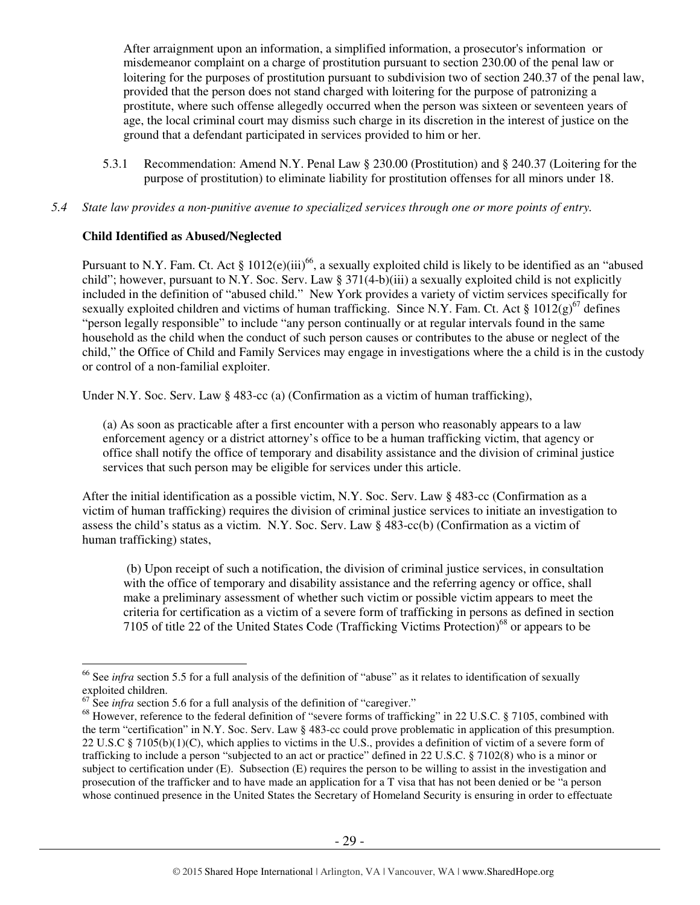After arraignment upon an information, a simplified information, a prosecutor's information or misdemeanor complaint on a charge of prostitution pursuant to section 230.00 of the penal law or loitering for the purposes of prostitution pursuant to subdivision two of section 240.37 of the penal law, provided that the person does not stand charged with loitering for the purpose of patronizing a prostitute, where such offense allegedly occurred when the person was sixteen or seventeen years of age, the local criminal court may dismiss such charge in its discretion in the interest of justice on the ground that a defendant participated in services provided to him or her.

5.3.1 Recommendation: Amend N.Y. Penal Law § 230.00 (Prostitution) and § 240.37 (Loitering for the purpose of prostitution) to eliminate liability for prostitution offenses for all minors under 18.

*5.4 State law provides a non-punitive avenue to specialized services through one or more points of entry.*

**Child Identified as Abused/Neglected**

Pursuant to N.Y. Fam. Ct. Act § 1012(e)(iii)[66], a sexually exploited child is likely to be identified as an "abused child"; however, pursuant to N.Y. Soc. Serv. Law § 371(4-b)(iii) a sexually exploited child is not explicitly included in the definition of "abused child." New York provides a variety of victim services specifically for sexually exploited children and victims of human trafficking. Since N.Y. Fam. Ct. Act § 1012(g)[67] defines "person legally responsible" to include "any person continually or at regular intervals found in the same household as the child when the conduct of such person causes or contributes to the abuse or neglect of the child," the Office of Child and Family Services may engage in investigations where the a child is in the custody or control of a non-familial exploiter.

Under N.Y. Soc. Serv. Law § 483-cc (a) (Confirmation as a victim of human trafficking),

> (a) As soon as practicable after a first encounter with a person who reasonably appears to a law enforcement agency or a district attorney's office to be a human trafficking victim, that agency or office shall notify the office of temporary and disability assistance and the division of criminal justice services that such person may be eligible for services under this article.

After the initial identification as a possible victim, N.Y. Soc. Serv. Law § 483-cc (Confirmation as a victim of human trafficking) requires the division of criminal justice services to initiate an investigation to assess the child's status as a victim. N.Y. Soc. Serv. Law § 483-cc(b) (Confirmation as a victim of human trafficking) states,

> (b) Upon receipt of such a notification, the division of criminal justice services, in consultation with the office of temporary and disability assistance and the referring agency or office, shall make a preliminary assessment of whether such victim or possible victim appears to meet the criteria for certification as a victim of a severe form of trafficking in persons as defined in section 7105 of title 22 of the United States Code (Trafficking Victims Protection)[68] or appears to be

---

[66] See *infra* section 5.5 for a full analysis of the definition of "abuse" as it relates to identification of sexually exploited children.

[67] See *infra* section 5.6 for a full analysis of the definition of "caregiver."

[68] However, reference to the federal definition of "severe forms of trafficking" in 22 U.S.C. § 7105, combined with the term "certification" in N.Y. Soc. Serv. Law § 483-cc could prove problematic in application of this presumption. 22 U.S.C § 7105(b)(1)(C), which applies to victims in the U.S., provides a definition of victim of a severe form of trafficking to include a person "subjected to an act or practice" defined in 22 U.S.C. § 7102(8) who is a minor or subject to certification under (E). Subsection (E) requires the person to be willing to assist in the investigation and prosecution of the trafficker and to have made an application for a T visa that has not been denied or be "a person whose continued presence in the United States the Secretary of Homeland Security is ensuring in order to effectuate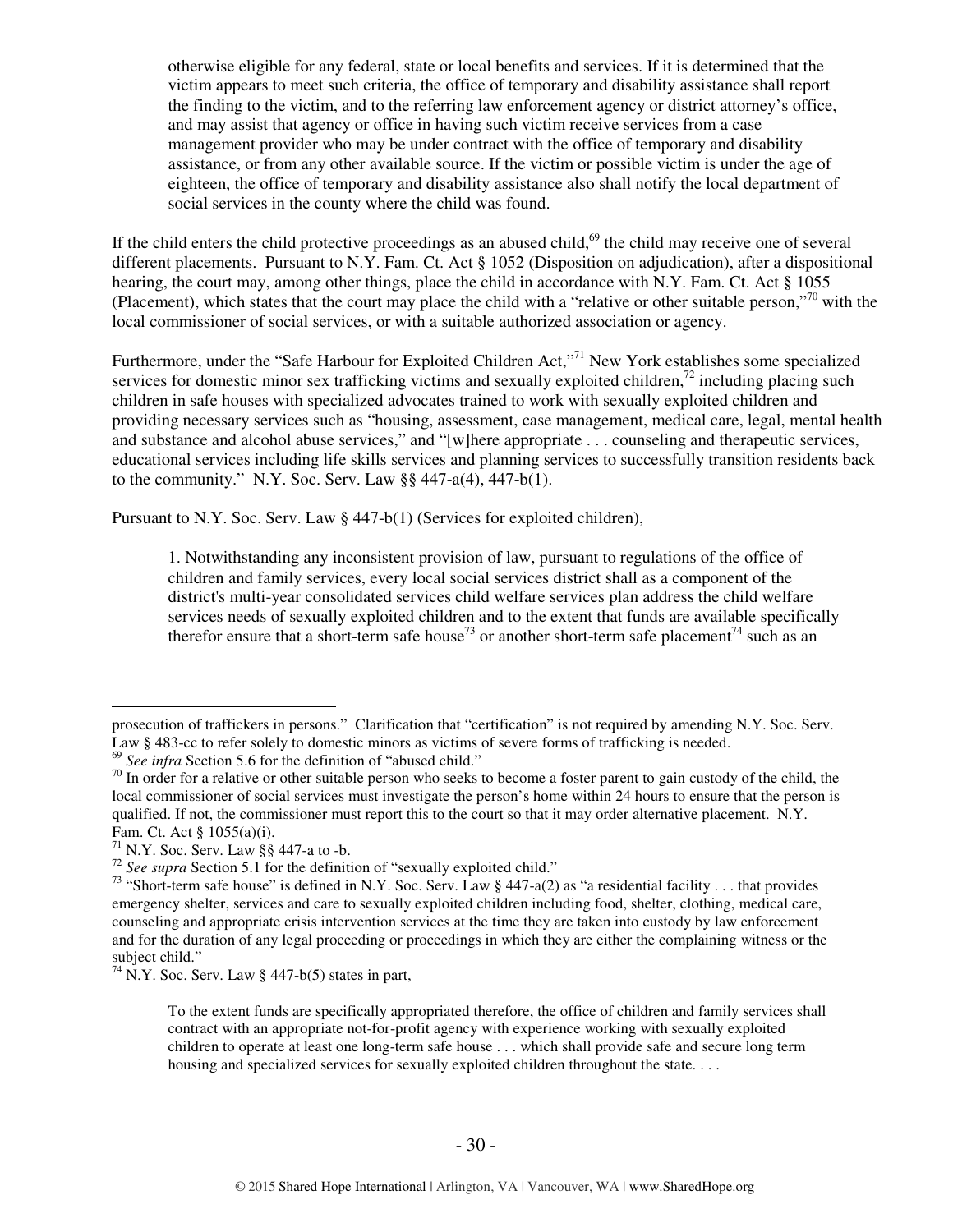> otherwise eligible for any federal, state or local benefits and services. If it is determined that the victim appears to meet such criteria, the office of temporary and disability assistance shall report the finding to the victim, and to the referring law enforcement agency or district attorney's office, and may assist that agency or office in having such victim receive services from a case management provider who may be under contract with the office of temporary and disability assistance, or from any other available source. If the victim or possible victim is under the age of eighteen, the office of temporary and disability assistance also shall notify the local department of social services in the county where the child was found.

If the child enters the child protective proceedings as an abused child,[69] the child may receive one of several different placements. Pursuant to N.Y. Fam. Ct. Act § 1052 (Disposition on adjudication), after a dispositional hearing, the court may, among other things, place the child in accordance with N.Y. Fam. Ct. Act § 1055 (Placement), which states that the court may place the child with a "relative or other suitable person,"[70] with the local commissioner of social services, or with a suitable authorized association or agency.

Furthermore, under the "Safe Harbour for Exploited Children Act,"[71] New York establishes some specialized services for domestic minor sex trafficking victims and sexually exploited children,[72] including placing such children in safe houses with specialized advocates trained to work with sexually exploited children and providing necessary services such as "housing, assessment, case management, medical care, legal, mental health and substance and alcohol abuse services," and "[w]here appropriate . . . counseling and therapeutic services, educational services including life skills services and planning services to successfully transition residents back to the community." N.Y. Soc. Serv. Law §§ 447-a(4), 447-b(1).

Pursuant to N.Y. Soc. Serv. Law § 447-b(1) (Services for exploited children),

> 1. Notwithstanding any inconsistent provision of law, pursuant to regulations of the office of children and family services, every local social services district shall as a component of the district's multi-year consolidated services child welfare services plan address the child welfare services needs of sexually exploited children and to the extent that funds are available specifically therefor ensure that a short-term safe house[73] or another short-term safe placement[74] such as an

---

prosecution of traffickers in persons." Clarification that "certification" is not required by amending N.Y. Soc. Serv. Law § 483-cc to refer solely to domestic minors as victims of severe forms of trafficking is needed.

[69] *See infra* Section 5.6 for the definition of "abused child."

[70] In order for a relative or other suitable person who seeks to become a foster parent to gain custody of the child, the local commissioner of social services must investigate the person's home within 24 hours to ensure that the person is qualified. If not, the commissioner must report this to the court so that it may order alternative placement. N.Y. Fam. Ct. Act § 1055(a)(i).

[71] N.Y. Soc. Serv. Law §§ 447-a to -b.

[72] *See supra* Section 5.1 for the definition of "sexually exploited child."

[73] "Short-term safe house" is defined in N.Y. Soc. Serv. Law § 447-a(2) as "a residential facility . . . that provides emergency shelter, services and care to sexually exploited children including food, shelter, clothing, medical care, counseling and appropriate crisis intervention services at the time they are taken into custody by law enforcement and for the duration of any legal proceeding or proceedings in which they are either the complaining witness or the subject child."

[74] N.Y. Soc. Serv. Law § 447-b(5) states in part,

> To the extent funds are specifically appropriated therefore, the office of children and family services shall contract with an appropriate not-for-profit agency with experience working with sexually exploited children to operate at least one long-term safe house . . . which shall provide safe and secure long term housing and specialized services for sexually exploited children throughout the state. . . .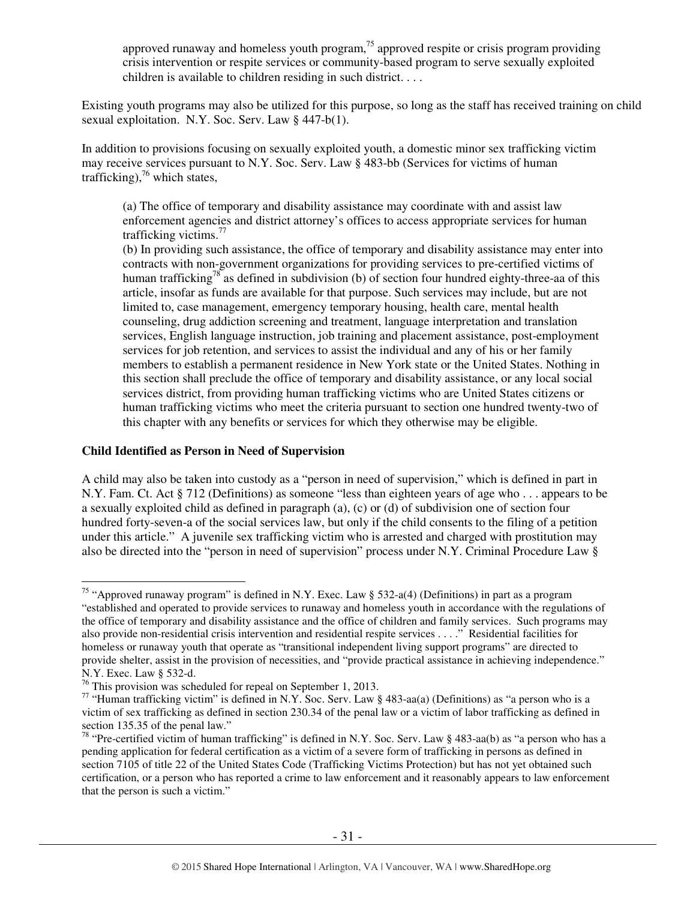> approved runaway and homeless youth program,[75] approved respite or crisis program providing crisis intervention or respite services or community-based program to serve sexually exploited children is available to children residing in such district. . . .

Existing youth programs may also be utilized for this purpose, so long as the staff has received training on child sexual exploitation. N.Y. Soc. Serv. Law § 447-b(1).

In addition to provisions focusing on sexually exploited youth, a domestic minor sex trafficking victim may receive services pursuant to N.Y. Soc. Serv. Law § 483-bb (Services for victims of human trafficking),[76] which states,

> (a) The office of temporary and disability assistance may coordinate with and assist law enforcement agencies and district attorney's offices to access appropriate services for human trafficking victims.[77]
>
> (b) In providing such assistance, the office of temporary and disability assistance may enter into contracts with non-government organizations for providing services to pre-certified victims of human trafficking[78] as defined in subdivision (b) of section four hundred eighty-three-aa of this article, insofar as funds are available for that purpose. Such services may include, but are not limited to, case management, emergency temporary housing, health care, mental health counseling, drug addiction screening and treatment, language interpretation and translation services, English language instruction, job training and placement assistance, post-employment services for job retention, and services to assist the individual and any of his or her family members to establish a permanent residence in New York state or the United States. Nothing in this section shall preclude the office of temporary and disability assistance, or any local social services district, from providing human trafficking victims who are United States citizens or human trafficking victims who meet the criteria pursuant to section one hundred twenty-two of this chapter with any benefits or services for which they otherwise may be eligible.

**Child Identified as Person in Need of Supervision**

A child may also be taken into custody as a "person in need of supervision," which is defined in part in N.Y. Fam. Ct. Act § 712 (Definitions) as someone "less than eighteen years of age who . . . appears to be a sexually exploited child as defined in paragraph (a), (c) or (d) of subdivision one of section four hundred forty-seven-a of the social services law, but only if the child consents to the filing of a petition under this article." A juvenile sex trafficking victim who is arrested and charged with prostitution may also be directed into the "person in need of supervision" process under N.Y. Criminal Procedure Law §

---

[75] "Approved runaway program" is defined in N.Y. Exec. Law § 532-a(4) (Definitions) in part as a program "established and operated to provide services to runaway and homeless youth in accordance with the regulations of the office of temporary and disability assistance and the office of children and family services. Such programs may also provide non-residential crisis intervention and residential respite services . . . ." Residential facilities for homeless or runaway youth that operate as "transitional independent living support programs" are directed to provide shelter, assist in the provision of necessities, and "provide practical assistance in achieving independence." N.Y. Exec. Law § 532-d.

[76] This provision was scheduled for repeal on September 1, 2013.

[77] "Human trafficking victim" is defined in N.Y. Soc. Serv. Law § 483-aa(a) (Definitions) as "a person who is a victim of sex trafficking as defined in section 230.34 of the penal law or a victim of labor trafficking as defined in section 135.35 of the penal law."

[78] "Pre-certified victim of human trafficking" is defined in N.Y. Soc. Serv. Law § 483-aa(b) as "a person who has a pending application for federal certification as a victim of a severe form of trafficking in persons as defined in section 7105 of title 22 of the United States Code (Trafficking Victims Protection) but has not yet obtained such certification, or a person who has reported a crime to law enforcement and it reasonably appears to law enforcement that the person is such a victim."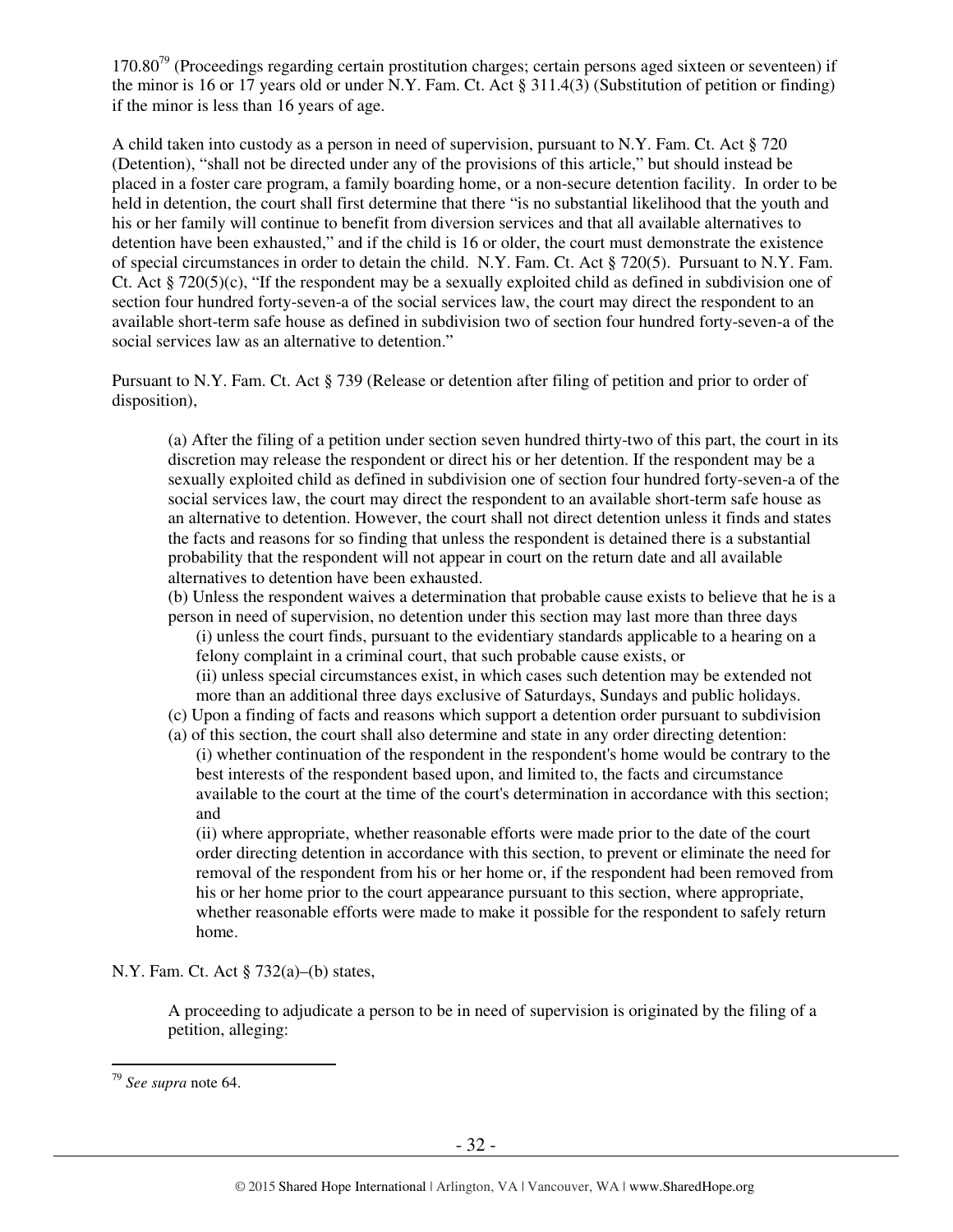170.80[79] (Proceedings regarding certain prostitution charges; certain persons aged sixteen or seventeen) if the minor is 16 or 17 years old or under N.Y. Fam. Ct. Act § 311.4(3) (Substitution of petition or finding) if the minor is less than 16 years of age.

A child taken into custody as a person in need of supervision, pursuant to N.Y. Fam. Ct. Act § 720 (Detention), "shall not be directed under any of the provisions of this article," but should instead be placed in a foster care program, a family boarding home, or a non-secure detention facility. In order to be held in detention, the court shall first determine that there "is no substantial likelihood that the youth and his or her family will continue to benefit from diversion services and that all available alternatives to detention have been exhausted," and if the child is 16 or older, the court must demonstrate the existence of special circumstances in order to detain the child. N.Y. Fam. Ct. Act § 720(5). Pursuant to N.Y. Fam. Ct. Act § 720(5)(c), "If the respondent may be a sexually exploited child as defined in subdivision one of section four hundred forty-seven-a of the social services law, the court may direct the respondent to an available short-term safe house as defined in subdivision two of section four hundred forty-seven-a of the social services law as an alternative to detention."

Pursuant to N.Y. Fam. Ct. Act § 739 (Release or detention after filing of petition and prior to order of disposition),

> (a) After the filing of a petition under section seven hundred thirty-two of this part, the court in its discretion may release the respondent or direct his or her detention. If the respondent may be a sexually exploited child as defined in subdivision one of section four hundred forty-seven-a of the social services law, the court may direct the respondent to an available short-term safe house as an alternative to detention. However, the court shall not direct detention unless it finds and states the facts and reasons for so finding that unless the respondent is detained there is a substantial probability that the respondent will not appear in court on the return date and all available alternatives to detention have been exhausted.
>
> (b) Unless the respondent waives a determination that probable cause exists to believe that he is a person in need of supervision, no detention under this section may last more than three days
>
> > (i) unless the court finds, pursuant to the evidentiary standards applicable to a hearing on a felony complaint in a criminal court, that such probable cause exists, or
> >
> > (ii) unless special circumstances exist, in which cases such detention may be extended not more than an additional three days exclusive of Saturdays, Sundays and public holidays.
>
> (c) Upon a finding of facts and reasons which support a detention order pursuant to subdivision (a) of this section, the court shall also determine and state in any order directing detention:
>
> > (i) whether continuation of the respondent in the respondent's home would be contrary to the best interests of the respondent based upon, and limited to, the facts and circumstance available to the court at the time of the court's determination in accordance with this section; and
> >
> > (ii) where appropriate, whether reasonable efforts were made prior to the date of the court order directing detention in accordance with this section, to prevent or eliminate the need for removal of the respondent from his or her home or, if the respondent had been removed from his or her home prior to the court appearance pursuant to this section, where appropriate, whether reasonable efforts were made to make it possible for the respondent to safely return home.

N.Y. Fam. Ct. Act § 732(a)–(b) states,

> A proceeding to adjudicate a person to be in need of supervision is originated by the filing of a petition, alleging:

---

[79] *See supra* note 64.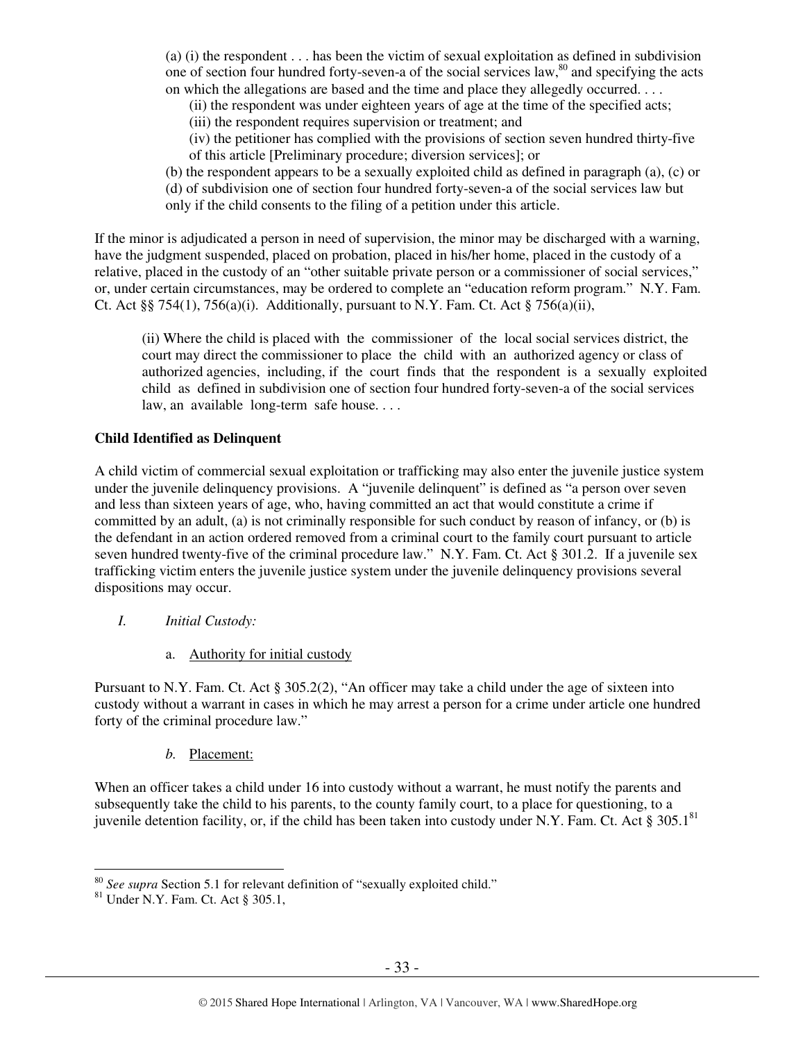> (a) (i) the respondent . . . has been the victim of sexual exploitation as defined in subdivision one of section four hundred forty-seven-a of the social services law,[80] and specifying the acts on which the allegations are based and the time and place they allegedly occurred. . . .
>
> (ii) the respondent was under eighteen years of age at the time of the specified acts;
>
> (iii) the respondent requires supervision or treatment; and
>
> (iv) the petitioner has complied with the provisions of section seven hundred thirty-five of this article [Preliminary procedure; diversion services]; or
>
> (b) the respondent appears to be a sexually exploited child as defined in paragraph (a), (c) or (d) of subdivision one of section four hundred forty-seven-a of the social services law but only if the child consents to the filing of a petition under this article.

If the minor is adjudicated a person in need of supervision, the minor may be discharged with a warning, have the judgment suspended, placed on probation, placed in his/her home, placed in the custody of a relative, placed in the custody of an "other suitable private person or a commissioner of social services," or, under certain circumstances, may be ordered to complete an "education reform program." N.Y. Fam. Ct. Act §§ 754(1), 756(a)(i). Additionally, pursuant to N.Y. Fam. Ct. Act § 756(a)(ii),

> (ii) Where the child is placed with the commissioner of the local social services district, the court may direct the commissioner to place the child with an authorized agency or class of authorized agencies, including, if the court finds that the respondent is a sexually exploited child as defined in subdivision one of section four hundred forty-seven-a of the social services law, an available long-term safe house. . . .

**Child Identified as Delinquent**

A child victim of commercial sexual exploitation or trafficking may also enter the juvenile justice system under the juvenile delinquency provisions. A "juvenile delinquent" is defined as "a person over seven and less than sixteen years of age, who, having committed an act that would constitute a crime if committed by an adult, (a) is not criminally responsible for such conduct by reason of infancy, or (b) is the defendant in an action ordered removed from a criminal court to the family court pursuant to article seven hundred twenty-five of the criminal procedure law." N.Y. Fam. Ct. Act § 301.2. If a juvenile sex trafficking victim enters the juvenile justice system under the juvenile delinquency provisions several dispositions may occur.

*I. Initial Custody:*

a. Authority for initial custody

Pursuant to N.Y. Fam. Ct. Act § 305.2(2), "An officer may take a child under the age of sixteen into custody without a warrant in cases in which he may arrest a person for a crime under article one hundred forty of the criminal procedure law."

*b.* Placement:

When an officer takes a child under 16 into custody without a warrant, he must notify the parents and subsequently take the child to his parents, to the county family court, to a place for questioning, to a juvenile detention facility, or, if the child has been taken into custody under N.Y. Fam. Ct. Act § 305.1[81]

---

[80] *See supra* Section 5.1 for relevant definition of "sexually exploited child."

[81] Under N.Y. Fam. Ct. Act § 305.1,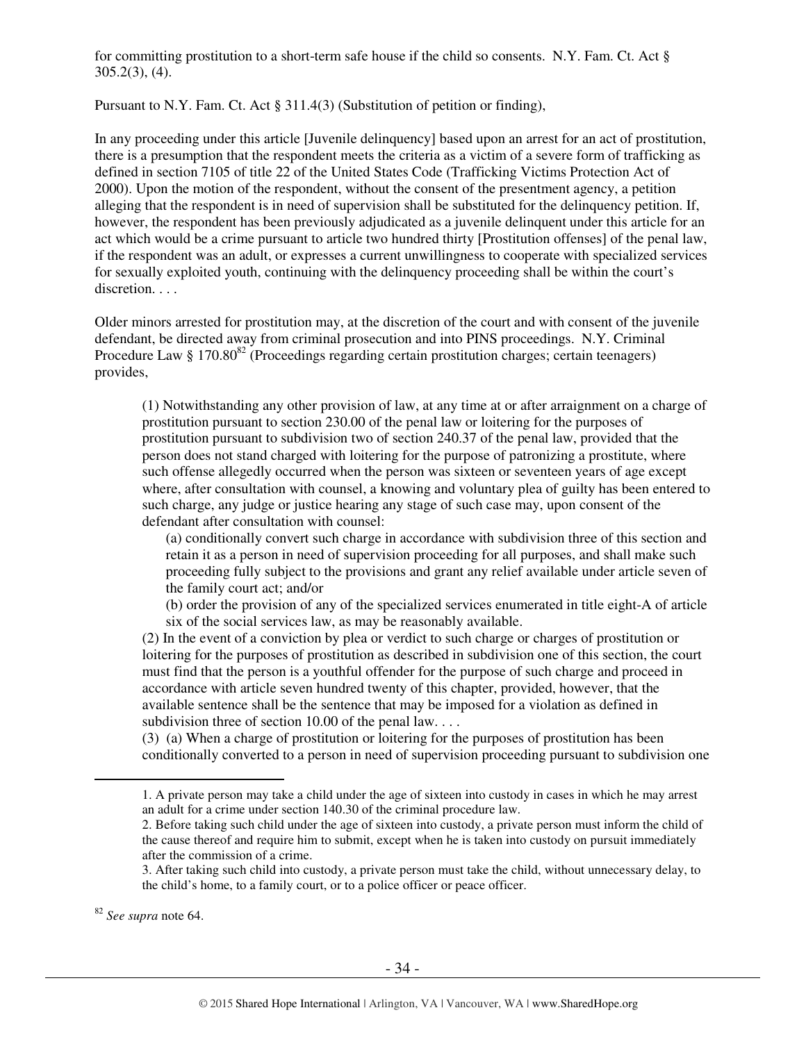for committing prostitution to a short-term safe house if the child so consents. N.Y. Fam. Ct. Act § 305.2(3), (4).

Pursuant to N.Y. Fam. Ct. Act § 311.4(3) (Substitution of petition or finding),

In any proceeding under this article [Juvenile delinquency] based upon an arrest for an act of prostitution, there is a presumption that the respondent meets the criteria as a victim of a severe form of trafficking as defined in section 7105 of title 22 of the United States Code (Trafficking Victims Protection Act of 2000). Upon the motion of the respondent, without the consent of the presentment agency, a petition alleging that the respondent is in need of supervision shall be substituted for the delinquency petition. If, however, the respondent has been previously adjudicated as a juvenile delinquent under this article for an act which would be a crime pursuant to article two hundred thirty [Prostitution offenses] of the penal law, if the respondent was an adult, or expresses a current unwillingness to cooperate with specialized services for sexually exploited youth, continuing with the delinquency proceeding shall be within the court's discretion. . . .

Older minors arrested for prostitution may, at the discretion of the court and with consent of the juvenile defendant, be directed away from criminal prosecution and into PINS proceedings. N.Y. Criminal Procedure Law § 170.80[82] (Proceedings regarding certain prostitution charges; certain teenagers) provides,

> (1) Notwithstanding any other provision of law, at any time at or after arraignment on a charge of prostitution pursuant to section 230.00 of the penal law or loitering for the purposes of prostitution pursuant to subdivision two of section 240.37 of the penal law, provided that the person does not stand charged with loitering for the purpose of patronizing a prostitute, where such offense allegedly occurred when the person was sixteen or seventeen years of age except where, after consultation with counsel, a knowing and voluntary plea of guilty has been entered to such charge, any judge or justice hearing any stage of such case may, upon consent of the defendant after consultation with counsel:
>
> > (a) conditionally convert such charge in accordance with subdivision three of this section and retain it as a person in need of supervision proceeding for all purposes, and shall make such proceeding fully subject to the provisions and grant any relief available under article seven of the family court act; and/or
> >
> > (b) order the provision of any of the specialized services enumerated in title eight-A of article six of the social services law, as may be reasonably available.
>
> (2) In the event of a conviction by plea or verdict to such charge or charges of prostitution or loitering for the purposes of prostitution as described in subdivision one of this section, the court must find that the person is a youthful offender for the purpose of such charge and proceed in accordance with article seven hundred twenty of this chapter, provided, however, that the available sentence shall be the sentence that may be imposed for a violation as defined in subdivision three of section 10.00 of the penal law. . . .
>
> (3) (a) When a charge of prostitution or loitering for the purposes of prostitution has been conditionally converted to a person in need of supervision proceeding pursuant to subdivision one

---

> 1. A private person may take a child under the age of sixteen into custody in cases in which he may arrest an adult for a crime under section 140.30 of the criminal procedure law.
> 2. Before taking such child under the age of sixteen into custody, a private person must inform the child of the cause thereof and require him to submit, except when he is taken into custody on pursuit immediately after the commission of a crime.
> 3. After taking such child into custody, a private person must take the child, without unnecessary delay, to the child's home, to a family court, or to a police officer or peace officer.

[82] *See supra* note 64.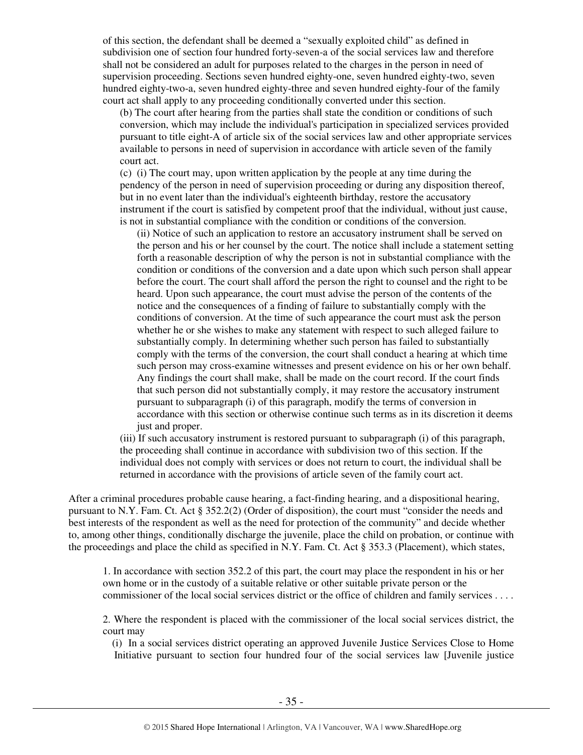of this section, the defendant shall be deemed a "sexually exploited child" as defined in subdivision one of section four hundred forty-seven-a of the social services law and therefore shall not be considered an adult for purposes related to the charges in the person in need of supervision proceeding. Sections seven hundred eighty-one, seven hundred eighty-two, seven hundred eighty-two-a, seven hundred eighty-three and seven hundred eighty-four of the family court act shall apply to any proceeding conditionally converted under this section.

> (b) The court after hearing from the parties shall state the condition or conditions of such conversion, which may include the individual's participation in specialized services provided pursuant to title eight-A of article six of the social services law and other appropriate services available to persons in need of supervision in accordance with article seven of the family court act.
>
> (c) (i) The court may, upon written application by the people at any time during the pendency of the person in need of supervision proceeding or during any disposition thereof, but in no event later than the individual's eighteenth birthday, restore the accusatory instrument if the court is satisfied by competent proof that the individual, without just cause, is not in substantial compliance with the condition or conditions of the conversion.
>
> > (ii) Notice of such an application to restore an accusatory instrument shall be served on the person and his or her counsel by the court. The notice shall include a statement setting forth a reasonable description of why the person is not in substantial compliance with the condition or conditions of the conversion and a date upon which such person shall appear before the court. The court shall afford the person the right to counsel and the right to be heard. Upon such appearance, the court must advise the person of the contents of the notice and the consequences of a finding of failure to substantially comply with the conditions of conversion. At the time of such appearance the court must ask the person whether he or she wishes to make any statement with respect to such alleged failure to substantially comply. In determining whether such person has failed to substantially comply with the terms of the conversion, the court shall conduct a hearing at which time such person may cross-examine witnesses and present evidence on his or her own behalf. Any findings the court shall make, shall be made on the court record. If the court finds that such person did not substantially comply, it may restore the accusatory instrument pursuant to subparagraph (i) of this paragraph, modify the terms of conversion in accordance with this section or otherwise continue such terms as in its discretion it deems just and proper.
>
> (iii) If such accusatory instrument is restored pursuant to subparagraph (i) of this paragraph, the proceeding shall continue in accordance with subdivision two of this section. If the individual does not comply with services or does not return to court, the individual shall be returned in accordance with the provisions of article seven of the family court act.

After a criminal procedures probable cause hearing, a fact-finding hearing, and a dispositional hearing, pursuant to N.Y. Fam. Ct. Act § 352.2(2) (Order of disposition), the court must "consider the needs and best interests of the respondent as well as the need for protection of the community" and decide whether to, among other things, conditionally discharge the juvenile, place the child on probation, or continue with the proceedings and place the child as specified in N.Y. Fam. Ct. Act § 353.3 (Placement), which states,

> 1. In accordance with section 352.2 of this part, the court may place the respondent in his or her own home or in the custody of a suitable relative or other suitable private person or the commissioner of the local social services district or the office of children and family services . . . .
>
> 2. Where the respondent is placed with the commissioner of the local social services district, the court may
>
> > (i) In a social services district operating an approved Juvenile Justice Services Close to Home Initiative pursuant to section four hundred four of the social services law [Juvenile justice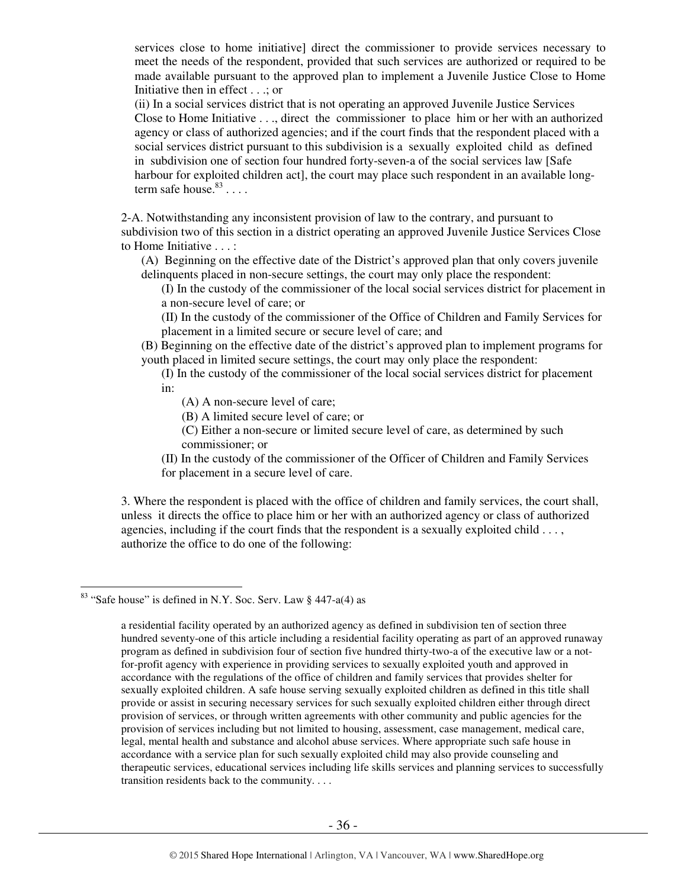services close to home initiative] direct the commissioner to provide services necessary to meet the needs of the respondent, provided that such services are authorized or required to be made available pursuant to the approved plan to implement a Juvenile Justice Close to Home Initiative then in effect . . .; or

(ii) In a social services district that is not operating an approved Juvenile Justice Services Close to Home Initiative . . ., direct the commissioner to place him or her with an authorized agency or class of authorized agencies; and if the court finds that the respondent placed with a social services district pursuant to this subdivision is a sexually exploited child as defined in subdivision one of section four hundred forty-seven-a of the social services law [Safe harbour for exploited children act], the court may place such respondent in an available long-term safe house.[83] . . . .

2-A. Notwithstanding any inconsistent provision of law to the contrary, and pursuant to subdivision two of this section in a district operating an approved Juvenile Justice Services Close to Home Initiative . . . :

(A) Beginning on the effective date of the District's approved plan that only covers juvenile delinquents placed in non-secure settings, the court may only place the respondent:

(I) In the custody of the commissioner of the local social services district for placement in a non-secure level of care; or

(II) In the custody of the commissioner of the Office of Children and Family Services for placement in a limited secure or secure level of care; and

(B) Beginning on the effective date of the district's approved plan to implement programs for youth placed in limited secure settings, the court may only place the respondent:

(I) In the custody of the commissioner of the local social services district for placement in:

(A) A non-secure level of care;

(B) A limited secure level of care; or

(C) Either a non-secure or limited secure level of care, as determined by such commissioner; or

(II) In the custody of the commissioner of the Officer of Children and Family Services for placement in a secure level of care.

3. Where the respondent is placed with the office of children and family services, the court shall, unless it directs the office to place him or her with an authorized agency or class of authorized agencies, including if the court finds that the respondent is a sexually exploited child . . . , authorize the office to do one of the following:

---

[83] "Safe house" is defined in N.Y. Soc. Serv. Law § 447-a(4) as

> a residential facility operated by an authorized agency as defined in subdivision ten of section three hundred seventy-one of this article including a residential facility operating as part of an approved runaway program as defined in subdivision four of section five hundred thirty-two-a of the executive law or a not-for-profit agency with experience in providing services to sexually exploited youth and approved in accordance with the regulations of the office of children and family services that provides shelter for sexually exploited children. A safe house serving sexually exploited children as defined in this title shall provide or assist in securing necessary services for such sexually exploited children either through direct provision of services, or through written agreements with other community and public agencies for the provision of services including but not limited to housing, assessment, case management, medical care, legal, mental health and substance and alcohol abuse services. Where appropriate such safe house in accordance with a service plan for such sexually exploited child may also provide counseling and therapeutic services, educational services including life skills services and planning services to successfully transition residents back to the community. . . .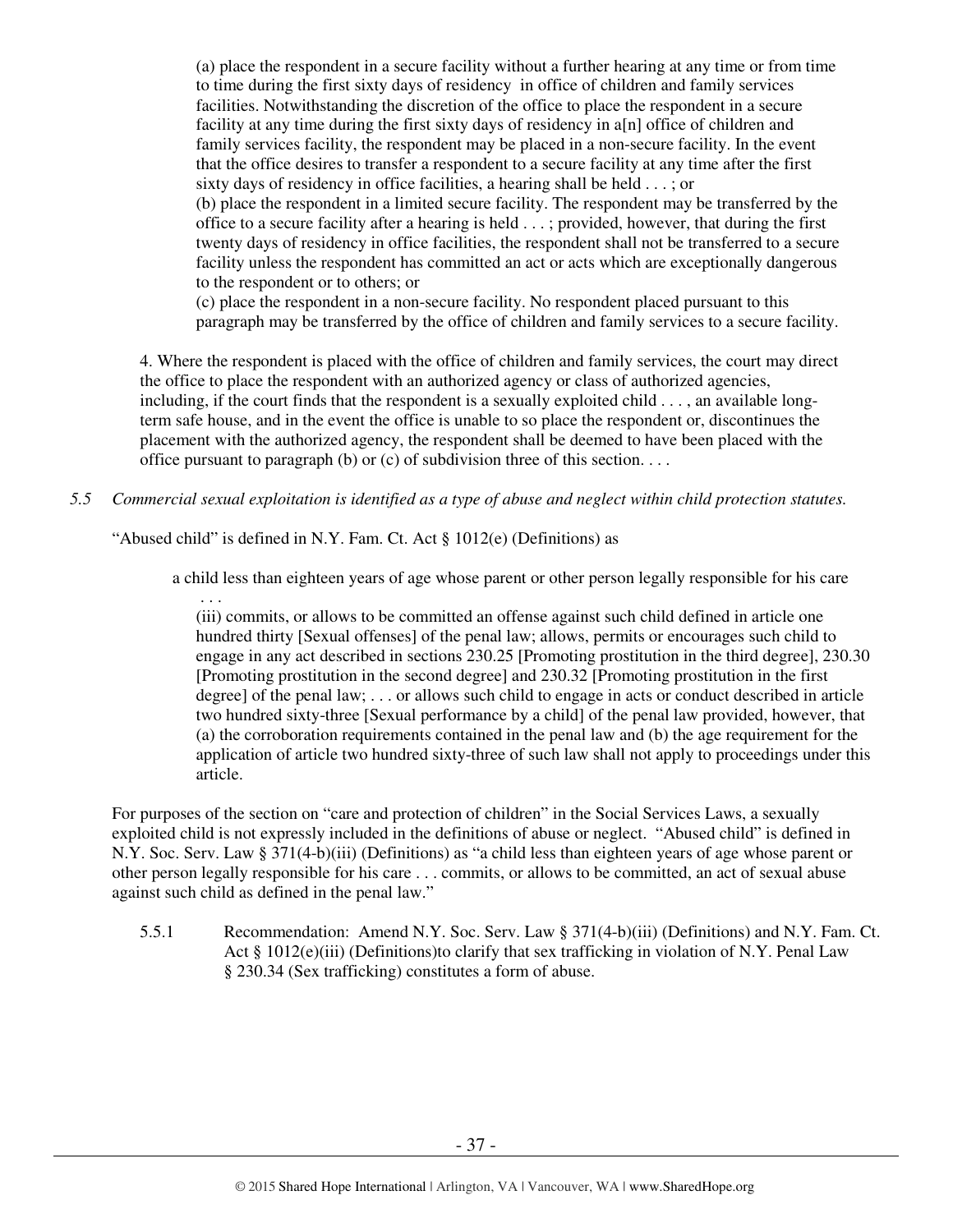(a) place the respondent in a secure facility without a further hearing at any time or from time to time during the first sixty days of residency in office of children and family services facilities. Notwithstanding the discretion of the office to place the respondent in a secure facility at any time during the first sixty days of residency in a[n] office of children and family services facility, the respondent may be placed in a non-secure facility. In the event that the office desires to transfer a respondent to a secure facility at any time after the first sixty days of residency in office facilities, a hearing shall be held . . . ; or

(b) place the respondent in a limited secure facility. The respondent may be transferred by the office to a secure facility after a hearing is held . . . ; provided, however, that during the first twenty days of residency in office facilities, the respondent shall not be transferred to a secure facility unless the respondent has committed an act or acts which are exceptionally dangerous to the respondent or to others; or

(c) place the respondent in a non-secure facility. No respondent placed pursuant to this paragraph may be transferred by the office of children and family services to a secure facility.

4. Where the respondent is placed with the office of children and family services, the court may direct the office to place the respondent with an authorized agency or class of authorized agencies, including, if the court finds that the respondent is a sexually exploited child . . . , an available long-term safe house, and in the event the office is unable to so place the respondent or, discontinues the placement with the authorized agency, the respondent shall be deemed to have been placed with the office pursuant to paragraph (b) or (c) of subdivision three of this section. . . .

*5.5 Commercial sexual exploitation is identified as a type of abuse and neglect within child protection statutes.*

"Abused child" is defined in N.Y. Fam. Ct. Act § 1012(e) (Definitions) as

> a child less than eighteen years of age whose parent or other person legally responsible for his care . . .
>
> (iii) commits, or allows to be committed an offense against such child defined in article one hundred thirty [Sexual offenses] of the penal law; allows, permits or encourages such child to engage in any act described in sections 230.25 [Promoting prostitution in the third degree], 230.30 [Promoting prostitution in the second degree] and 230.32 [Promoting prostitution in the first degree] of the penal law; . . . or allows such child to engage in acts or conduct described in article two hundred sixty-three [Sexual performance by a child] of the penal law provided, however, that (a) the corroboration requirements contained in the penal law and (b) the age requirement for the application of article two hundred sixty-three of such law shall not apply to proceedings under this article.

For purposes of the section on "care and protection of children" in the Social Services Laws, a sexually exploited child is not expressly included in the definitions of abuse or neglect. "Abused child" is defined in N.Y. Soc. Serv. Law § 371(4-b)(iii) (Definitions) as "a child less than eighteen years of age whose parent or other person legally responsible for his care . . . commits, or allows to be committed, an act of sexual abuse against such child as defined in the penal law."

5.5.1 Recommendation: Amend N.Y. Soc. Serv. Law § 371(4-b)(iii) (Definitions) and N.Y. Fam. Ct. Act § 1012(e)(iii) (Definitions)to clarify that sex trafficking in violation of N.Y. Penal Law § 230.34 (Sex trafficking) constitutes a form of abuse.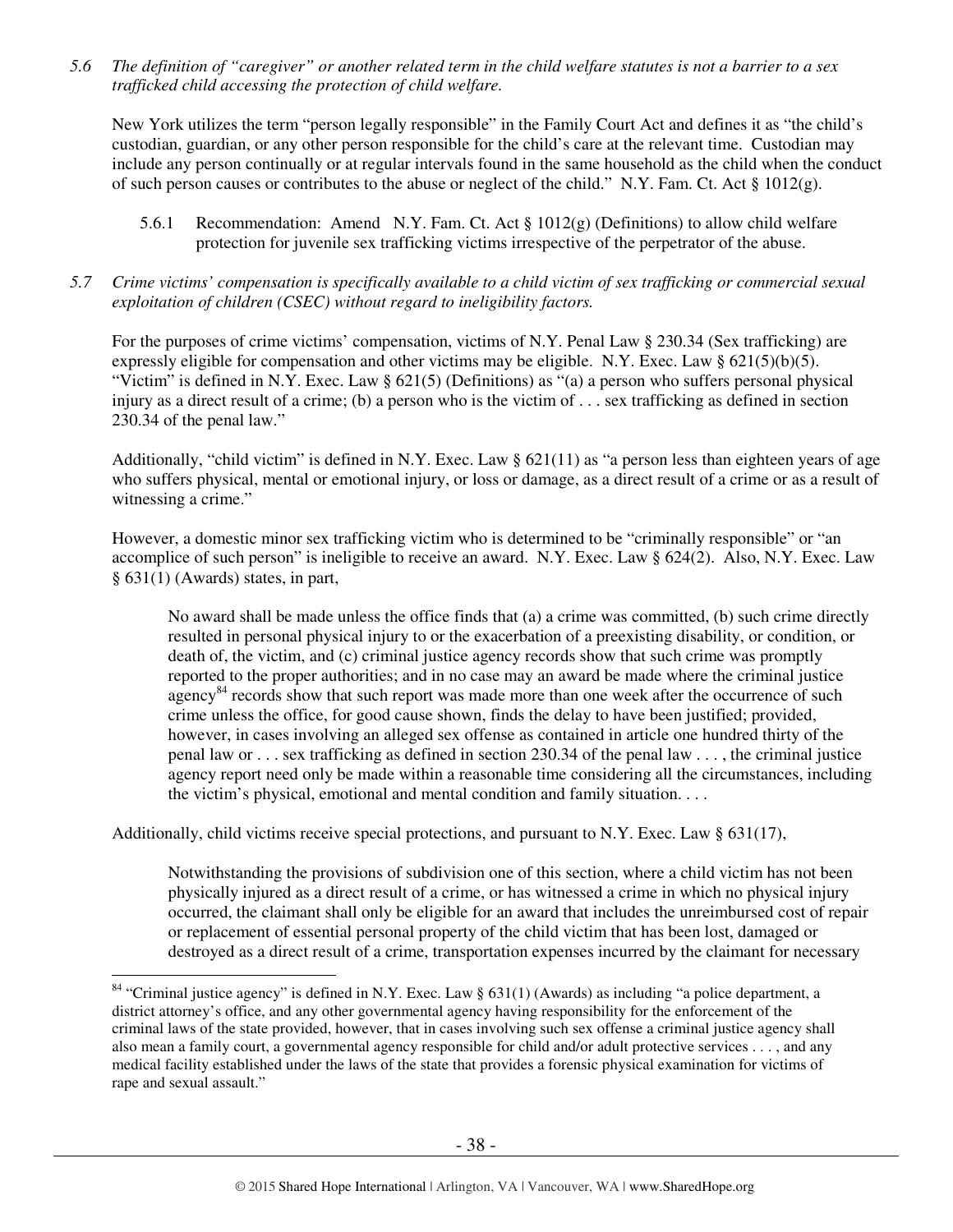*5.6 The definition of "caregiver" or another related term in the child welfare statutes is not a barrier to a sex trafficked child accessing the protection of child welfare.*

New York utilizes the term "person legally responsible" in the Family Court Act and defines it as "the child's custodian, guardian, or any other person responsible for the child's care at the relevant time. Custodian may include any person continually or at regular intervals found in the same household as the child when the conduct of such person causes or contributes to the abuse or neglect of the child." N.Y. Fam. Ct. Act § 1012(g).

> 5.6.1 Recommendation: Amend N.Y. Fam. Ct. Act § 1012(g) (Definitions) to allow child welfare protection for juvenile sex trafficking victims irrespective of the perpetrator of the abuse.

*5.7 Crime victims' compensation is specifically available to a child victim of sex trafficking or commercial sexual exploitation of children (CSEC) without regard to ineligibility factors.*

For the purposes of crime victims' compensation, victims of N.Y. Penal Law § 230.34 (Sex trafficking) are expressly eligible for compensation and other victims may be eligible. N.Y. Exec. Law § 621(5)(b)(5). "Victim" is defined in N.Y. Exec. Law § 621(5) (Definitions) as "(a) a person who suffers personal physical injury as a direct result of a crime; (b) a person who is the victim of . . . sex trafficking as defined in section 230.34 of the penal law."

Additionally, "child victim" is defined in N.Y. Exec. Law § 621(11) as "a person less than eighteen years of age who suffers physical, mental or emotional injury, or loss or damage, as a direct result of a crime or as a result of witnessing a crime."

However, a domestic minor sex trafficking victim who is determined to be "criminally responsible" or "an accomplice of such person" is ineligible to receive an award. N.Y. Exec. Law § 624(2). Also, N.Y. Exec. Law § 631(1) (Awards) states, in part,

> No award shall be made unless the office finds that (a) a crime was committed, (b) such crime directly resulted in personal physical injury to or the exacerbation of a preexisting disability, or condition, or death of, the victim, and (c) criminal justice agency records show that such crime was promptly reported to the proper authorities; and in no case may an award be made where the criminal justice agency[84] records show that such report was made more than one week after the occurrence of such crime unless the office, for good cause shown, finds the delay to have been justified; provided, however, in cases involving an alleged sex offense as contained in article one hundred thirty of the penal law or . . . sex trafficking as defined in section 230.34 of the penal law . . . , the criminal justice agency report need only be made within a reasonable time considering all the circumstances, including the victim's physical, emotional and mental condition and family situation. . . .

Additionally, child victims receive special protections, and pursuant to N.Y. Exec. Law § 631(17),

> Notwithstanding the provisions of subdivision one of this section, where a child victim has not been physically injured as a direct result of a crime, or has witnessed a crime in which no physical injury occurred, the claimant shall only be eligible for an award that includes the unreimbursed cost of repair or replacement of essential personal property of the child victim that has been lost, damaged or destroyed as a direct result of a crime, transportation expenses incurred by the claimant for necessary

---

[84] "Criminal justice agency" is defined in N.Y. Exec. Law § 631(1) (Awards) as including "a police department, a district attorney's office, and any other governmental agency having responsibility for the enforcement of the criminal laws of the state provided, however, that in cases involving such sex offense a criminal justice agency shall also mean a family court, a governmental agency responsible for child and/or adult protective services . . . , and any medical facility established under the laws of the state that provides a forensic physical examination for victims of rape and sexual assault."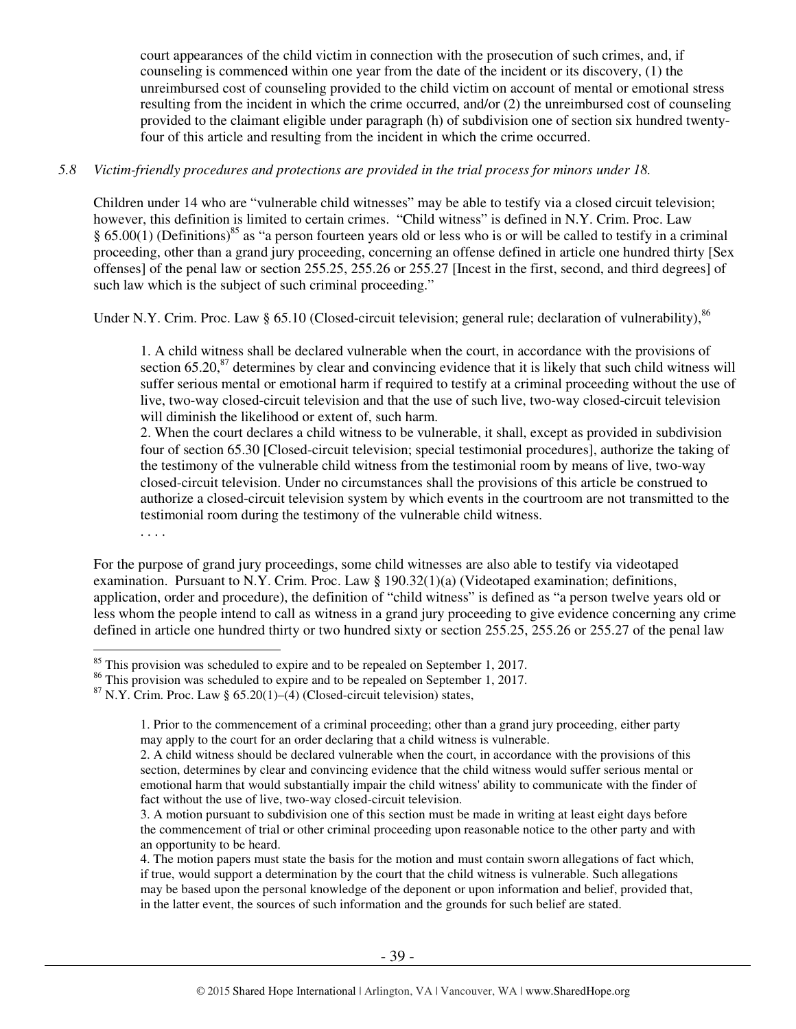court appearances of the child victim in connection with the prosecution of such crimes, and, if counseling is commenced within one year from the date of the incident or its discovery, (1) the unreimbursed cost of counseling provided to the child victim on account of mental or emotional stress resulting from the incident in which the crime occurred, and/or (2) the unreimbursed cost of counseling provided to the claimant eligible under paragraph (h) of subdivision one of section six hundred twenty-four of this article and resulting from the incident in which the crime occurred.

*5.8 Victim-friendly procedures and protections are provided in the trial process for minors under 18.*

Children under 14 who are "vulnerable child witnesses" may be able to testify via a closed circuit television; however, this definition is limited to certain crimes. "Child witness" is defined in N.Y. Crim. Proc. Law § 65.00(1) (Definitions)[85] as "a person fourteen years old or less who is or will be called to testify in a criminal proceeding, other than a grand jury proceeding, concerning an offense defined in article one hundred thirty [Sex offenses] of the penal law or section 255.25, 255.26 or 255.27 [Incest in the first, second, and third degrees] of such law which is the subject of such criminal proceeding."

Under N.Y. Crim. Proc. Law § 65.10 (Closed-circuit television; general rule; declaration of vulnerability),[86]

> 1. A child witness shall be declared vulnerable when the court, in accordance with the provisions of section 65.20,[87] determines by clear and convincing evidence that it is likely that such child witness will suffer serious mental or emotional harm if required to testify at a criminal proceeding without the use of live, two-way closed-circuit television and that the use of such live, two-way closed-circuit television will diminish the likelihood or extent of, such harm.
> 2. When the court declares a child witness to be vulnerable, it shall, except as provided in subdivision four of section 65.30 [Closed-circuit television; special testimonial procedures], authorize the taking of the testimony of the vulnerable child witness from the testimonial room by means of live, two-way closed-circuit television. Under no circumstances shall the provisions of this article be construed to authorize a closed-circuit television system by which events in the courtroom are not transmitted to the testimonial room during the testimony of the vulnerable child witness.
> . . . .

For the purpose of grand jury proceedings, some child witnesses are also able to testify via videotaped examination. Pursuant to N.Y. Crim. Proc. Law § 190.32(1)(a) (Videotaped examination; definitions, application, order and procedure), the definition of "child witness" is defined as "a person twelve years old or less whom the people intend to call as witness in a grand jury proceeding to give evidence concerning any crime defined in article one hundred thirty or two hundred sixty or section 255.25, 255.26 or 255.27 of the penal law

---

[85] This provision was scheduled to expire and to be repealed on September 1, 2017.
[86] This provision was scheduled to expire and to be repealed on September 1, 2017.
[87] N.Y. Crim. Proc. Law § 65.20(1)–(4) (Closed-circuit television) states,

> 1. Prior to the commencement of a criminal proceeding; other than a grand jury proceeding, either party may apply to the court for an order declaring that a child witness is vulnerable.
> 2. A child witness should be declared vulnerable when the court, in accordance with the provisions of this section, determines by clear and convincing evidence that the child witness would suffer serious mental or emotional harm that would substantially impair the child witness' ability to communicate with the finder of fact without the use of live, two-way closed-circuit television.
> 3. A motion pursuant to subdivision one of this section must be made in writing at least eight days before the commencement of trial or other criminal proceeding upon reasonable notice to the other party and with an opportunity to be heard.
> 4. The motion papers must state the basis for the motion and must contain sworn allegations of fact which, if true, would support a determination by the court that the child witness is vulnerable. Such allegations may be based upon the personal knowledge of the deponent or upon information and belief, provided that, in the latter event, the sources of such information and the grounds for such belief are stated.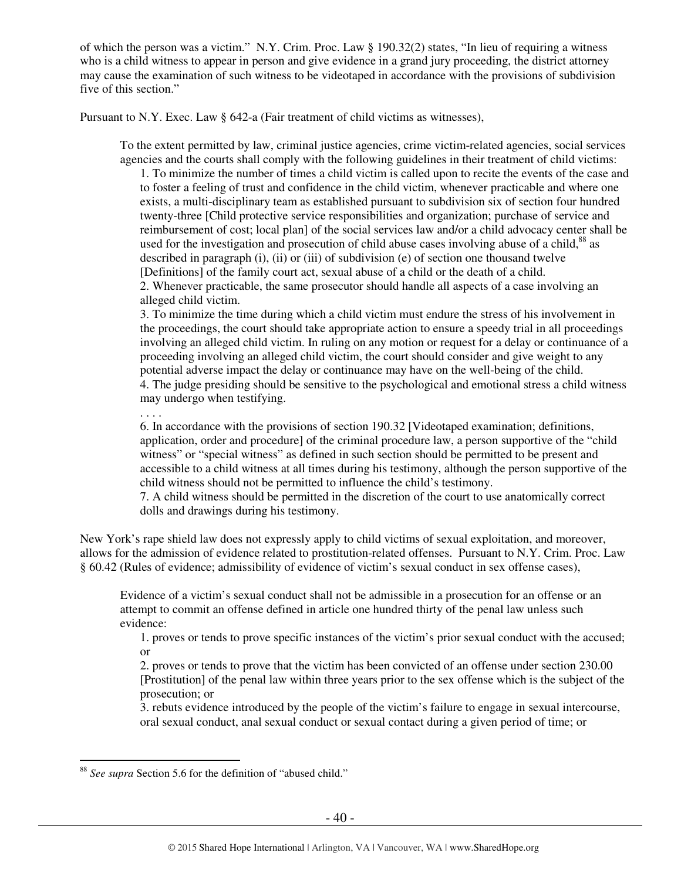of which the person was a victim." N.Y. Crim. Proc. Law § 190.32(2) states, "In lieu of requiring a witness who is a child witness to appear in person and give evidence in a grand jury proceeding, the district attorney may cause the examination of such witness to be videotaped in accordance with the provisions of subdivision five of this section."

Pursuant to N.Y. Exec. Law § 642-a (Fair treatment of child victims as witnesses),

> To the extent permitted by law, criminal justice agencies, crime victim-related agencies, social services agencies and the courts shall comply with the following guidelines in their treatment of child victims:
>
> 1. To minimize the number of times a child victim is called upon to recite the events of the case and to foster a feeling of trust and confidence in the child victim, whenever practicable and where one exists, a multi-disciplinary team as established pursuant to subdivision six of section four hundred twenty-three [Child protective service responsibilities and organization; purchase of service and reimbursement of cost; local plan] of the social services law and/or a child advocacy center shall be used for the investigation and prosecution of child abuse cases involving abuse of a child,[88] as described in paragraph (i), (ii) or (iii) of subdivision (e) of section one thousand twelve [Definitions] of the family court act, sexual abuse of a child or the death of a child.
> 2. Whenever practicable, the same prosecutor should handle all aspects of a case involving an alleged child victim.
> 3. To minimize the time during which a child victim must endure the stress of his involvement in the proceedings, the court should take appropriate action to ensure a speedy trial in all proceedings involving an alleged child victim. In ruling on any motion or request for a delay or continuance of a proceeding involving an alleged child victim, the court should consider and give weight to any potential adverse impact the delay or continuance may have on the well-being of the child.
> 4. The judge presiding should be sensitive to the psychological and emotional stress a child witness may undergo when testifying.
>
> . . . .
>
> 6. In accordance with the provisions of section 190.32 [Videotaped examination; definitions, application, order and procedure] of the criminal procedure law, a person supportive of the "child witness" or "special witness" as defined in such section should be permitted to be present and accessible to a child witness at all times during his testimony, although the person supportive of the child witness should not be permitted to influence the child's testimony.
> 7. A child witness should be permitted in the discretion of the court to use anatomically correct dolls and drawings during his testimony.

New York's rape shield law does not expressly apply to child victims of sexual exploitation, and moreover, allows for the admission of evidence related to prostitution-related offenses. Pursuant to N.Y. Crim. Proc. Law § 60.42 (Rules of evidence; admissibility of evidence of victim's sexual conduct in sex offense cases),

> Evidence of a victim's sexual conduct shall not be admissible in a prosecution for an offense or an attempt to commit an offense defined in article one hundred thirty of the penal law unless such evidence:
>
> 1. proves or tends to prove specific instances of the victim's prior sexual conduct with the accused; or
> 2. proves or tends to prove that the victim has been convicted of an offense under section 230.00 [Prostitution] of the penal law within three years prior to the sex offense which is the subject of the prosecution; or
> 3. rebuts evidence introduced by the people of the victim's failure to engage in sexual intercourse, oral sexual conduct, anal sexual conduct or sexual contact during a given period of time; or

---

[88] *See supra* Section 5.6 for the definition of "abused child."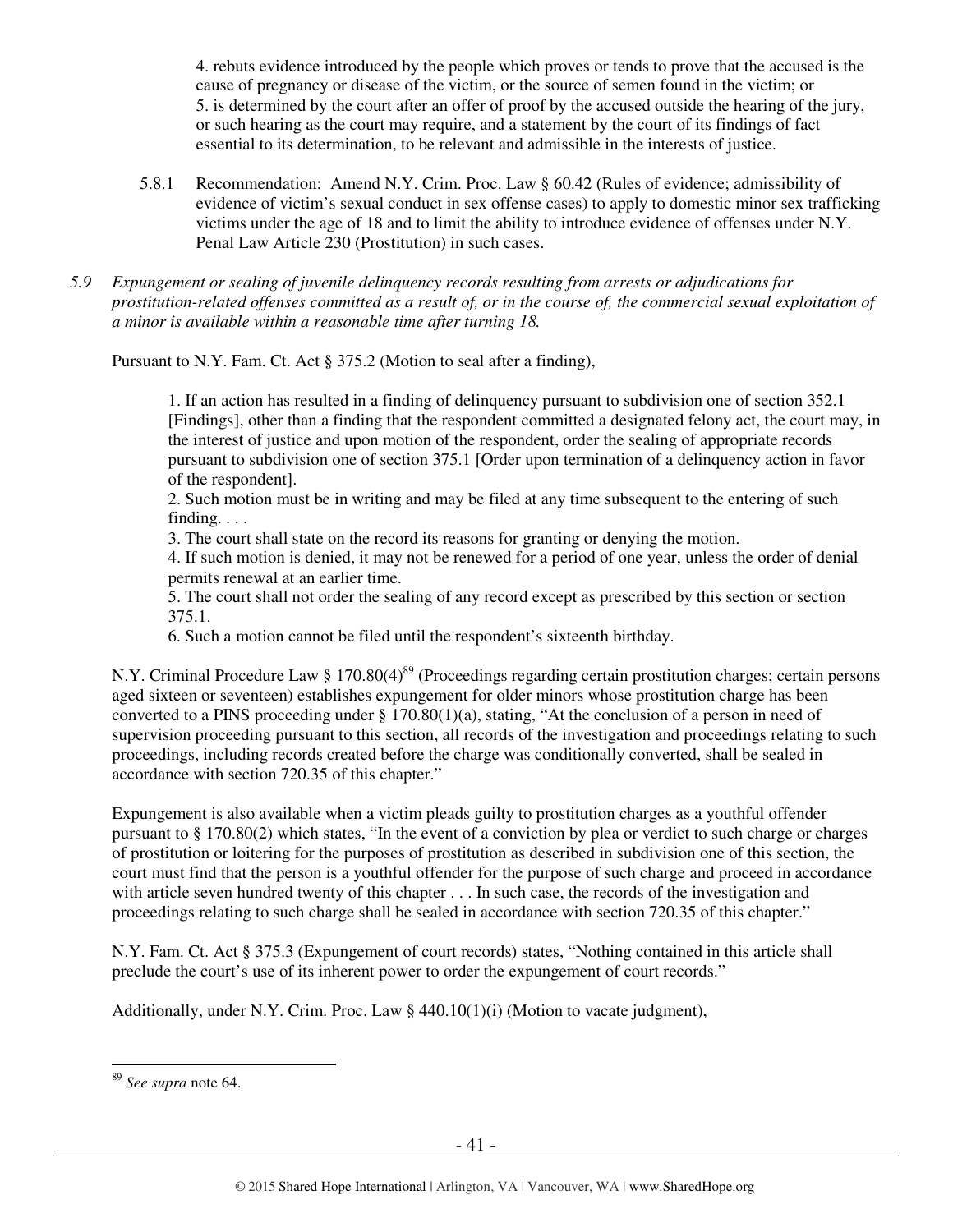4. rebuts evidence introduced by the people which proves or tends to prove that the accused is the cause of pregnancy or disease of the victim, or the source of semen found in the victim; or
5. is determined by the court after an offer of proof by the accused outside the hearing of the jury, or such hearing as the court may require, and a statement by the court of its findings of fact essential to its determination, to be relevant and admissible in the interests of justice.

5.8.1 Recommendation: Amend N.Y. Crim. Proc. Law § 60.42 (Rules of evidence; admissibility of evidence of victim's sexual conduct in sex offense cases) to apply to domestic minor sex trafficking victims under the age of 18 and to limit the ability to introduce evidence of offenses under N.Y. Penal Law Article 230 (Prostitution) in such cases.

*5.9 Expungement or sealing of juvenile delinquency records resulting from arrests or adjudications for prostitution-related offenses committed as a result of, or in the course of, the commercial sexual exploitation of a minor is available within a reasonable time after turning 18.*

Pursuant to N.Y. Fam. Ct. Act § 375.2 (Motion to seal after a finding),

> 1. If an action has resulted in a finding of delinquency pursuant to subdivision one of section 352.1 [Findings], other than a finding that the respondent committed a designated felony act, the court may, in the interest of justice and upon motion of the respondent, order the sealing of appropriate records pursuant to subdivision one of section 375.1 [Order upon termination of a delinquency action in favor of the respondent].
> 2. Such motion must be in writing and may be filed at any time subsequent to the entering of such finding. . . .
> 3. The court shall state on the record its reasons for granting or denying the motion.
> 4. If such motion is denied, it may not be renewed for a period of one year, unless the order of denial permits renewal at an earlier time.
> 5. The court shall not order the sealing of any record except as prescribed by this section or section 375.1.
> 6. Such a motion cannot be filed until the respondent's sixteenth birthday.

N.Y. Criminal Procedure Law § 170.80(4)[89] (Proceedings regarding certain prostitution charges; certain persons aged sixteen or seventeen) establishes expungement for older minors whose prostitution charge has been converted to a PINS proceeding under § 170.80(1)(a), stating, "At the conclusion of a person in need of supervision proceeding pursuant to this section, all records of the investigation and proceedings relating to such proceedings, including records created before the charge was conditionally converted, shall be sealed in accordance with section 720.35 of this chapter."

Expungement is also available when a victim pleads guilty to prostitution charges as a youthful offender pursuant to § 170.80(2) which states, "In the event of a conviction by plea or verdict to such charge or charges of prostitution or loitering for the purposes of prostitution as described in subdivision one of this section, the court must find that the person is a youthful offender for the purpose of such charge and proceed in accordance with article seven hundred twenty of this chapter . . . In such case, the records of the investigation and proceedings relating to such charge shall be sealed in accordance with section 720.35 of this chapter."

N.Y. Fam. Ct. Act § 375.3 (Expungement of court records) states, "Nothing contained in this article shall preclude the court's use of its inherent power to order the expungement of court records."

Additionally, under N.Y. Crim. Proc. Law § 440.10(1)(i) (Motion to vacate judgment),

---

[89] *See supra* note 64.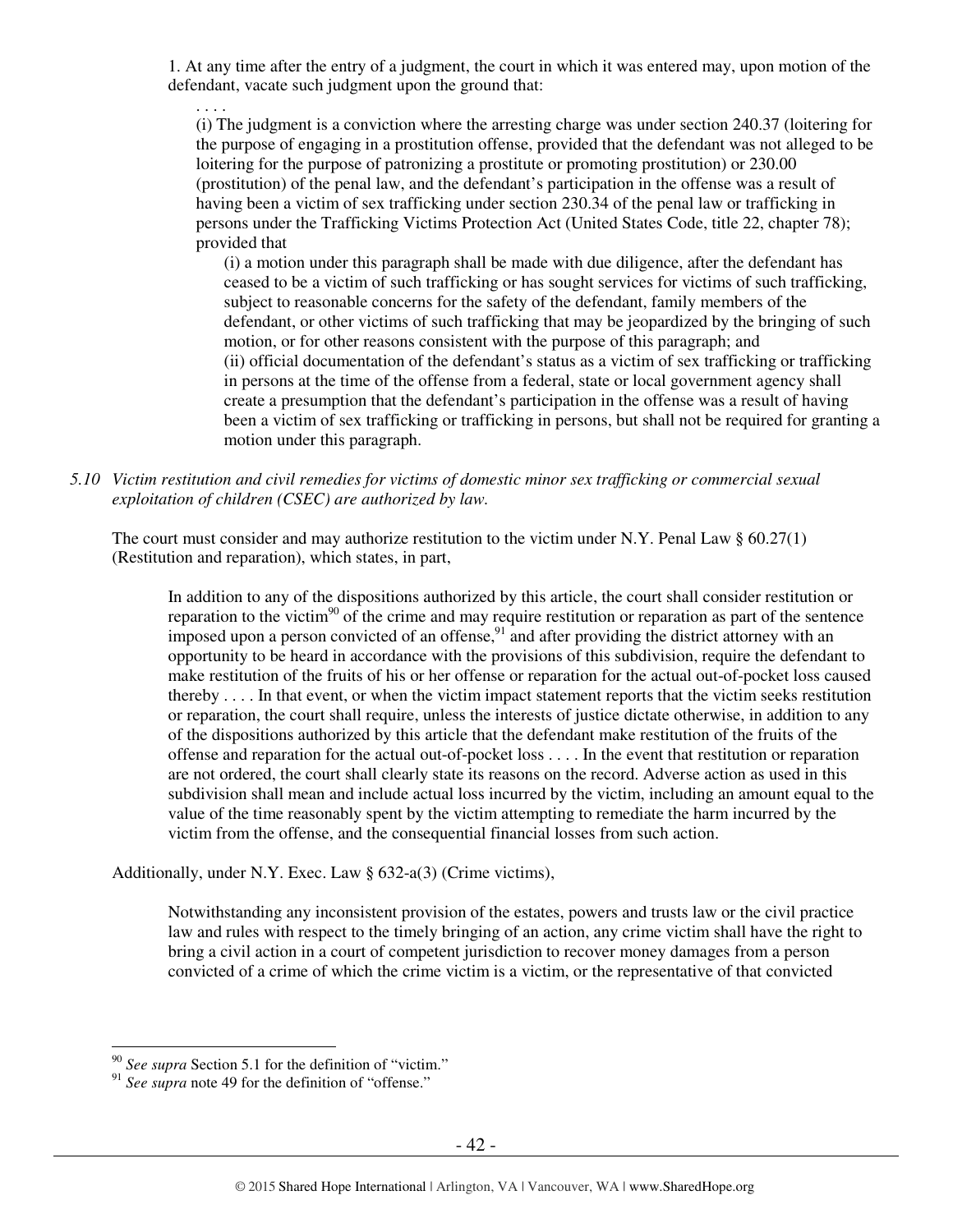1. At any time after the entry of a judgment, the court in which it was entered may, upon motion of the defendant, vacate such judgment upon the ground that:

> . . . .
>
> (i) The judgment is a conviction where the arresting charge was under section 240.37 (loitering for the purpose of engaging in a prostitution offense, provided that the defendant was not alleged to be loitering for the purpose of patronizing a prostitute or promoting prostitution) or 230.00 (prostitution) of the penal law, and the defendant's participation in the offense was a result of having been a victim of sex trafficking under section 230.34 of the penal law or trafficking in persons under the Trafficking Victims Protection Act (United States Code, title 22, chapter 78); provided that
>
> > (i) a motion under this paragraph shall be made with due diligence, after the defendant has ceased to be a victim of such trafficking or has sought services for victims of such trafficking, subject to reasonable concerns for the safety of the defendant, family members of the defendant, or other victims of such trafficking that may be jeopardized by the bringing of such motion, or for other reasons consistent with the purpose of this paragraph; and
> >
> > (ii) official documentation of the defendant's status as a victim of sex trafficking or trafficking in persons at the time of the offense from a federal, state or local government agency shall create a presumption that the defendant's participation in the offense was a result of having been a victim of sex trafficking or trafficking in persons, but shall not be required for granting a motion under this paragraph.

*5.10 Victim restitution and civil remedies for victims of domestic minor sex trafficking or commercial sexual exploitation of children (CSEC) are authorized by law.*

The court must consider and may authorize restitution to the victim under N.Y. Penal Law § 60.27(1) (Restitution and reparation), which states, in part,

> In addition to any of the dispositions authorized by this article, the court shall consider restitution or reparation to the victim[90] of the crime and may require restitution or reparation as part of the sentence imposed upon a person convicted of an offense,[91] and after providing the district attorney with an opportunity to be heard in accordance with the provisions of this subdivision, require the defendant to make restitution of the fruits of his or her offense or reparation for the actual out-of-pocket loss caused thereby . . . . In that event, or when the victim impact statement reports that the victim seeks restitution or reparation, the court shall require, unless the interests of justice dictate otherwise, in addition to any of the dispositions authorized by this article that the defendant make restitution of the fruits of the offense and reparation for the actual out-of-pocket loss . . . . In the event that restitution or reparation are not ordered, the court shall clearly state its reasons on the record. Adverse action as used in this subdivision shall mean and include actual loss incurred by the victim, including an amount equal to the value of the time reasonably spent by the victim attempting to remediate the harm incurred by the victim from the offense, and the consequential financial losses from such action.

Additionally, under N.Y. Exec. Law § 632-a(3) (Crime victims),

> Notwithstanding any inconsistent provision of the estates, powers and trusts law or the civil practice law and rules with respect to the timely bringing of an action, any crime victim shall have the right to bring a civil action in a court of competent jurisdiction to recover money damages from a person convicted of a crime of which the crime victim is a victim, or the representative of that convicted

---

[90] *See supra* Section 5.1 for the definition of "victim."

[91] *See supra* note 49 for the definition of "offense."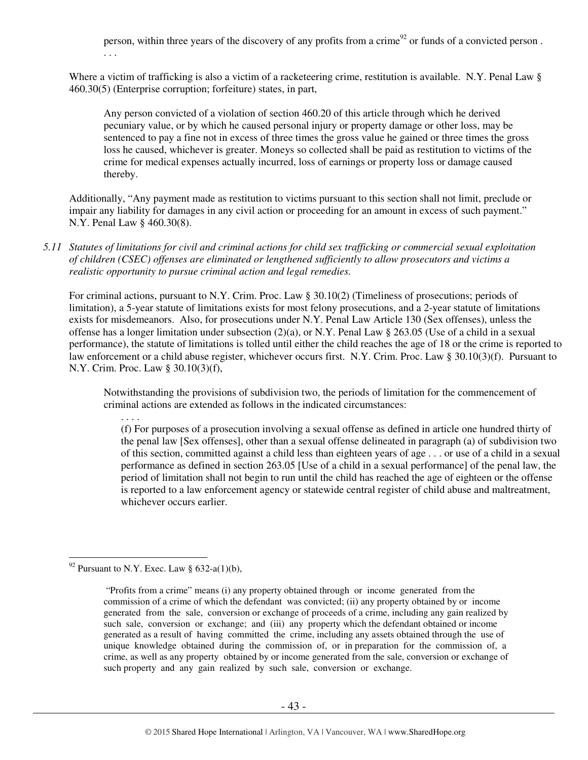> person, within three years of the discovery of any profits from a crime[92] or funds of a convicted person . . . .

Where a victim of trafficking is also a victim of a racketeering crime, restitution is available. N.Y. Penal Law § 460.30(5) (Enterprise corruption; forfeiture) states, in part,

> Any person convicted of a violation of section 460.20 of this article through which he derived pecuniary value, or by which he caused personal injury or property damage or other loss, may be sentenced to pay a fine not in excess of three times the gross value he gained or three times the gross loss he caused, whichever is greater. Moneys so collected shall be paid as restitution to victims of the crime for medical expenses actually incurred, loss of earnings or property loss or damage caused thereby.

Additionally, "Any payment made as restitution to victims pursuant to this section shall not limit, preclude or impair any liability for damages in any civil action or proceeding for an amount in excess of such payment." N.Y. Penal Law § 460.30(8).

*5.11 Statutes of limitations for civil and criminal actions for child sex trafficking or commercial sexual exploitation of children (CSEC) offenses are eliminated or lengthened sufficiently to allow prosecutors and victims a realistic opportunity to pursue criminal action and legal remedies.*

For criminal actions, pursuant to N.Y. Crim. Proc. Law § 30.10(2) (Timeliness of prosecutions; periods of limitation), a 5-year statute of limitations exists for most felony prosecutions, and a 2-year statute of limitations exists for misdemeanors. Also, for prosecutions under N.Y. Penal Law Article 130 (Sex offenses), unless the offense has a longer limitation under subsection (2)(a), or N.Y. Penal Law § 263.05 (Use of a child in a sexual performance), the statute of limitations is tolled until either the child reaches the age of 18 or the crime is reported to law enforcement or a child abuse register, whichever occurs first. N.Y. Crim. Proc. Law § 30.10(3)(f). Pursuant to N.Y. Crim. Proc. Law § 30.10(3)(f),

> Notwithstanding the provisions of subdivision two, the periods of limitation for the commencement of criminal actions are extended as follows in the indicated circumstances:
>
> . . . .
>
> (f) For purposes of a prosecution involving a sexual offense as defined in article one hundred thirty of the penal law [Sex offenses], other than a sexual offense delineated in paragraph (a) of subdivision two of this section, committed against a child less than eighteen years of age . . . or use of a child in a sexual performance as defined in section 263.05 [Use of a child in a sexual performance] of the penal law, the period of limitation shall not begin to run until the child has reached the age of eighteen or the offense is reported to a law enforcement agency or statewide central register of child abuse and maltreatment, whichever occurs earlier.

---

[92] Pursuant to N.Y. Exec. Law § 632-a(1)(b),

> "Profits from a crime" means (i) any property obtained through or income generated from the commission of a crime of which the defendant was convicted; (ii) any property obtained by or income generated from the sale, conversion or exchange of proceeds of a crime, including any gain realized by such sale, conversion or exchange; and (iii) any property which the defendant obtained or income generated as a result of having committed the crime, including any assets obtained through the use of unique knowledge obtained during the commission of, or in preparation for the commission of, a crime, as well as any property obtained by or income generated from the sale, conversion or exchange of such property and any gain realized by such sale, conversion or exchange.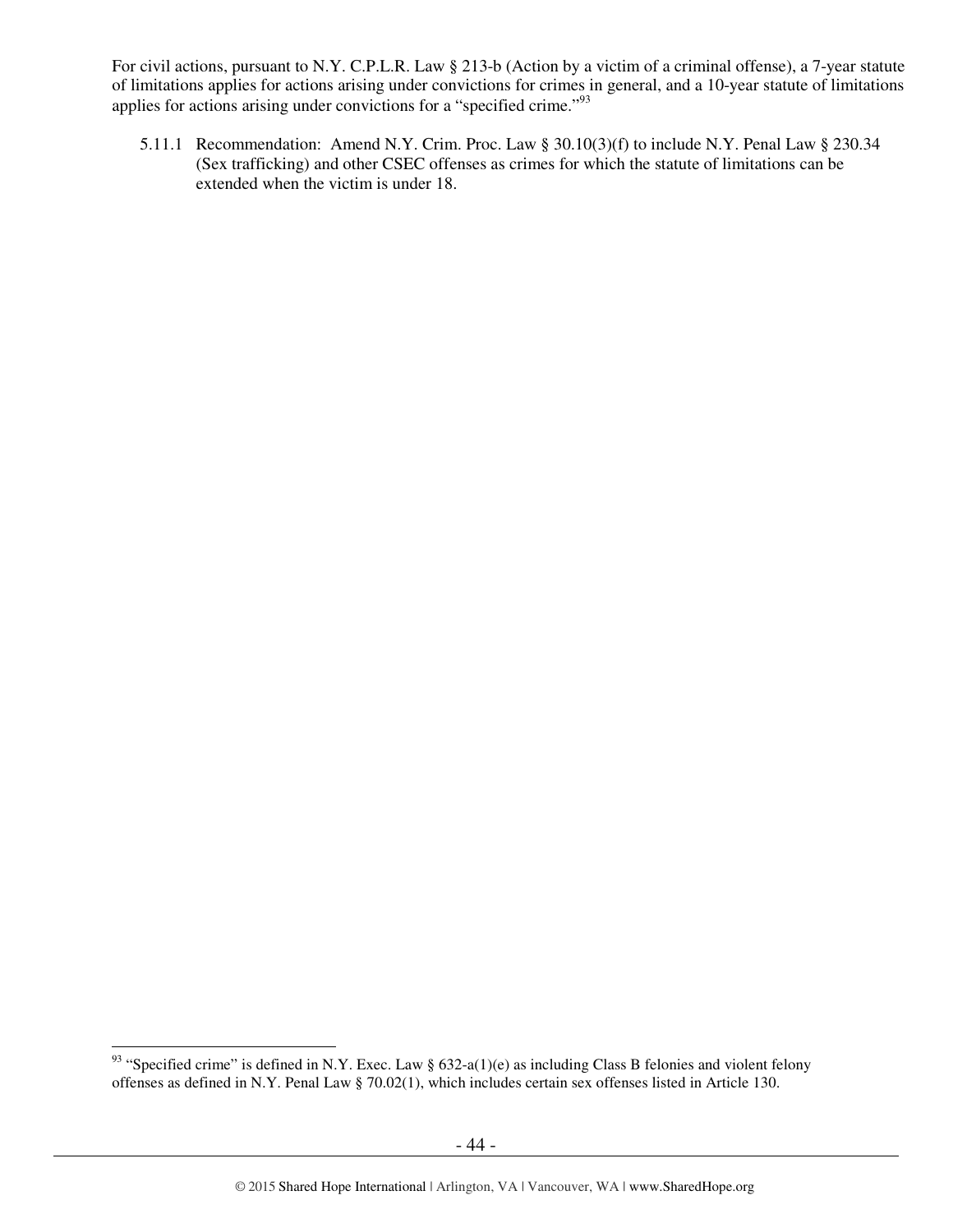For civil actions, pursuant to N.Y. C.P.L.R. Law § 213-b (Action by a victim of a criminal offense), a 7-year statute of limitations applies for actions arising under convictions for crimes in general, and a 10-year statute of limitations applies for actions arising under convictions for a "specified crime."[93]

5.11.1 Recommendation: Amend N.Y. Crim. Proc. Law § 30.10(3)(f) to include N.Y. Penal Law § 230.34 (Sex trafficking) and other CSEC offenses as crimes for which the statute of limitations can be extended when the victim is under 18.

---

[93] "Specified crime" is defined in N.Y. Exec. Law § 632-a(1)(e) as including Class B felonies and violent felony offenses as defined in N.Y. Penal Law § 70.02(1), which includes certain sex offenses listed in Article 130.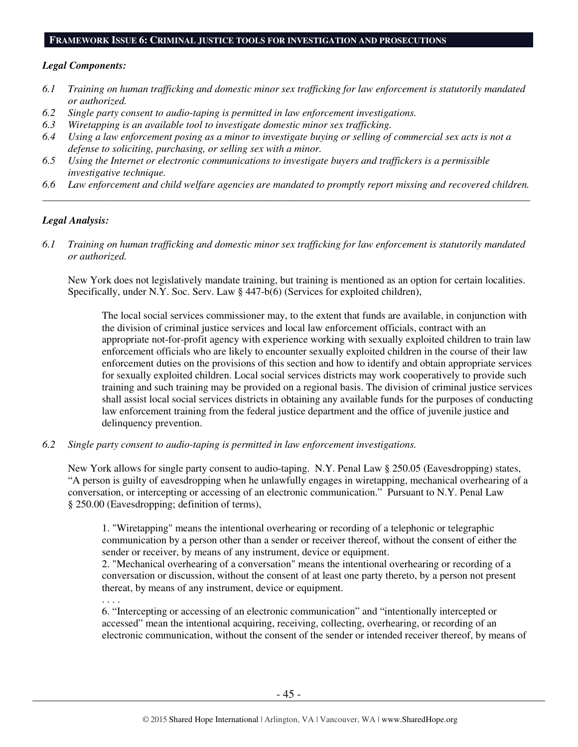## FRAMEWORK ISSUE 6: CRIMINAL JUSTICE TOOLS FOR INVESTIGATION AND PROSECUTIONS

***Legal Components:***

*6.1 Training on human trafficking and domestic minor sex trafficking for law enforcement is statutorily mandated or authorized.*

*6.2 Single party consent to audio-taping is permitted in law enforcement investigations.*

*6.3 Wiretapping is an available tool to investigate domestic minor sex trafficking.*

*6.4 Using a law enforcement posing as a minor to investigate buying or selling of commercial sex acts is not a defense to soliciting, purchasing, or selling sex with a minor.*

*6.5 Using the Internet or electronic communications to investigate buyers and traffickers is a permissible investigative technique.*

*6.6 Law enforcement and child welfare agencies are mandated to promptly report missing and recovered children.*

---

***Legal Analysis:***

*6.1 Training on human trafficking and domestic minor sex trafficking for law enforcement is statutorily mandated or authorized.*

New York does not legislatively mandate training, but training is mentioned as an option for certain localities. Specifically, under N.Y. Soc. Serv. Law § 447-b(6) (Services for exploited children),

> The local social services commissioner may, to the extent that funds are available, in conjunction with the division of criminal justice services and local law enforcement officials, contract with an appropriate not-for-profit agency with experience working with sexually exploited children to train law enforcement officials who are likely to encounter sexually exploited children in the course of their law enforcement duties on the provisions of this section and how to identify and obtain appropriate services for sexually exploited children. Local social services districts may work cooperatively to provide such training and such training may be provided on a regional basis. The division of criminal justice services shall assist local social services districts in obtaining any available funds for the purposes of conducting law enforcement training from the federal justice department and the office of juvenile justice and delinquency prevention.

*6.2 Single party consent to audio-taping is permitted in law enforcement investigations.*

New York allows for single party consent to audio-taping. N.Y. Penal Law § 250.05 (Eavesdropping) states, "A person is guilty of eavesdropping when he unlawfully engages in wiretapping, mechanical overhearing of a conversation, or intercepting or accessing of an electronic communication." Pursuant to N.Y. Penal Law § 250.00 (Eavesdropping; definition of terms),

> 1. "Wiretapping" means the intentional overhearing or recording of a telephonic or telegraphic communication by a person other than a sender or receiver thereof, without the consent of either the sender or receiver, by means of any instrument, device or equipment.
> 2. "Mechanical overhearing of a conversation" means the intentional overhearing or recording of a conversation or discussion, without the consent of at least one party thereto, by a person not present thereat, by means of any instrument, device or equipment.
>
> . . . .
>
> 6. "Intercepting or accessing of an electronic communication" and "intentionally intercepted or accessed" mean the intentional acquiring, receiving, collecting, overhearing, or recording of an electronic communication, without the consent of the sender or intended receiver thereof, by means of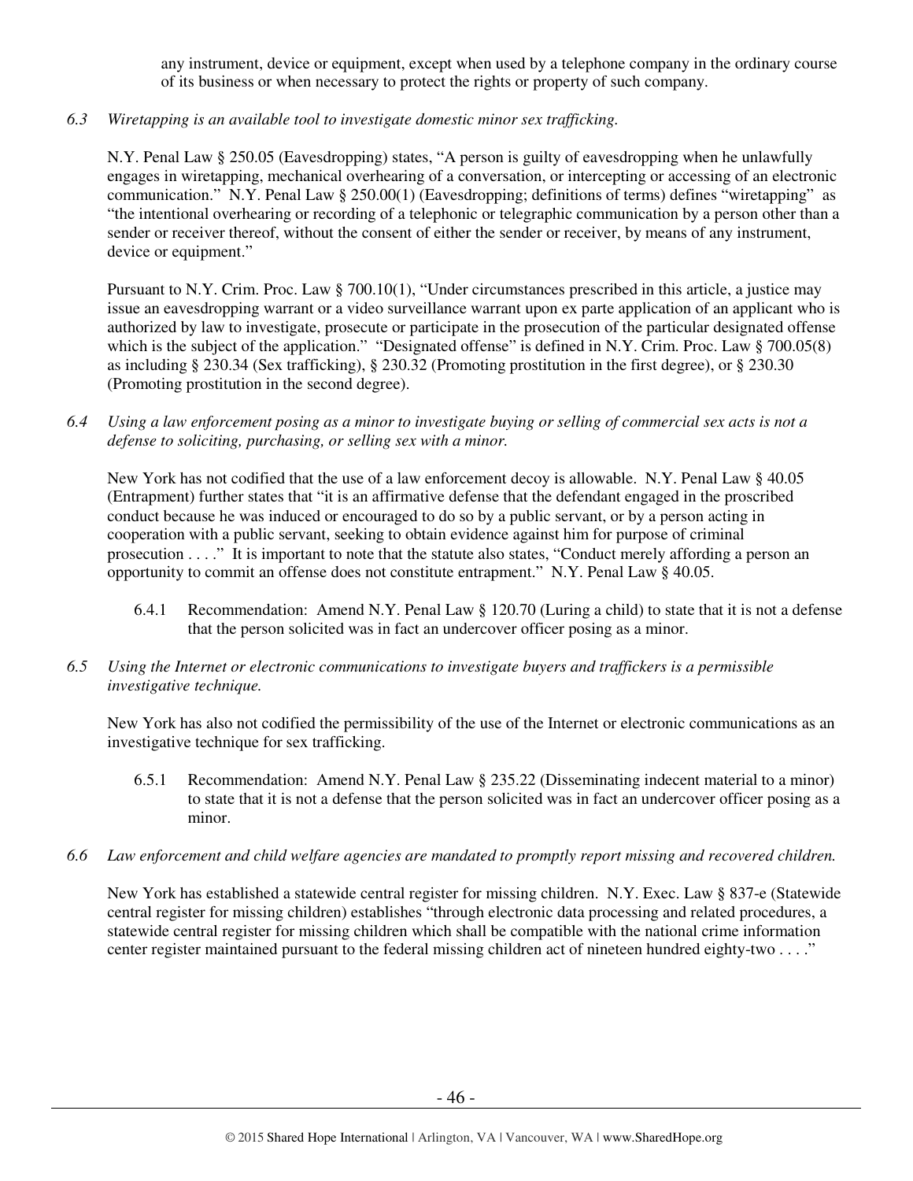any instrument, device or equipment, except when used by a telephone company in the ordinary course of its business or when necessary to protect the rights or property of such company.

*6.3 Wiretapping is an available tool to investigate domestic minor sex trafficking.*

N.Y. Penal Law § 250.05 (Eavesdropping) states, "A person is guilty of eavesdropping when he unlawfully engages in wiretapping, mechanical overhearing of a conversation, or intercepting or accessing of an electronic communication." N.Y. Penal Law § 250.00(1) (Eavesdropping; definitions of terms) defines "wiretapping" as "the intentional overhearing or recording of a telephonic or telegraphic communication by a person other than a sender or receiver thereof, without the consent of either the sender or receiver, by means of any instrument, device or equipment."

Pursuant to N.Y. Crim. Proc. Law § 700.10(1), "Under circumstances prescribed in this article, a justice may issue an eavesdropping warrant or a video surveillance warrant upon ex parte application of an applicant who is authorized by law to investigate, prosecute or participate in the prosecution of the particular designated offense which is the subject of the application." "Designated offense" is defined in N.Y. Crim. Proc. Law § 700.05(8) as including § 230.34 (Sex trafficking), § 230.32 (Promoting prostitution in the first degree), or § 230.30 (Promoting prostitution in the second degree).

*6.4 Using a law enforcement posing as a minor to investigate buying or selling of commercial sex acts is not a defense to soliciting, purchasing, or selling sex with a minor.*

New York has not codified that the use of a law enforcement decoy is allowable. N.Y. Penal Law § 40.05 (Entrapment) further states that "it is an affirmative defense that the defendant engaged in the proscribed conduct because he was induced or encouraged to do so by a public servant, or by a person acting in cooperation with a public servant, seeking to obtain evidence against him for purpose of criminal prosecution . . . ." It is important to note that the statute also states, "Conduct merely affording a person an opportunity to commit an offense does not constitute entrapment." N.Y. Penal Law § 40.05.

6.4.1 Recommendation: Amend N.Y. Penal Law § 120.70 (Luring a child) to state that it is not a defense that the person solicited was in fact an undercover officer posing as a minor.

*6.5 Using the Internet or electronic communications to investigate buyers and traffickers is a permissible investigative technique.*

New York has also not codified the permissibility of the use of the Internet or electronic communications as an investigative technique for sex trafficking.

6.5.1 Recommendation: Amend N.Y. Penal Law § 235.22 (Disseminating indecent material to a minor) to state that it is not a defense that the person solicited was in fact an undercover officer posing as a minor.

*6.6 Law enforcement and child welfare agencies are mandated to promptly report missing and recovered children.*

New York has established a statewide central register for missing children. N.Y. Exec. Law § 837-e (Statewide central register for missing children) establishes "through electronic data processing and related procedures, a statewide central register for missing children which shall be compatible with the national crime information center register maintained pursuant to the federal missing children act of nineteen hundred eighty-two . . . ."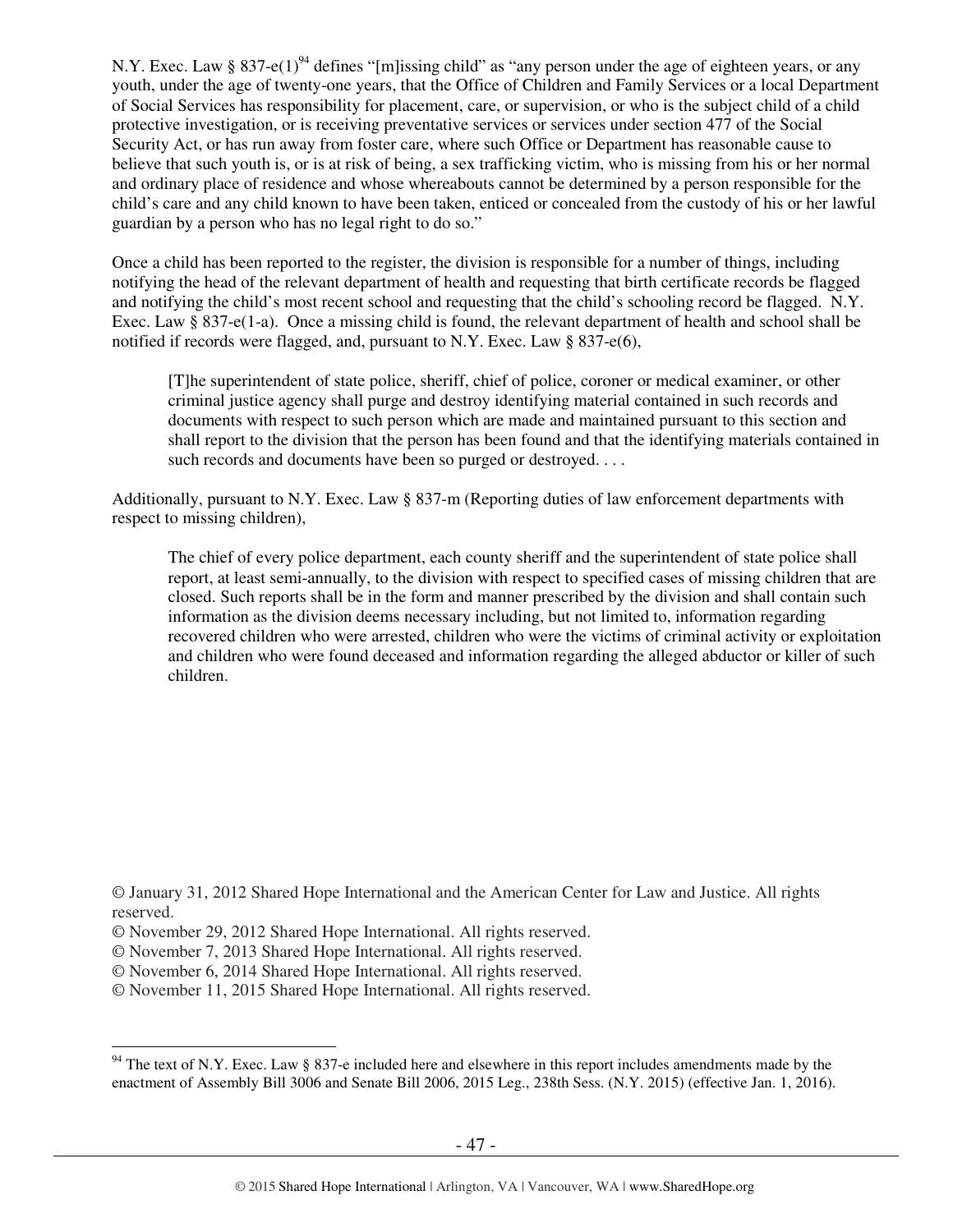N.Y. Exec. Law § 837-e(1)[94] defines "[m]issing child" as "any person under the age of eighteen years, or any youth, under the age of twenty-one years, that the Office of Children and Family Services or a local Department of Social Services has responsibility for placement, care, or supervision, or who is the subject child of a child protective investigation, or is receiving preventative services or services under section 477 of the Social Security Act, or has run away from foster care, where such Office or Department has reasonable cause to believe that such youth is, or is at risk of being, a sex trafficking victim, who is missing from his or her normal and ordinary place of residence and whose whereabouts cannot be determined by a person responsible for the child's care and any child known to have been taken, enticed or concealed from the custody of his or her lawful guardian by a person who has no legal right to do so."

Once a child has been reported to the register, the division is responsible for a number of things, including notifying the head of the relevant department of health and requesting that birth certificate records be flagged and notifying the child's most recent school and requesting that the child's schooling record be flagged. N.Y. Exec. Law § 837-e(1-a). Once a missing child is found, the relevant department of health and school shall be notified if records were flagged, and, pursuant to N.Y. Exec. Law § 837-e(6),

> [T]he superintendent of state police, sheriff, chief of police, coroner or medical examiner, or other criminal justice agency shall purge and destroy identifying material contained in such records and documents with respect to such person which are made and maintained pursuant to this section and shall report to the division that the person has been found and that the identifying materials contained in such records and documents have been so purged or destroyed. . . .

Additionally, pursuant to N.Y. Exec. Law § 837-m (Reporting duties of law enforcement departments with respect to missing children),

> The chief of every police department, each county sheriff and the superintendent of state police shall report, at least semi-annually, to the division with respect to specified cases of missing children that are closed. Such reports shall be in the form and manner prescribed by the division and shall contain such information as the division deems necessary including, but not limited to, information regarding recovered children who were arrested, children who were the victims of criminal activity or exploitation and children who were found deceased and information regarding the alleged abductor or killer of such children.

© January 31, 2012 Shared Hope International and the American Center for Law and Justice. All rights reserved.
© November 29, 2012 Shared Hope International. All rights reserved.
© November 7, 2013 Shared Hope International. All rights reserved.
© November 6, 2014 Shared Hope International. All rights reserved.
© November 11, 2015 Shared Hope International. All rights reserved.

---

[94] The text of N.Y. Exec. Law § 837-e included here and elsewhere in this report includes amendments made by the enactment of Assembly Bill 3006 and Senate Bill 2006, 2015 Leg., 238th Sess. (N.Y. 2015) (effective Jan. 1, 2016).